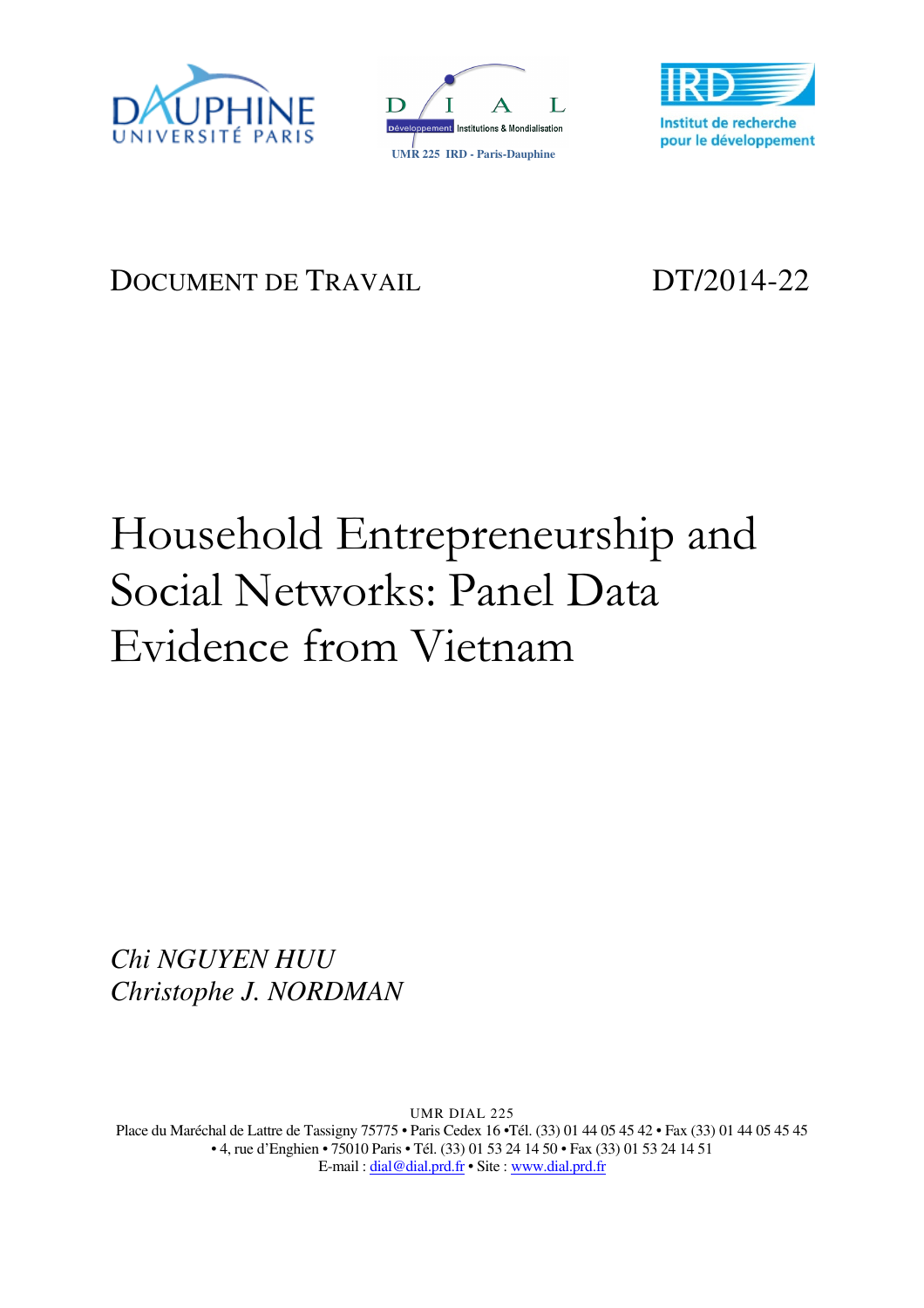DOCUMENT DE TRAVAIL

DT/2014-22

# Household Entrepreneurship and Social Networks: Panel Data Evidence from Vietnam

*Chi NGUYEN HUU*
*Christophe J. NORDMAN*

UMR DIAL 225
Place du Maréchal de Lattre de Tassigny 75775 • Paris Cedex 16 •Tél. (33) 01 44 05 45 42 • Fax (33) 01 44 05 45 45
• 4, rue d'Enghien • 75010 Paris • Tél. (33) 01 53 24 14 50 • Fax (33) 01 53 24 14 51
E-mail : dial@dial.prd.fr • Site : www.dial.prd.fr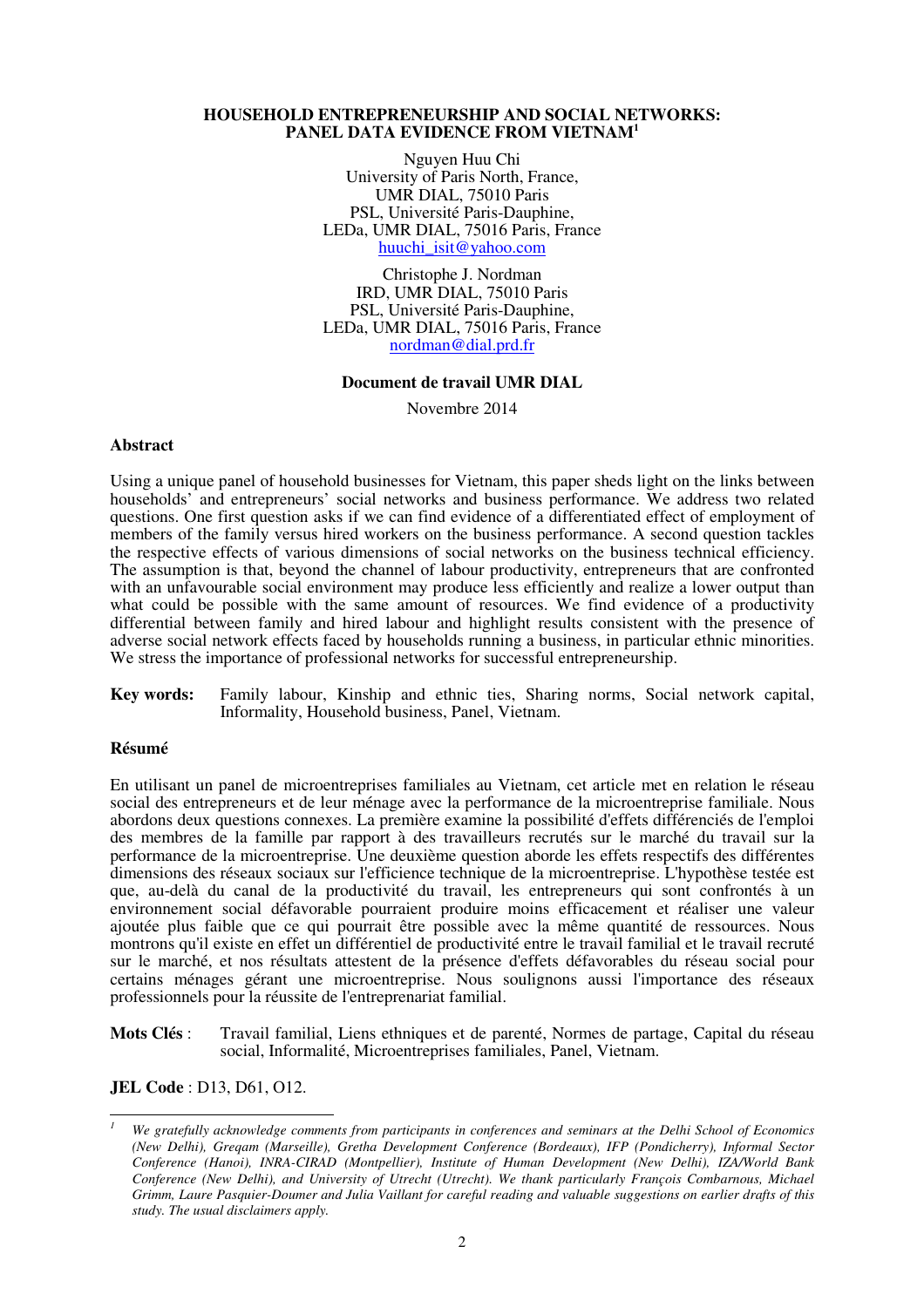# HOUSEHOLD ENTREPRENEURSHIP AND SOCIAL NETWORKS: PANEL DATA EVIDENCE FROM VIETNAM[1]

Nguyen Huu Chi
University of Paris North, France,
UMR DIAL, 75010 Paris
PSL, Université Paris-Dauphine,
LEDa, UMR DIAL, 75016 Paris, France
huuchi_isit@yahoo.com

Christophe J. Nordman
IRD, UMR DIAL, 75010 Paris
PSL, Université Paris-Dauphine,
LEDa, UMR DIAL, 75016 Paris, France
nordman@dial.prd.fr

**Document de travail UMR DIAL**

Novembre 2014

**Abstract**

Using a unique panel of household businesses for Vietnam, this paper sheds light on the links between households' and entrepreneurs' social networks and business performance. We address two related questions. One first question asks if we can find evidence of a differentiated effect of employment of members of the family versus hired workers on the business performance. A second question tackles the respective effects of various dimensions of social networks on the business technical efficiency. The assumption is that, beyond the channel of labour productivity, entrepreneurs that are confronted with an unfavourable social environment may produce less efficiently and realize a lower output than what could be possible with the same amount of resources. We find evidence of a productivity differential between family and hired labour and highlight results consistent with the presence of adverse social network effects faced by households running a business, in particular ethnic minorities. We stress the importance of professional networks for successful entrepreneurship.

**Key words:** Family labour, Kinship and ethnic ties, Sharing norms, Social network capital, Informality, Household business, Panel, Vietnam.

**Résumé**

En utilisant un panel de microentreprises familiales au Vietnam, cet article met en relation le réseau social des entrepreneurs et de leur ménage avec la performance de la microentreprise familiale. Nous abordons deux questions connexes. La première examine la possibilité d'effets différenciés de l'emploi des membres de la famille par rapport à des travailleurs recrutés sur le marché du travail sur la performance de la microentreprise. Une deuxième question aborde les effets respectifs des différentes dimensions des réseaux sociaux sur l'efficience technique de la microentreprise. L'hypothèse testée est que, au-delà du canal de la productivité du travail, les entrepreneurs qui sont confrontés à un environnement social défavorable pourraient produire moins efficacement et réaliser une valeur ajoutée plus faible que ce qui pourrait être possible avec la même quantité de ressources. Nous montrons qu'il existe en effet un différentiel de productivité entre le travail familial et le travail recruté sur le marché, et nos résultats attestent de la présence d'effets défavorables du réseau social pour certains ménages gérant une microentreprise. Nous soulignons aussi l'importance des réseaux professionnels pour la réussite de l'entreprenariat familial.

**Mots Clés** : Travail familial, Liens ethniques et de parenté, Normes de partage, Capital du réseau social, Informalité, Microentreprises familiales, Panel, Vietnam.

**JEL Code** : D13, D61, O12.

[1] *We gratefully acknowledge comments from participants in conferences and seminars at the Delhi School of Economics (New Delhi), Greqam (Marseille), Gretha Development Conference (Bordeaux), IFP (Pondicherry), Informal Sector Conference (Hanoi), INRA-CIRAD (Montpellier), Institute of Human Development (New Delhi), IZA/World Bank Conference (New Delhi), and University of Utrecht (Utrecht). We thank particularly François Combarnous, Michael Grimm, Laure Pasquier-Doumer and Julia Vaillant for careful reading and valuable suggestions on earlier drafts of this study. The usual disclaimers apply.*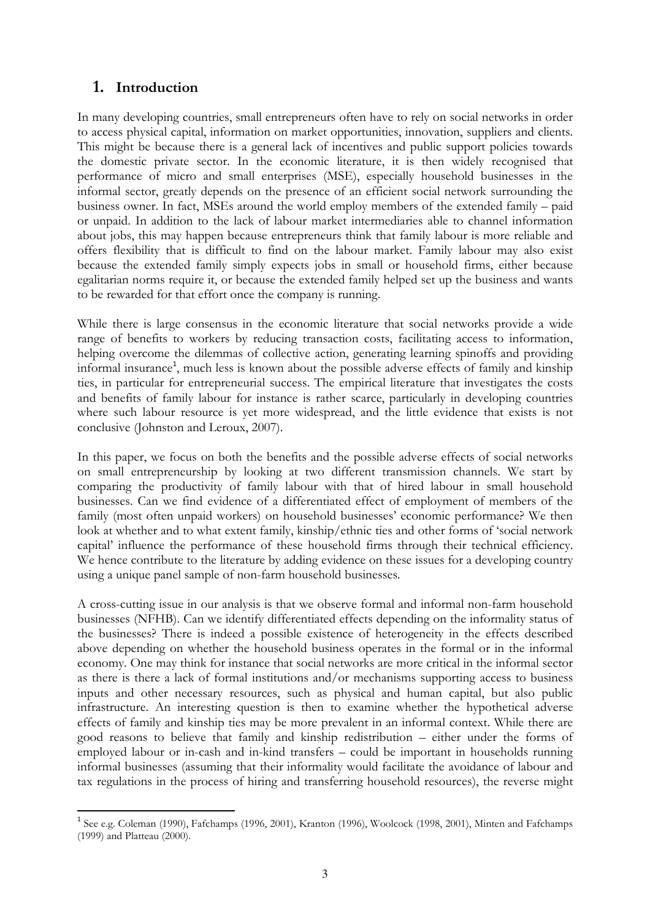# 1. Introduction

In many developing countries, small entrepreneurs often have to rely on social networks in order to access physical capital, information on market opportunities, innovation, suppliers and clients. This might be because there is a general lack of incentives and public support policies towards the domestic private sector. In the economic literature, it is then widely recognised that performance of micro and small enterprises (MSE), especially household businesses in the informal sector, greatly depends on the presence of an efficient social network surrounding the business owner. In fact, MSEs around the world employ members of the extended family – paid or unpaid. In addition to the lack of labour market intermediaries able to channel information about jobs, this may happen because entrepreneurs think that family labour is more reliable and offers flexibility that is difficult to find on the labour market. Family labour may also exist because the extended family simply expects jobs in small or household firms, either because egalitarian norms require it, or because the extended family helped set up the business and wants to be rewarded for that effort once the company is running.

While there is large consensus in the economic literature that social networks provide a wide range of benefits to workers by reducing transaction costs, facilitating access to information, helping overcome the dilemmas of collective action, generating learning spinoffs and providing informal insurance[1], much less is known about the possible adverse effects of family and kinship ties, in particular for entrepreneurial success. The empirical literature that investigates the costs and benefits of family labour for instance is rather scarce, particularly in developing countries where such labour resource is yet more widespread, and the little evidence that exists is not conclusive (Johnston and Leroux, 2007).

In this paper, we focus on both the benefits and the possible adverse effects of social networks on small entrepreneurship by looking at two different transmission channels. We start by comparing the productivity of family labour with that of hired labour in small household businesses. Can we find evidence of a differentiated effect of employment of members of the family (most often unpaid workers) on household businesses' economic performance? We then look at whether and to what extent family, kinship/ethnic ties and other forms of 'social network capital' influence the performance of these household firms through their technical efficiency. We hence contribute to the literature by adding evidence on these issues for a developing country using a unique panel sample of non-farm household businesses.

A cross-cutting issue in our analysis is that we observe formal and informal non-farm household businesses (NFHB). Can we identify differentiated effects depending on the informality status of the businesses? There is indeed a possible existence of heterogeneity in the effects described above depending on whether the household business operates in the formal or in the informal economy. One may think for instance that social networks are more critical in the informal sector as there is there a lack of formal institutions and/or mechanisms supporting access to business inputs and other necessary resources, such as physical and human capital, but also public infrastructure. An interesting question is then to examine whether the hypothetical adverse effects of family and kinship ties may be more prevalent in an informal context. While there are good reasons to believe that family and kinship redistribution – either under the forms of employed labour or in-cash and in-kind transfers – could be important in households running informal businesses (assuming that their informality would facilitate the avoidance of labour and tax regulations in the process of hiring and transferring household resources), the reverse might

[1] See e.g. Coleman (1990), Fafchamps (1996, 2001), Kranton (1996), Woolcock (1998, 2001), Minten and Fafchamps (1999) and Platteau (2000).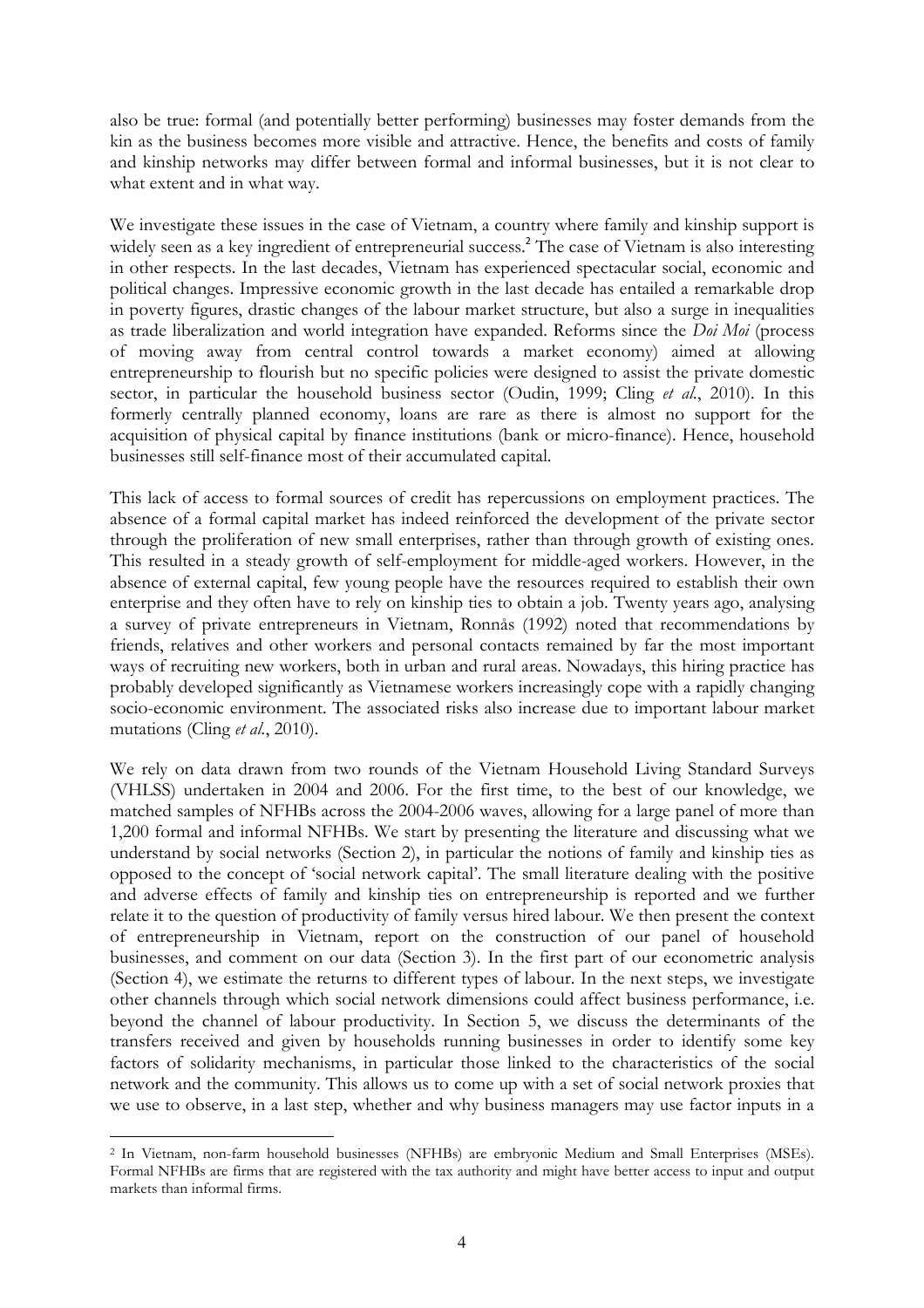also be true: formal (and potentially better performing) businesses may foster demands from the kin as the business becomes more visible and attractive. Hence, the benefits and costs of family and kinship networks may differ between formal and informal businesses, but it is not clear to what extent and in what way.

We investigate these issues in the case of Vietnam, a country where family and kinship support is widely seen as a key ingredient of entrepreneurial success.[2] The case of Vietnam is also interesting in other respects. In the last decades, Vietnam has experienced spectacular social, economic and political changes. Impressive economic growth in the last decade has entailed a remarkable drop in poverty figures, drastic changes of the labour market structure, but also a surge in inequalities as trade liberalization and world integration have expanded. Reforms since the *Doi Moi* (process of moving away from central control towards a market economy) aimed at allowing entrepreneurship to flourish but no specific policies were designed to assist the private domestic sector, in particular the household business sector (Oudin, 1999; Cling *et al.*, 2010). In this formerly centrally planned economy, loans are rare as there is almost no support for the acquisition of physical capital by finance institutions (bank or micro-finance). Hence, household businesses still self-finance most of their accumulated capital.

This lack of access to formal sources of credit has repercussions on employment practices. The absence of a formal capital market has indeed reinforced the development of the private sector through the proliferation of new small enterprises, rather than through growth of existing ones. This resulted in a steady growth of self-employment for middle-aged workers. However, in the absence of external capital, few young people have the resources required to establish their own enterprise and they often have to rely on kinship ties to obtain a job. Twenty years ago, analysing a survey of private entrepreneurs in Vietnam, Ronnås (1992) noted that recommendations by friends, relatives and other workers and personal contacts remained by far the most important ways of recruiting new workers, both in urban and rural areas. Nowadays, this hiring practice has probably developed significantly as Vietnamese workers increasingly cope with a rapidly changing socio-economic environment. The associated risks also increase due to important labour market mutations (Cling *et al.*, 2010).

We rely on data drawn from two rounds of the Vietnam Household Living Standard Surveys (VHLSS) undertaken in 2004 and 2006. For the first time, to the best of our knowledge, we matched samples of NFHBs across the 2004-2006 waves, allowing for a large panel of more than 1,200 formal and informal NFHBs. We start by presenting the literature and discussing what we understand by social networks (Section 2), in particular the notions of family and kinship ties as opposed to the concept of 'social network capital'. The small literature dealing with the positive and adverse effects of family and kinship ties on entrepreneurship is reported and we further relate it to the question of productivity of family versus hired labour. We then present the context of entrepreneurship in Vietnam, report on the construction of our panel of household businesses, and comment on our data (Section 3). In the first part of our econometric analysis (Section 4), we estimate the returns to different types of labour. In the next steps, we investigate other channels through which social network dimensions could affect business performance, i.e. beyond the channel of labour productivity. In Section 5, we discuss the determinants of the transfers received and given by households running businesses in order to identify some key factors of solidarity mechanisms, in particular those linked to the characteristics of the social network and the community. This allows us to come up with a set of social network proxies that we use to observe, in a last step, whether and why business managers may use factor inputs in a

[2] In Vietnam, non-farm household businesses (NFHBs) are embryonic Medium and Small Enterprises (MSEs). Formal NFHBs are firms that are registered with the tax authority and might have better access to input and output markets than informal firms.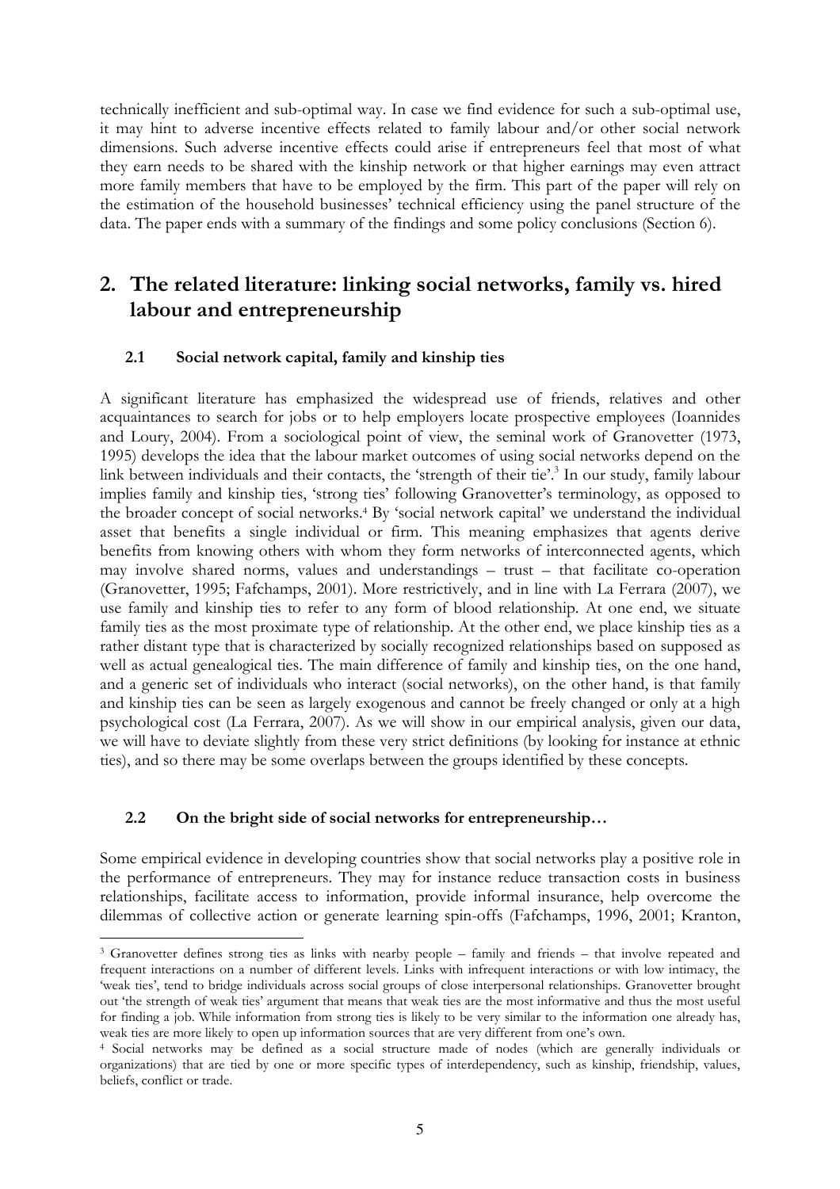technically inefficient and sub-optimal way. In case we find evidence for such a sub-optimal use, it may hint to adverse incentive effects related to family labour and/or other social network dimensions. Such adverse incentive effects could arise if entrepreneurs feel that most of what they earn needs to be shared with the kinship network or that higher earnings may even attract more family members that have to be employed by the firm. This part of the paper will rely on the estimation of the household businesses' technical efficiency using the panel structure of the data. The paper ends with a summary of the findings and some policy conclusions (Section 6).

## 2. The related literature: linking social networks, family vs. hired labour and entrepreneurship

### 2.1 Social network capital, family and kinship ties

A significant literature has emphasized the widespread use of friends, relatives and other acquaintances to search for jobs or to help employers locate prospective employees (Ioannides and Loury, 2004). From a sociological point of view, the seminal work of Granovetter (1973, 1995) develops the idea that the labour market outcomes of using social networks depend on the link between individuals and their contacts, the 'strength of their tie'.[3] In our study, family labour implies family and kinship ties, 'strong ties' following Granovetter's terminology, as opposed to the broader concept of social networks.[4] By 'social network capital' we understand the individual asset that benefits a single individual or firm. This meaning emphasizes that agents derive benefits from knowing others with whom they form networks of interconnected agents, which may involve shared norms, values and understandings – trust – that facilitate co-operation (Granovetter, 1995; Fafchamps, 2001). More restrictively, and in line with La Ferrara (2007), we use family and kinship ties to refer to any form of blood relationship. At one end, we situate family ties as the most proximate type of relationship. At the other end, we place kinship ties as a rather distant type that is characterized by socially recognized relationships based on supposed as well as actual genealogical ties. The main difference of family and kinship ties, on the one hand, and a generic set of individuals who interact (social networks), on the other hand, is that family and kinship ties can be seen as largely exogenous and cannot be freely changed or only at a high psychological cost (La Ferrara, 2007). As we will show in our empirical analysis, given our data, we will have to deviate slightly from these very strict definitions (by looking for instance at ethnic ties), and so there may be some overlaps between the groups identified by these concepts.

### 2.2 On the bright side of social networks for entrepreneurship…

Some empirical evidence in developing countries show that social networks play a positive role in the performance of entrepreneurs. They may for instance reduce transaction costs in business relationships, facilitate access to information, provide informal insurance, help overcome the dilemmas of collective action or generate learning spin-offs (Fafchamps, 1996, 2001; Kranton,

[3] Granovetter defines strong ties as links with nearby people – family and friends – that involve repeated and frequent interactions on a number of different levels. Links with infrequent interactions or with low intimacy, the 'weak ties', tend to bridge individuals across social groups of close interpersonal relationships. Granovetter brought out 'the strength of weak ties' argument that means that weak ties are the most informative and thus the most useful for finding a job. While information from strong ties is likely to be very similar to the information one already has, weak ties are more likely to open up information sources that are very different from one's own.

[4] Social networks may be defined as a social structure made of nodes (which are generally individuals or organizations) that are tied by one or more specific types of interdependency, such as kinship, friendship, values, beliefs, conflict or trade.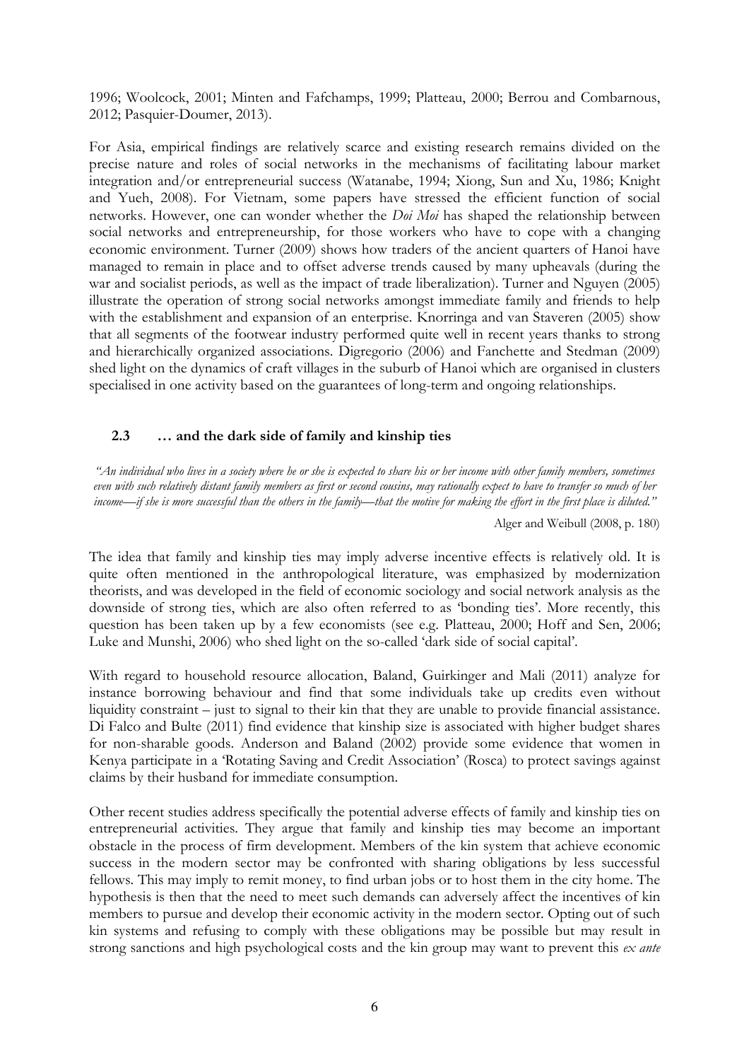1996; Woolcock, 2001; Minten and Fafchamps, 1999; Platteau, 2000; Berrou and Combarnous, 2012; Pasquier-Doumer, 2013).

For Asia, empirical findings are relatively scarce and existing research remains divided on the precise nature and roles of social networks in the mechanisms of facilitating labour market integration and/or entrepreneurial success (Watanabe, 1994; Xiong, Sun and Xu, 1986; Knight and Yueh, 2008). For Vietnam, some papers have stressed the efficient function of social networks. However, one can wonder whether the *Doi Moi* has shaped the relationship between social networks and entrepreneurship, for those workers who have to cope with a changing economic environment. Turner (2009) shows how traders of the ancient quarters of Hanoi have managed to remain in place and to offset adverse trends caused by many upheavals (during the war and socialist periods, as well as the impact of trade liberalization). Turner and Nguyen (2005) illustrate the operation of strong social networks amongst immediate family and friends to help with the establishment and expansion of an enterprise. Knorringa and van Staveren (2005) show that all segments of the footwear industry performed quite well in recent years thanks to strong and hierarchically organized associations. Digregorio (2006) and Fanchette and Stedman (2009) shed light on the dynamics of craft villages in the suburb of Hanoi which are organised in clusters specialised in one activity based on the guarantees of long-term and ongoing relationships.

### 2.3 … and the dark side of family and kinship ties

*"An individual who lives in a society where he or she is expected to share his or her income with other family members, sometimes even with such relatively distant family members as first or second cousins, may rationally expect to have to transfer so much of her income—if she is more successful than the others in the family—that the motive for making the effort in the first place is diluted."*

Alger and Weibull (2008, p. 180)

The idea that family and kinship ties may imply adverse incentive effects is relatively old. It is quite often mentioned in the anthropological literature, was emphasized by modernization theorists, and was developed in the field of economic sociology and social network analysis as the downside of strong ties, which are also often referred to as 'bonding ties'. More recently, this question has been taken up by a few economists (see e.g. Platteau, 2000; Hoff and Sen, 2006; Luke and Munshi, 2006) who shed light on the so-called 'dark side of social capital'.

With regard to household resource allocation, Baland, Guirkinger and Mali (2011) analyze for instance borrowing behaviour and find that some individuals take up credits even without liquidity constraint – just to signal to their kin that they are unable to provide financial assistance. Di Falco and Bulte (2011) find evidence that kinship size is associated with higher budget shares for non-sharable goods. Anderson and Baland (2002) provide some evidence that women in Kenya participate in a 'Rotating Saving and Credit Association' (Rosca) to protect savings against claims by their husband for immediate consumption.

Other recent studies address specifically the potential adverse effects of family and kinship ties on entrepreneurial activities. They argue that family and kinship ties may become an important obstacle in the process of firm development. Members of the kin system that achieve economic success in the modern sector may be confronted with sharing obligations by less successful fellows. This may imply to remit money, to find urban jobs or to host them in the city home. The hypothesis is then that the need to meet such demands can adversely affect the incentives of kin members to pursue and develop their economic activity in the modern sector. Opting out of such kin systems and refusing to comply with these obligations may be possible but may result in strong sanctions and high psychological costs and the kin group may want to prevent this *ex ante*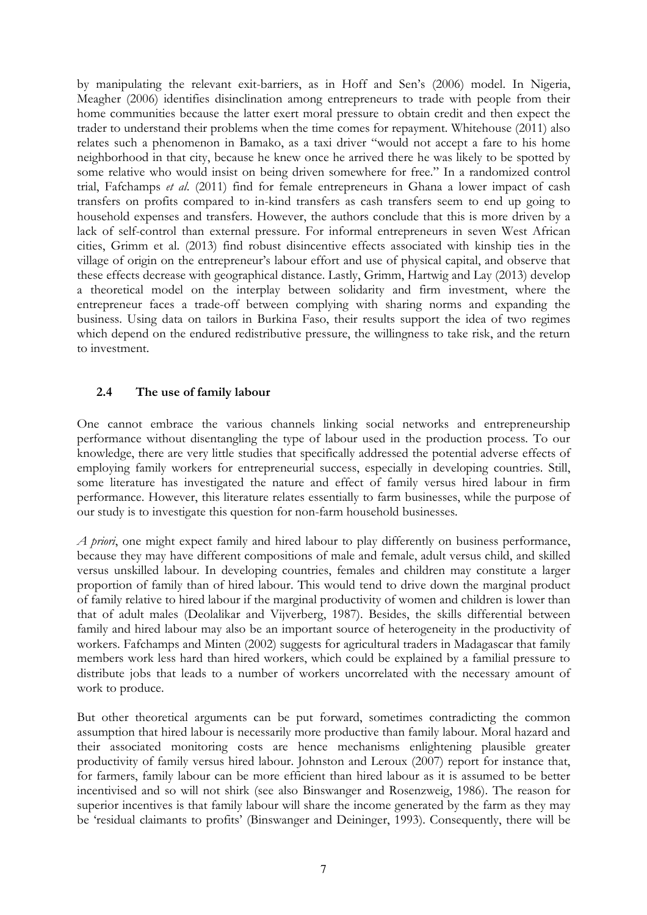by manipulating the relevant exit-barriers, as in Hoff and Sen's (2006) model. In Nigeria, Meagher (2006) identifies disinclination among entrepreneurs to trade with people from their home communities because the latter exert moral pressure to obtain credit and then expect the trader to understand their problems when the time comes for repayment. Whitehouse (2011) also relates such a phenomenon in Bamako, as a taxi driver "would not accept a fare to his home neighborhood in that city, because he knew once he arrived there he was likely to be spotted by some relative who would insist on being driven somewhere for free." In a randomized control trial, Fafchamps *et al.* (2011) find for female entrepreneurs in Ghana a lower impact of cash transfers on profits compared to in-kind transfers as cash transfers seem to end up going to household expenses and transfers. However, the authors conclude that this is more driven by a lack of self-control than external pressure. For informal entrepreneurs in seven West African cities, Grimm et al. (2013) find robust disincentive effects associated with kinship ties in the village of origin on the entrepreneur's labour effort and use of physical capital, and observe that these effects decrease with geographical distance. Lastly, Grimm, Hartwig and Lay (2013) develop a theoretical model on the interplay between solidarity and firm investment, where the entrepreneur faces a trade-off between complying with sharing norms and expanding the business. Using data on tailors in Burkina Faso, their results support the idea of two regimes which depend on the endured redistributive pressure, the willingness to take risk, and the return to investment.

### 2.4 The use of family labour

One cannot embrace the various channels linking social networks and entrepreneurship performance without disentangling the type of labour used in the production process. To our knowledge, there are very little studies that specifically addressed the potential adverse effects of employing family workers for entrepreneurial success, especially in developing countries. Still, some literature has investigated the nature and effect of family versus hired labour in firm performance. However, this literature relates essentially to farm businesses, while the purpose of our study is to investigate this question for non-farm household businesses.

*A priori*, one might expect family and hired labour to play differently on business performance, because they may have different compositions of male and female, adult versus child, and skilled versus unskilled labour. In developing countries, females and children may constitute a larger proportion of family than of hired labour. This would tend to drive down the marginal product of family relative to hired labour if the marginal productivity of women and children is lower than that of adult males (Deolalikar and Vijverberg, 1987). Besides, the skills differential between family and hired labour may also be an important source of heterogeneity in the productivity of workers. Fafchamps and Minten (2002) suggests for agricultural traders in Madagascar that family members work less hard than hired workers, which could be explained by a familial pressure to distribute jobs that leads to a number of workers uncorrelated with the necessary amount of work to produce.

But other theoretical arguments can be put forward, sometimes contradicting the common assumption that hired labour is necessarily more productive than family labour. Moral hazard and their associated monitoring costs are hence mechanisms enlightening plausible greater productivity of family versus hired labour. Johnston and Leroux (2007) report for instance that, for farmers, family labour can be more efficient than hired labour as it is assumed to be better incentivised and so will not shirk (see also Binswanger and Rosenzweig, 1986). The reason for superior incentives is that family labour will share the income generated by the farm as they may be 'residual claimants to profits' (Binswanger and Deininger, 1993). Consequently, there will be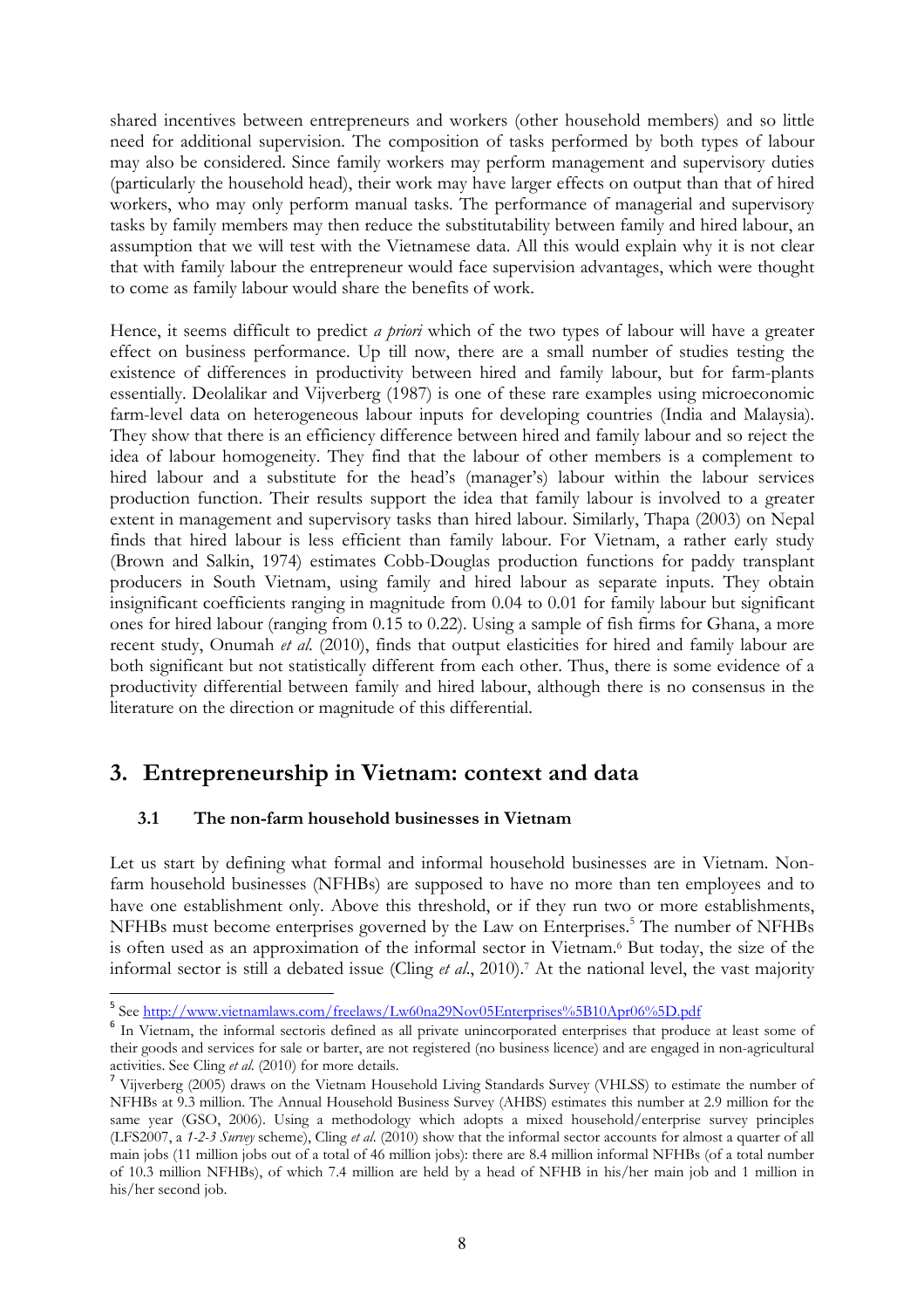shared incentives between entrepreneurs and workers (other household members) and so little need for additional supervision. The composition of tasks performed by both types of labour may also be considered. Since family workers may perform management and supervisory duties (particularly the household head), their work may have larger effects on output than that of hired workers, who may only perform manual tasks. The performance of managerial and supervisory tasks by family members may then reduce the substitutability between family and hired labour, an assumption that we will test with the Vietnamese data. All this would explain why it is not clear that with family labour the entrepreneur would face supervision advantages, which were thought to come as family labour would share the benefits of work.

Hence, it seems difficult to predict *a priori* which of the two types of labour will have a greater effect on business performance. Up till now, there are a small number of studies testing the existence of differences in productivity between hired and family labour, but for farm-plants essentially. Deolalikar and Vijverberg (1987) is one of these rare examples using microeconomic farm-level data on heterogeneous labour inputs for developing countries (India and Malaysia). They show that there is an efficiency difference between hired and family labour and so reject the idea of labour homogeneity. They find that the labour of other members is a complement to hired labour and a substitute for the head's (manager's) labour within the labour services production function. Their results support the idea that family labour is involved to a greater extent in management and supervisory tasks than hired labour. Similarly, Thapa (2003) on Nepal finds that hired labour is less efficient than family labour. For Vietnam, a rather early study (Brown and Salkin, 1974) estimates Cobb-Douglas production functions for paddy transplant producers in South Vietnam, using family and hired labour as separate inputs. They obtain insignificant coefficients ranging in magnitude from 0.04 to 0.01 for family labour but significant ones for hired labour (ranging from 0.15 to 0.22). Using a sample of fish firms for Ghana, a more recent study, Onumah *et al.* (2010), finds that output elasticities for hired and family labour are both significant but not statistically different from each other. Thus, there is some evidence of a productivity differential between family and hired labour, although there is no consensus in the literature on the direction or magnitude of this differential.

## 3. Entrepreneurship in Vietnam: context and data

### 3.1 The non-farm household businesses in Vietnam

Let us start by defining what formal and informal household businesses are in Vietnam. Non-farm household businesses (NFHBs) are supposed to have no more than ten employees and to have one establishment only. Above this threshold, or if they run two or more establishments, NFHBs must become enterprises governed by the Law on Enterprises.[5] The number of NFHBs is often used as an approximation of the informal sector in Vietnam.[6] But today, the size of the informal sector is still a debated issue (Cling *et al.*, 2010).[7] At the national level, the vast majority

[5] See http://www.vietnamlaws.com/freelaws/Lw60na29Nov05Enterprises%5B10Apr06%5D.pdf

[6] In Vietnam, the informal sectoris defined as all private unincorporated enterprises that produce at least some of their goods and services for sale or barter, are not registered (no business licence) and are engaged in non-agricultural activities. See Cling *et al.* (2010) for more details.

[7] Vijverberg (2005) draws on the Vietnam Household Living Standards Survey (VHLSS) to estimate the number of NFHBs at 9.3 million. The Annual Household Business Survey (AHBS) estimates this number at 2.9 million for the same year (GSO, 2006). Using a methodology which adopts a mixed household/enterprise survey principles (LFS2007, a *1-2-3 Survey* scheme), Cling *et al.* (2010) show that the informal sector accounts for almost a quarter of all main jobs (11 million jobs out of a total of 46 million jobs): there are 8.4 million informal NFHBs (of a total number of 10.3 million NFHBs), of which 7.4 million are held by a head of NFHB in his/her main job and 1 million in his/her second job.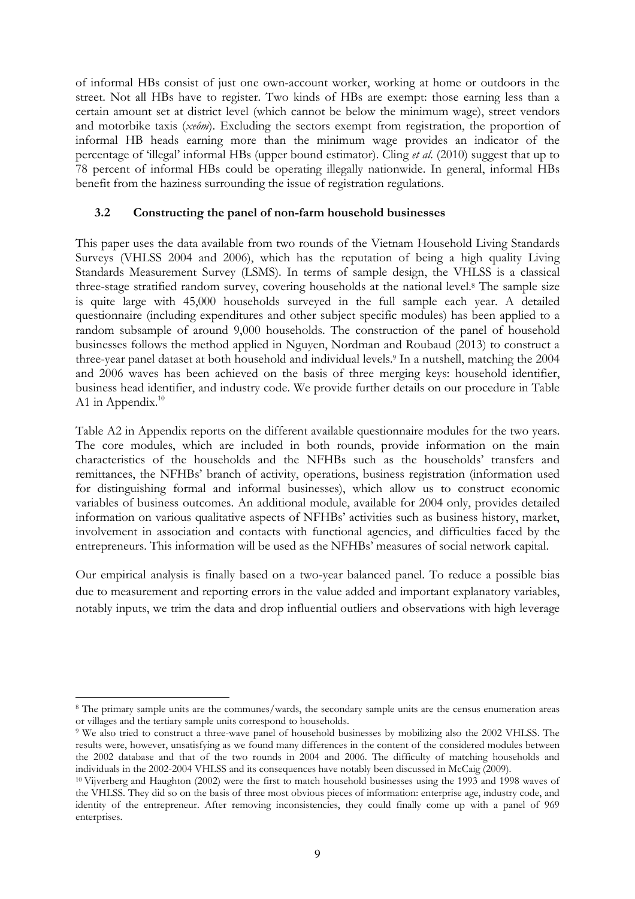of informal HBs consist of just one own-account worker, working at home or outdoors in the street. Not all HBs have to register. Two kinds of HBs are exempt: those earning less than a certain amount set at district level (which cannot be below the minimum wage), street vendors and motorbike taxis (*xeôm*). Excluding the sectors exempt from registration, the proportion of informal HB heads earning more than the minimum wage provides an indicator of the percentage of 'illegal' informal HBs (upper bound estimator). Cling *et al.* (2010) suggest that up to 78 percent of informal HBs could be operating illegally nationwide. In general, informal HBs benefit from the haziness surrounding the issue of registration regulations.

### 3.2 Constructing the panel of non-farm household businesses

This paper uses the data available from two rounds of the Vietnam Household Living Standards Surveys (VHLSS 2004 and 2006), which has the reputation of being a high quality Living Standards Measurement Survey (LSMS). In terms of sample design, the VHLSS is a classical three-stage stratified random survey, covering households at the national level.[8] The sample size is quite large with 45,000 households surveyed in the full sample each year. A detailed questionnaire (including expenditures and other subject specific modules) has been applied to a random subsample of around 9,000 households. The construction of the panel of household businesses follows the method applied in Nguyen, Nordman and Roubaud (2013) to construct a three-year panel dataset at both household and individual levels.[9] In a nutshell, matching the 2004 and 2006 waves has been achieved on the basis of three merging keys: household identifier, business head identifier, and industry code. We provide further details on our procedure in Table A1 in Appendix.[10]

Table A2 in Appendix reports on the different available questionnaire modules for the two years. The core modules, which are included in both rounds, provide information on the main characteristics of the households and the NFHBs such as the households' transfers and remittances, the NFHBs' branch of activity, operations, business registration (information used for distinguishing formal and informal businesses), which allow us to construct economic variables of business outcomes. An additional module, available for 2004 only, provides detailed information on various qualitative aspects of NFHBs' activities such as business history, market, involvement in association and contacts with functional agencies, and difficulties faced by the entrepreneurs. This information will be used as the NFHBs' measures of social network capital.

Our empirical analysis is finally based on a two-year balanced panel. To reduce a possible bias due to measurement and reporting errors in the value added and important explanatory variables, notably inputs, we trim the data and drop influential outliers and observations with high leverage

---

[8] The primary sample units are the communes/wards, the secondary sample units are the census enumeration areas or villages and the tertiary sample units correspond to households.

[9] We also tried to construct a three-wave panel of household businesses by mobilizing also the 2002 VHLSS. The results were, however, unsatisfying as we found many differences in the content of the considered modules between the 2002 database and that of the two rounds in 2004 and 2006. The difficulty of matching households and individuals in the 2002-2004 VHLSS and its consequences have notably been discussed in McCaig (2009).

[10] Vijverberg and Haughton (2002) were the first to match household businesses using the 1993 and 1998 waves of the VHLSS. They did so on the basis of three most obvious pieces of information: enterprise age, industry code, and identity of the entrepreneur. After removing inconsistencies, they could finally come up with a panel of 969 enterprises.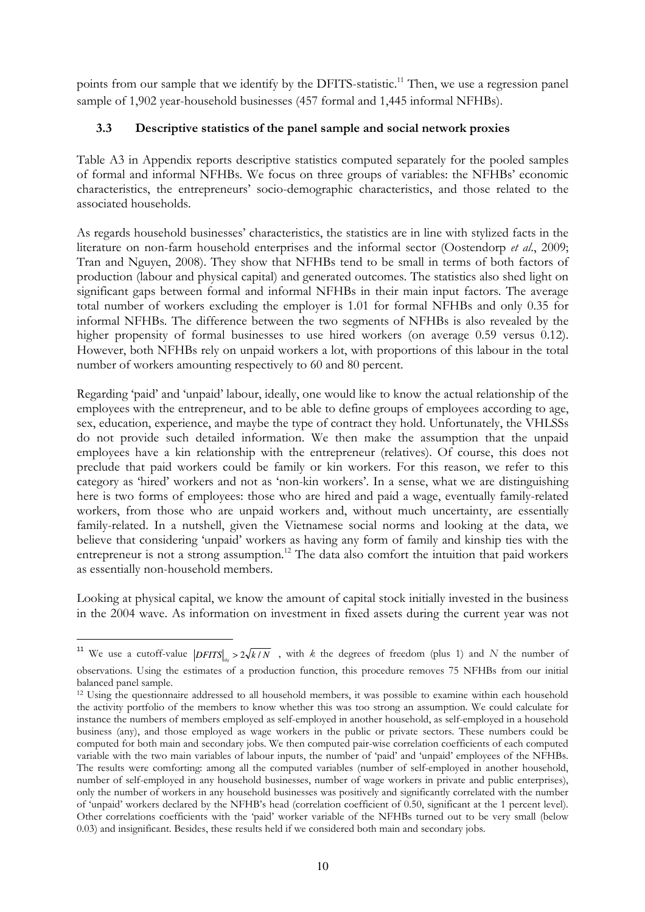points from our sample that we identify by the DFITS-statistic.[11] Then, we use a regression panel sample of 1,902 year-household businesses (457 formal and 1,445 informal NFHBs).

### 3.3 Descriptive statistics of the panel sample and social network proxies

Table A3 in Appendix reports descriptive statistics computed separately for the pooled samples of formal and informal NFHBs. We focus on three groups of variables: the NFHBs' economic characteristics, the entrepreneurs' socio-demographic characteristics, and those related to the associated households.

As regards household businesses' characteristics, the statistics are in line with stylized facts in the literature on non-farm household enterprises and the informal sector (Oostendorp *et al.*, 2009; Tran and Nguyen, 2008). They show that NFHBs tend to be small in terms of both factors of production (labour and physical capital) and generated outcomes. The statistics also shed light on significant gaps between formal and informal NFHBs in their main input factors. The average total number of workers excluding the employer is 1.01 for formal NFHBs and only 0.35 for informal NFHBs. The difference between the two segments of NFHBs is also revealed by the higher propensity of formal businesses to use hired workers (on average 0.59 versus 0.12). However, both NFHBs rely on unpaid workers a lot, with proportions of this labour in the total number of workers amounting respectively to 60 and 80 percent.

Regarding 'paid' and 'unpaid' labour, ideally, one would like to know the actual relationship of the employees with the entrepreneur, and to be able to define groups of employees according to age, sex, education, experience, and maybe the type of contract they hold. Unfortunately, the VHLSSs do not provide such detailed information. We then make the assumption that the unpaid employees have a kin relationship with the entrepreneur (relatives). Of course, this does not preclude that paid workers could be family or kin workers. For this reason, we refer to this category as 'hired' workers and not as 'non-kin workers'. In a sense, what we are distinguishing here is two forms of employees: those who are hired and paid a wage, eventually family-related workers, from those who are unpaid workers and, without much uncertainty, are essentially family-related. In a nutshell, given the Vietnamese social norms and looking at the data, we believe that considering 'unpaid' workers as having any form of family and kinship ties with the entrepreneur is not a strong assumption.[12] The data also comfort the intuition that paid workers as essentially non-household members.

Looking at physical capital, we know the amount of capital stock initially invested in the business in the 2004 wave. As information on investment in fixed assets during the current year was not

---

[11] We use a cutoff-value $|DFITS|_{ihj} > 2\sqrt{k/N}$ , with $k$ the degrees of freedom (plus 1) and $N$ the number of observations. Using the estimates of a production function, this procedure removes 75 NFHBs from our initial balanced panel sample.

[12] Using the questionnaire addressed to all household members, it was possible to examine within each household the activity portfolio of the members to know whether this was too strong an assumption. We could calculate for instance the numbers of members employed as self-employed in another household, as self-employed in a household business (any), and those employed as wage workers in the public or private sectors. These numbers could be computed for both main and secondary jobs. We then computed pair-wise correlation coefficients of each computed variable with the two main variables of labour inputs, the number of 'paid' and 'unpaid' employees of the NFHBs. The results were comforting: among all the computed variables (number of self-employed in another household, number of self-employed in any household businesses, number of wage workers in private and public enterprises), only the number of workers in any household businesses was positively and significantly correlated with the number of 'unpaid' workers declared by the NFHB's head (correlation coefficient of 0.50, significant at the 1 percent level). Other correlations coefficients with the 'paid' worker variable of the NFHBs turned out to be very small (below 0.03) and insignificant. Besides, these results held if we considered both main and secondary jobs.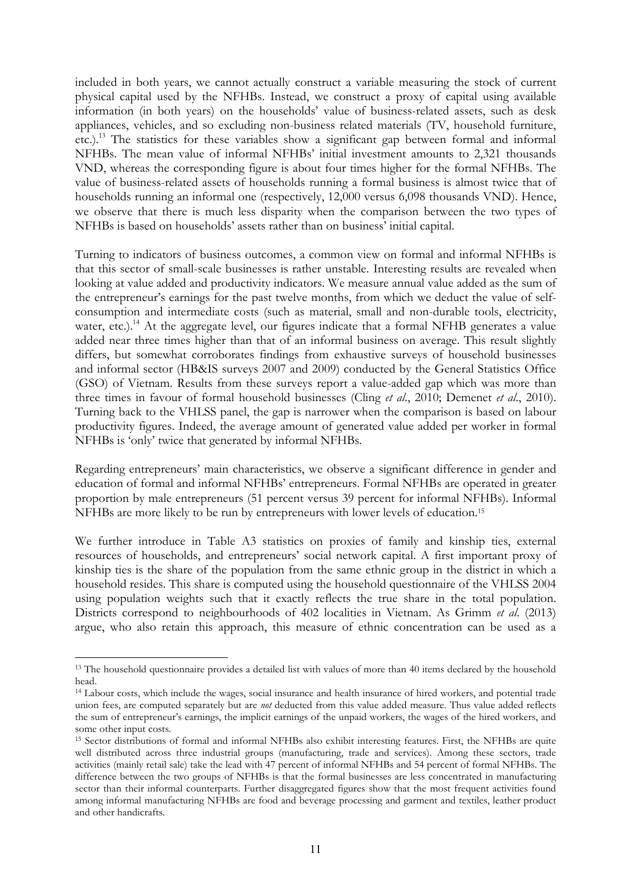included in both years, we cannot actually construct a variable measuring the stock of current physical capital used by the NFHBs. Instead, we construct a proxy of capital using available information (in both years) on the households' value of business-related assets, such as desk appliances, vehicles, and so excluding non-business related materials (TV, household furniture, etc.).[13] The statistics for these variables show a significant gap between formal and informal NFHBs. The mean value of informal NFHBs' initial investment amounts to 2,321 thousands VND, whereas the corresponding figure is about four times higher for the formal NFHBs. The value of business-related assets of households running a formal business is almost twice that of households running an informal one (respectively, 12,000 versus 6,098 thousands VND). Hence, we observe that there is much less disparity when the comparison between the two types of NFHBs is based on households' assets rather than on business' initial capital.

Turning to indicators of business outcomes, a common view on formal and informal NFHBs is that this sector of small-scale businesses is rather unstable. Interesting results are revealed when looking at value added and productivity indicators. We measure annual value added as the sum of the entrepreneur's earnings for the past twelve months, from which we deduct the value of self-consumption and intermediate costs (such as material, small and non-durable tools, electricity, water, etc.).[14] At the aggregate level, our figures indicate that a formal NFHB generates a value added near three times higher than that of an informal business on average. This result slightly differs, but somewhat corroborates findings from exhaustive surveys of household businesses and informal sector (HB&IS surveys 2007 and 2009) conducted by the General Statistics Office (GSO) of Vietnam. Results from these surveys report a value-added gap which was more than three times in favour of formal household businesses (Cling *et al*., 2010; Demenet *et al*., 2010). Turning back to the VHLSS panel, the gap is narrower when the comparison is based on labour productivity figures. Indeed, the average amount of generated value added per worker in formal NFHBs is 'only' twice that generated by informal NFHBs.

Regarding entrepreneurs' main characteristics, we observe a significant difference in gender and education of formal and informal NFHBs' entrepreneurs. Formal NFHBs are operated in greater proportion by male entrepreneurs (51 percent versus 39 percent for informal NFHBs). Informal NFHBs are more likely to be run by entrepreneurs with lower levels of education.[15]

We further introduce in Table A3 statistics on proxies of family and kinship ties, external resources of households, and entrepreneurs' social network capital. A first important proxy of kinship ties is the share of the population from the same ethnic group in the district in which a household resides. This share is computed using the household questionnaire of the VHLSS 2004 using population weights such that it exactly reflects the true share in the total population. Districts correspond to neighbourhoods of 402 localities in Vietnam. As Grimm *et al*. (2013) argue, who also retain this approach, this measure of ethnic concentration can be used as a

---

[13] The household questionnaire provides a detailed list with values of more than 40 items declared by the household head.

[14] Labour costs, which include the wages, social insurance and health insurance of hired workers, and potential trade union fees, are computed separately but are *not* deducted from this value added measure. Thus value added reflects the sum of entrepreneur's earnings, the implicit earnings of the unpaid workers, the wages of the hired workers, and some other input costs.

[15] Sector distributions of formal and informal NFHBs also exhibit interesting features. First, the NFHBs are quite well distributed across three industrial groups (manufacturing, trade and services). Among these sectors, trade activities (mainly retail sale) take the lead with 47 percent of informal NFHBs and 54 percent of formal NFHBs. The difference between the two groups of NFHBs is that the formal businesses are less concentrated in manufacturing sector than their informal counterparts. Further disaggregated figures show that the most frequent activities found among informal manufacturing NFHBs are food and beverage processing and garment and textiles, leather product and other handicrafts.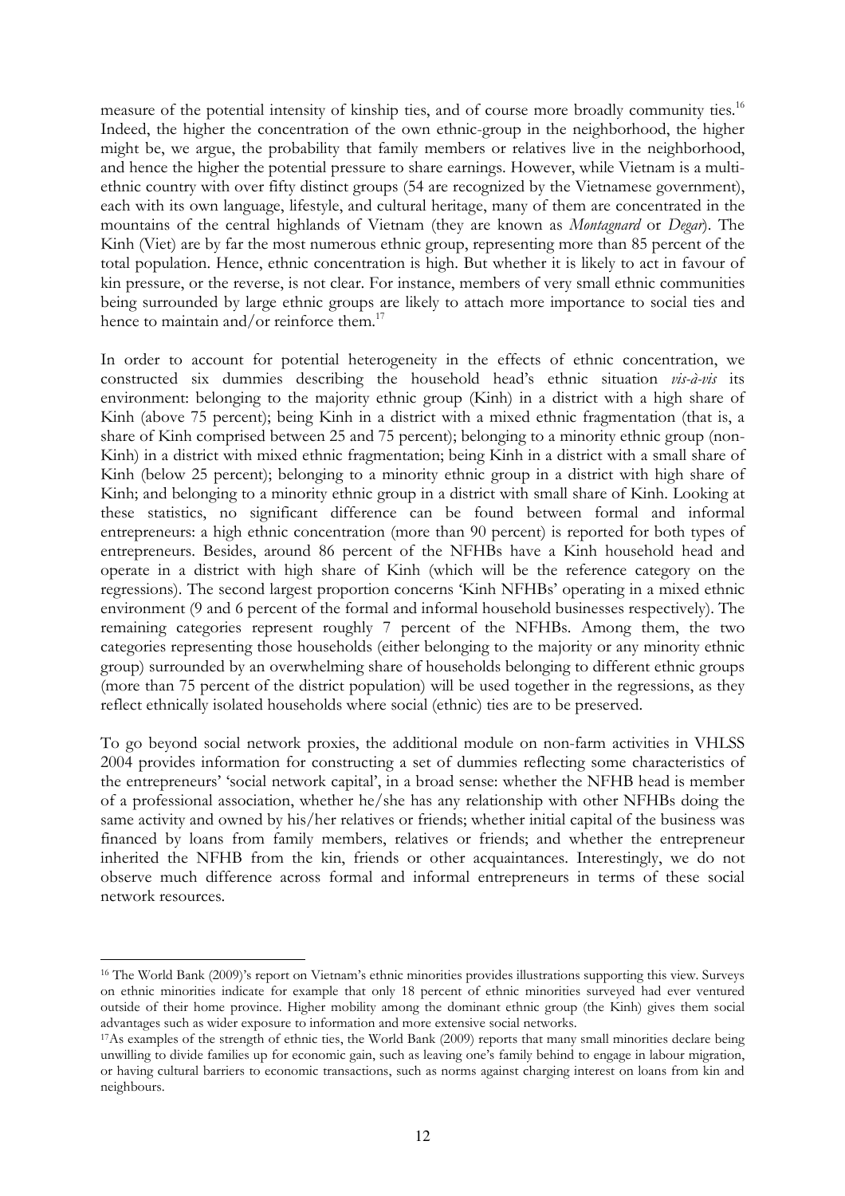measure of the potential intensity of kinship ties, and of course more broadly community ties.[16] Indeed, the higher the concentration of the own ethnic-group in the neighborhood, the higher might be, we argue, the probability that family members or relatives live in the neighborhood, and hence the higher the potential pressure to share earnings. However, while Vietnam is a multi-ethnic country with over fifty distinct groups (54 are recognized by the Vietnamese government), each with its own language, lifestyle, and cultural heritage, many of them are concentrated in the mountains of the central highlands of Vietnam (they are known as *Montagnard* or *Degar*). The Kinh (Viet) are by far the most numerous ethnic group, representing more than 85 percent of the total population. Hence, ethnic concentration is high. But whether it is likely to act in favour of kin pressure, or the reverse, is not clear. For instance, members of very small ethnic communities being surrounded by large ethnic groups are likely to attach more importance to social ties and hence to maintain and/or reinforce them.[17]

In order to account for potential heterogeneity in the effects of ethnic concentration, we constructed six dummies describing the household head's ethnic situation *vis-à-vis* its environment: belonging to the majority ethnic group (Kinh) in a district with a high share of Kinh (above 75 percent); being Kinh in a district with a mixed ethnic fragmentation (that is, a share of Kinh comprised between 25 and 75 percent); belonging to a minority ethnic group (non-Kinh) in a district with mixed ethnic fragmentation; being Kinh in a district with a small share of Kinh (below 25 percent); belonging to a minority ethnic group in a district with high share of Kinh; and belonging to a minority ethnic group in a district with small share of Kinh. Looking at these statistics, no significant difference can be found between formal and informal entrepreneurs: a high ethnic concentration (more than 90 percent) is reported for both types of entrepreneurs. Besides, around 86 percent of the NFHBs have a Kinh household head and operate in a district with high share of Kinh (which will be the reference category on the regressions). The second largest proportion concerns 'Kinh NFHBs' operating in a mixed ethnic environment (9 and 6 percent of the formal and informal household businesses respectively). The remaining categories represent roughly 7 percent of the NFHBs. Among them, the two categories representing those households (either belonging to the majority or any minority ethnic group) surrounded by an overwhelming share of households belonging to different ethnic groups (more than 75 percent of the district population) will be used together in the regressions, as they reflect ethnically isolated households where social (ethnic) ties are to be preserved.

To go beyond social network proxies, the additional module on non-farm activities in VHLSS 2004 provides information for constructing a set of dummies reflecting some characteristics of the entrepreneurs' 'social network capital', in a broad sense: whether the NFHB head is member of a professional association, whether he/she has any relationship with other NFHBs doing the same activity and owned by his/her relatives or friends; whether initial capital of the business was financed by loans from family members, relatives or friends; and whether the entrepreneur inherited the NFHB from the kin, friends or other acquaintances. Interestingly, we do not observe much difference across formal and informal entrepreneurs in terms of these social network resources.

---

[16] The World Bank (2009)'s report on Vietnam's ethnic minorities provides illustrations supporting this view. Surveys on ethnic minorities indicate for example that only 18 percent of ethnic minorities surveyed had ever ventured outside of their home province. Higher mobility among the dominant ethnic group (the Kinh) gives them social advantages such as wider exposure to information and more extensive social networks.

[17] As examples of the strength of ethnic ties, the World Bank (2009) reports that many small minorities declare being unwilling to divide families up for economic gain, such as leaving one's family behind to engage in labour migration, or having cultural barriers to economic transactions, such as norms against charging interest on loans from kin and neighbours.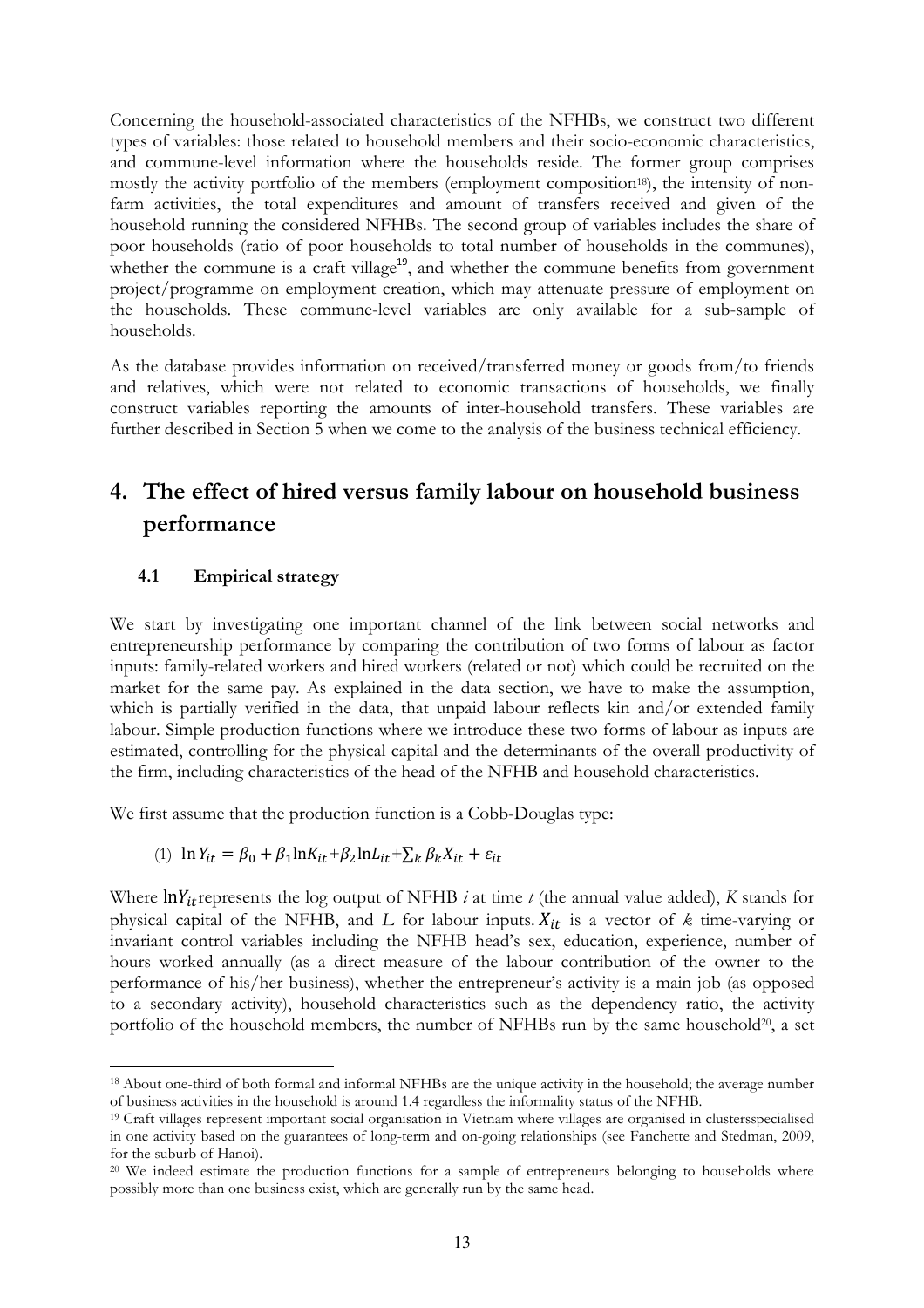Concerning the household-associated characteristics of the NFHBs, we construct two different types of variables: those related to household members and their socio-economic characteristics, and commune-level information where the households reside. The former group comprises mostly the activity portfolio of the members (employment composition[18]), the intensity of non-farm activities, the total expenditures and amount of transfers received and given of the household running the considered NFHBs. The second group of variables includes the share of poor households (ratio of poor households to total number of households in the communes), whether the commune is a craft village[19], and whether the commune benefits from government project/programme on employment creation, which may attenuate pressure of employment on the households. These commune-level variables are only available for a sub-sample of households.

As the database provides information on received/transferred money or goods from/to friends and relatives, which were not related to economic transactions of households, we finally construct variables reporting the amounts of inter-household transfers. These variables are further described in Section 5 when we come to the analysis of the business technical efficiency.

# 4. The effect of hired versus family labour on household business performance

### 4.1 Empirical strategy

We start by investigating one important channel of the link between social networks and entrepreneurship performance by comparing the contribution of two forms of labour as factor inputs: family-related workers and hired workers (related or not) which could be recruited on the market for the same pay. As explained in the data section, we have to make the assumption, which is partially verified in the data, that unpaid labour reflects kin and/or extended family labour. Simple production functions where we introduce these two forms of labour as inputs are estimated, controlling for the physical capital and the determinants of the overall productivity of the firm, including characteristics of the head of the NFHB and household characteristics.

We first assume that the production function is a Cobb-Douglas type:

(1) $\ln Y_{it} = \beta_0 + \beta_1 \ln K_{it} + \beta_2 \ln L_{it} + \sum_k \beta_k X_{it} + \varepsilon_{it}$

Where $\ln Y_{it}$ represents the log output of NFHB *i* at time *t* (the annual value added), *K* stands for physical capital of the NFHB, and *L* for labour inputs. $X_{it}$ is a vector of *k* time-varying or invariant control variables including the NFHB head's sex, education, experience, number of hours worked annually (as a direct measure of the labour contribution of the owner to the performance of his/her business), whether the entrepreneur's activity is a main job (as opposed to a secondary activity), household characteristics such as the dependency ratio, the activity portfolio of the household members, the number of NFHBs run by the same household[20], a set

---

[18] About one-third of both formal and informal NFHBs are the unique activity in the household; the average number of business activities in the household is around 1.4 regardless the informality status of the NFHB.

[19] Craft villages represent important social organisation in Vietnam where villages are organised in clustersspecialised in one activity based on the guarantees of long-term and on-going relationships (see Fanchette and Stedman, 2009, for the suburb of Hanoi).

[20] We indeed estimate the production functions for a sample of entrepreneurs belonging to households where possibly more than one business exist, which are generally run by the same head.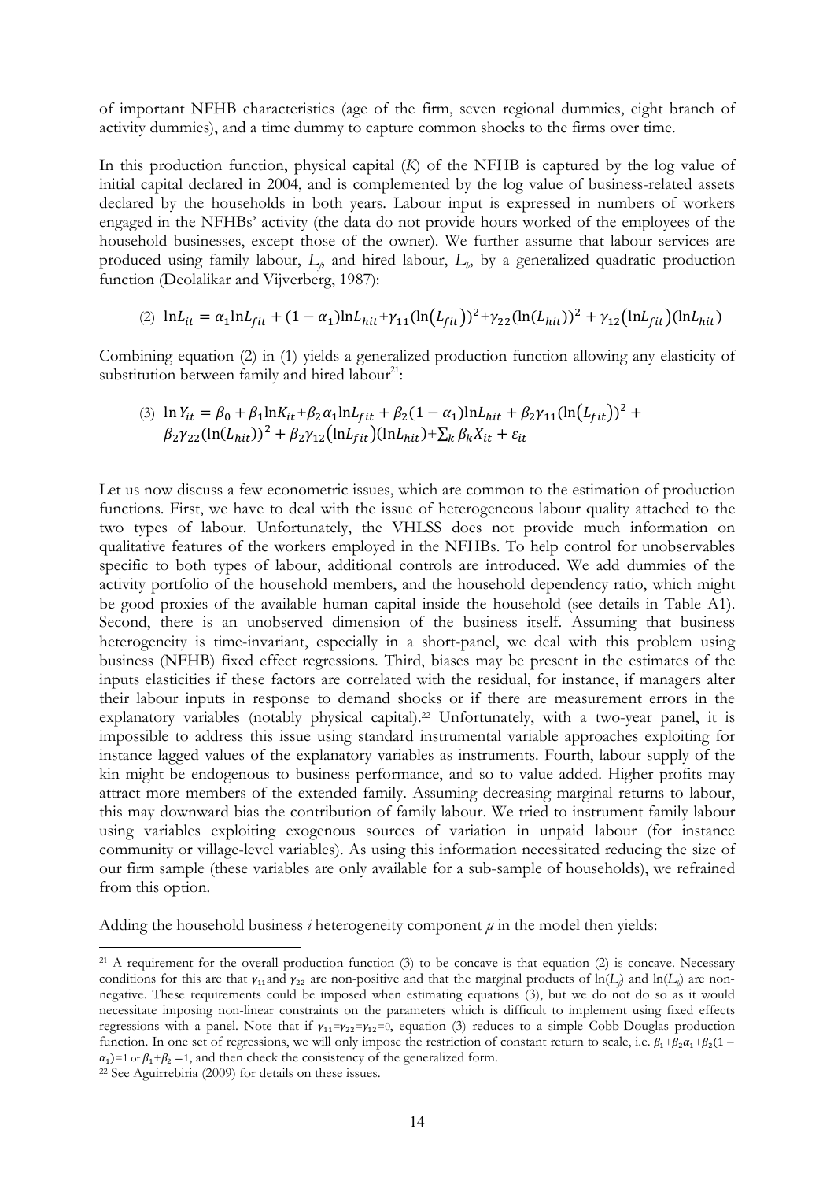of important NFHB characteristics (age of the firm, seven regional dummies, eight branch of activity dummies), and a time dummy to capture common shocks to the firms over time.

In this production function, physical capital (*K*) of the NFHB is captured by the log value of initial capital declared in 2004, and is complemented by the log value of business-related assets declared by the households in both years. Labour input is expressed in numbers of workers engaged in the NFHBs' activity (the data do not provide hours worked of the employees of the household businesses, except those of the owner). We further assume that labour services are produced using family labour, $L_f$, and hired labour, $L_h$, by a generalized quadratic production function (Deolalikar and Vijverberg, 1987):

$$(2)\quad \ln L_{it} = \alpha_1 \ln L_{fit} + (1-\alpha_1)\ln L_{hit} + \gamma_{11}(\ln(L_{fit}))^2 + \gamma_{22}(\ln(L_{hit}))^2 + \gamma_{12}(\ln L_{fit})(\ln L_{hit})$$

Combining equation (2) in (1) yields a generalized production function allowing any elasticity of substitution between family and hired labour[21]:

$$(3)\quad \ln Y_{it} = \beta_0 + \beta_1 \ln K_{it} + \beta_2 \alpha_1 \ln L_{fit} + \beta_2(1-\alpha_1)\ln L_{hit} + \beta_2\gamma_{11}(\ln(L_{fit}))^2 + \beta_2\gamma_{22}(\ln(L_{hit}))^2 + \beta_2\gamma_{12}(\ln L_{fit})(\ln L_{hit}) + \sum_k \beta_k X_{it} + \varepsilon_{it}$$

Let us now discuss a few econometric issues, which are common to the estimation of production functions. First, we have to deal with the issue of heterogeneous labour quality attached to the two types of labour. Unfortunately, the VHLSS does not provide much information on qualitative features of the workers employed in the NFHBs. To help control for unobservables specific to both types of labour, additional controls are introduced. We add dummies of the activity portfolio of the household members, and the household dependency ratio, which might be good proxies of the available human capital inside the household (see details in Table A1). Second, there is an unobserved dimension of the business itself. Assuming that business heterogeneity is time-invariant, especially in a short-panel, we deal with this problem using business (NFHB) fixed effect regressions. Third, biases may be present in the estimates of the inputs elasticities if these factors are correlated with the residual, for instance, if managers alter their labour inputs in response to demand shocks or if there are measurement errors in the explanatory variables (notably physical capital).[22] Unfortunately, with a two-year panel, it is impossible to address this issue using standard instrumental variable approaches exploiting for instance lagged values of the explanatory variables as instruments. Fourth, labour supply of the kin might be endogenous to business performance, and so to value added. Higher profits may attract more members of the extended family. Assuming decreasing marginal returns to labour, this may downward bias the contribution of family labour. We tried to instrument family labour using variables exploiting exogenous sources of variation in unpaid labour (for instance community or village-level variables). As using this information necessitated reducing the size of our firm sample (these variables are only available for a sub-sample of households), we refrained from this option.

Adding the household business *i* heterogeneity component $\mu$ in the model then yields:

---

[21] A requirement for the overall production function (3) to be concave is that equation (2) is concave. Necessary conditions for this are that $\gamma_{11}$ and $\gamma_{22}$ are non-positive and that the marginal products of $\ln(L_f)$ and $\ln(L_h)$ are non-negative. These requirements could be imposed when estimating equations (3), but we do not do so as it would necessitate imposing non-linear constraints on the parameters which is difficult to implement using fixed effects regressions with a panel. Note that if $\gamma_{11}=\gamma_{22}=\gamma_{12}=0$, equation (3) reduces to a simple Cobb-Douglas production function. In one set of regressions, we will only impose the restriction of constant return to scale, i.e. $\beta_1+\beta_2\alpha_1+\beta_2(1-\alpha_1)=1$ or $\beta_1+\beta_2=1$, and then check the consistency of the generalized form.

[22] See Aguirrebiria (2009) for details on these issues.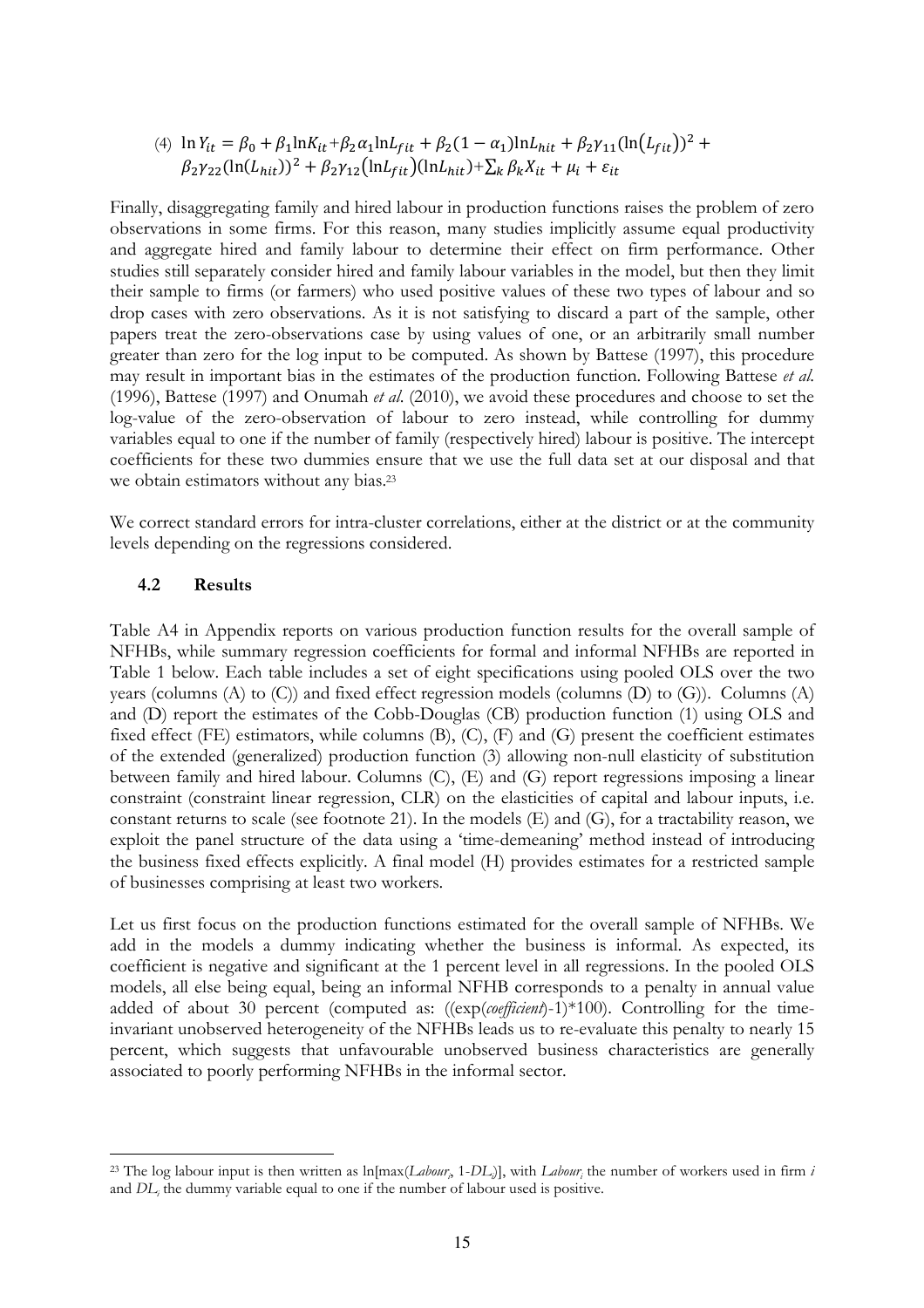$$\text{(4)} \;\; \ln Y_{it} = \beta_0 + \beta_1 \ln K_{it} + \beta_2 \alpha_1 \ln L_{fit} + \beta_2 (1-\alpha_1) \ln L_{hit} + \beta_2 \gamma_{11} (\ln(L_{fit}))^2 + \beta_2 \gamma_{22} (\ln(L_{hit}))^2 + \beta_2 \gamma_{12} (\ln L_{fit})(\ln L_{hit}) + \sum_k \beta_k X_{it} + \mu_i + \varepsilon_{it}$$

Finally, disaggregating family and hired labour in production functions raises the problem of zero observations in some firms. For this reason, many studies implicitly assume equal productivity and aggregate hired and family labour to determine their effect on firm performance. Other studies still separately consider hired and family labour variables in the model, but then they limit their sample to firms (or farmers) who used positive values of these two types of labour and so drop cases with zero observations. As it is not satisfying to discard a part of the sample, other papers treat the zero-observations case by using values of one, or an arbitrarily small number greater than zero for the log input to be computed. As shown by Battese (1997), this procedure may result in important bias in the estimates of the production function. Following Battese *et al.* (1996), Battese (1997) and Onumah *et al.* (2010), we avoid these procedures and choose to set the log-value of the zero-observation of labour to zero instead, while controlling for dummy variables equal to one if the number of family (respectively hired) labour is positive. The intercept coefficients for these two dummies ensure that we use the full data set at our disposal and that we obtain estimators without any bias.[23]

We correct standard errors for intra-cluster correlations, either at the district or at the community levels depending on the regressions considered.

### 4.2 Results

Table A4 in Appendix reports on various production function results for the overall sample of NFHBs, while summary regression coefficients for formal and informal NFHBs are reported in Table 1 below. Each table includes a set of eight specifications using pooled OLS over the two years (columns (A) to (C)) and fixed effect regression models (columns (D) to (G)). Columns (A) and (D) report the estimates of the Cobb-Douglas (CB) production function (1) using OLS and fixed effect (FE) estimators, while columns (B), (C), (F) and (G) present the coefficient estimates of the extended (generalized) production function (3) allowing non-null elasticity of substitution between family and hired labour. Columns (C), (E) and (G) report regressions imposing a linear constraint (constraint linear regression, CLR) on the elasticities of capital and labour inputs, i.e. constant returns to scale (see footnote 21). In the models (E) and (G), for a tractability reason, we exploit the panel structure of the data using a 'time-demeaning' method instead of introducing the business fixed effects explicitly. A final model (H) provides estimates for a restricted sample of businesses comprising at least two workers.

Let us first focus on the production functions estimated for the overall sample of NFHBs. We add in the models a dummy indicating whether the business is informal. As expected, its coefficient is negative and significant at the 1 percent level in all regressions. In the pooled OLS models, all else being equal, being an informal NFHB corresponds to a penalty in annual value added of about 30 percent (computed as: ((exp(*coefficient*)-1)*100). Controlling for the time-invariant unobserved heterogeneity of the NFHBs leads us to re-evaluate this penalty to nearly 15 percent, which suggests that unfavourable unobserved business characteristics are generally associated to poorly performing NFHBs in the informal sector.

---

[23] The log labour input is then written as $\ln[\max(Labour_i, 1\text{-}DL_i)]$, with $Labour_i$ the number of workers used in firm $i$ and $DL_i$ the dummy variable equal to one if the number of labour used is positive.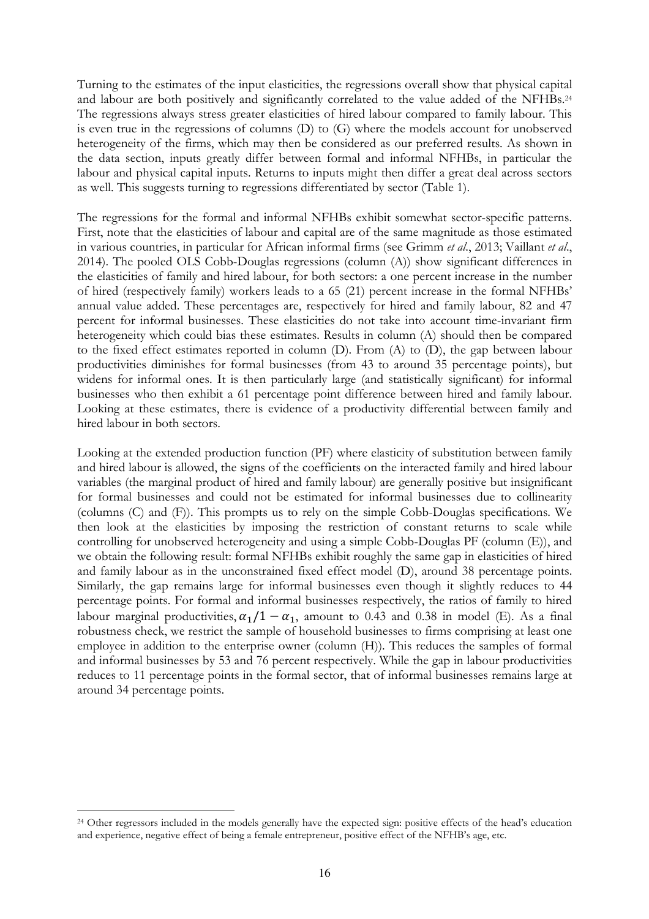Turning to the estimates of the input elasticities, the regressions overall show that physical capital and labour are both positively and significantly correlated to the value added of the NFHBs.[24] The regressions always stress greater elasticities of hired labour compared to family labour. This is even true in the regressions of columns (D) to (G) where the models account for unobserved heterogeneity of the firms, which may then be considered as our preferred results. As shown in the data section, inputs greatly differ between formal and informal NFHBs, in particular the labour and physical capital inputs. Returns to inputs might then differ a great deal across sectors as well. This suggests turning to regressions differentiated by sector (Table 1).

The regressions for the formal and informal NFHBs exhibit somewhat sector-specific patterns. First, note that the elasticities of labour and capital are of the same magnitude as those estimated in various countries, in particular for African informal firms (see Grimm *et al*., 2013; Vaillant *et al*., 2014). The pooled OLS Cobb-Douglas regressions (column (A)) show significant differences in the elasticities of family and hired labour, for both sectors: a one percent increase in the number of hired (respectively family) workers leads to a 65 (21) percent increase in the formal NFHBs' annual value added. These percentages are, respectively for hired and family labour, 82 and 47 percent for informal businesses. These elasticities do not take into account time-invariant firm heterogeneity which could bias these estimates. Results in column (A) should then be compared to the fixed effect estimates reported in column (D). From (A) to (D), the gap between labour productivities diminishes for formal businesses (from 43 to around 35 percentage points), but widens for informal ones. It is then particularly large (and statistically significant) for informal businesses who then exhibit a 61 percentage point difference between hired and family labour. Looking at these estimates, there is evidence of a productivity differential between family and hired labour in both sectors.

Looking at the extended production function (PF) where elasticity of substitution between family and hired labour is allowed, the signs of the coefficients on the interacted family and hired labour variables (the marginal product of hired and family labour) are generally positive but insignificant for formal businesses and could not be estimated for informal businesses due to collinearity (columns (C) and (F)). This prompts us to rely on the simple Cobb-Douglas specifications. We then look at the elasticities by imposing the restriction of constant returns to scale while controlling for unobserved heterogeneity and using a simple Cobb-Douglas PF (column (E)), and we obtain the following result: formal NFHBs exhibit roughly the same gap in elasticities of hired and family labour as in the unconstrained fixed effect model (D), around 38 percentage points. Similarly, the gap remains large for informal businesses even though it slightly reduces to 44 percentage points. For formal and informal businesses respectively, the ratios of family to hired labour marginal productivities, $\alpha_1/1-\alpha_1$, amount to 0.43 and 0.38 in model (E). As a final robustness check, we restrict the sample of household businesses to firms comprising at least one employee in addition to the enterprise owner (column (H)). This reduces the samples of formal and informal businesses by 53 and 76 percent respectively. While the gap in labour productivities reduces to 11 percentage points in the formal sector, that of informal businesses remains large at around 34 percentage points.

[24] Other regressors included in the models generally have the expected sign: positive effects of the head's education and experience, negative effect of being a female entrepreneur, positive effect of the NFHB's age, etc.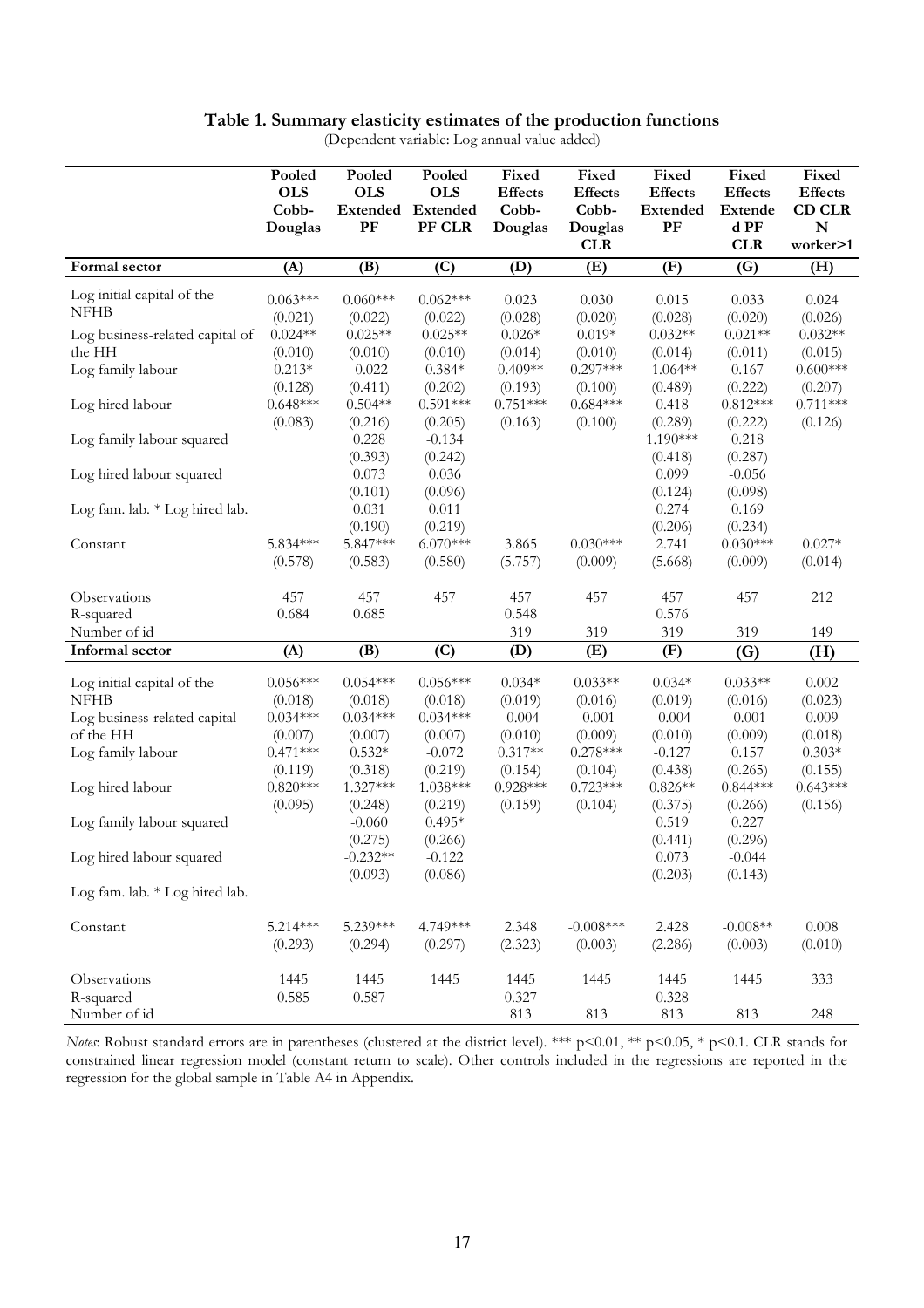**Table 1. Summary elasticity estimates of the production functions**

(Dependent variable: Log annual value added)

| | Pooled OLS Cobb-Douglas | Pooled OLS Extended PF | Pooled OLS Extended PF CLR | Fixed Effects Cobb-Douglas | Fixed Effects Cobb-Douglas CLR | Fixed Effects Extended PF | Fixed Effects Extended PF CLR | Fixed Effects CD CLR N worker>1 |
|---|---|---|---|---|---|---|---|---|
| **Formal sector** | **(A)** | **(B)** | **(C)** | **(D)** | **(E)** | **(F)** | **(G)** | **(H)** |
| Log initial capital of the NFHB | 0.063*** | 0.060*** | 0.062*** | 0.023 | 0.030 | 0.015 | 0.033 | 0.024 |
| | (0.021) | (0.022) | (0.022) | (0.028) | (0.020) | (0.028) | (0.020) | (0.026) |
| Log business-related capital of the HH | 0.024** | 0.025** | 0.025** | 0.026* | 0.019* | 0.032** | 0.021** | 0.032** |
| | (0.010) | (0.010) | (0.010) | (0.014) | (0.010) | (0.014) | (0.011) | (0.015) |
| Log family labour | 0.213* | -0.022 | 0.384* | 0.409** | 0.297*** | -1.064** | 0.167 | 0.600*** |
| | (0.128) | (0.411) | (0.202) | (0.193) | (0.100) | (0.489) | (0.222) | (0.207) |
| Log hired labour | 0.648*** | 0.504** | 0.591*** | 0.751*** | 0.684*** | 0.418 | 0.812*** | 0.711*** |
| | (0.083) | (0.216) | (0.205) | (0.163) | (0.100) | (0.289) | (0.222) | (0.126) |
| Log family labour squared | | 0.228 | -0.134 | | | 1.190*** | 0.218 | |
| | | (0.393) | (0.242) | | | (0.418) | (0.287) | |
| Log hired labour squared | | 0.073 | 0.036 | | | 0.099 | -0.056 | |
| | | (0.101) | (0.096) | | | (0.124) | (0.098) | |
| Log fam. lab. * Log hired lab. | | 0.031 | 0.011 | | | 0.274 | 0.169 | |
| | | (0.190) | (0.219) | | | (0.206) | (0.234) | |
| Constant | 5.834*** | 5.847*** | 6.070*** | 3.865 | 0.030*** | 2.741 | 0.030*** | 0.027* |
| | (0.578) | (0.583) | (0.580) | (5.757) | (0.009) | (5.668) | (0.009) | (0.014) |
| Observations | 457 | 457 | 457 | 457 | 457 | 457 | 457 | 212 |
| R-squared | 0.684 | 0.685 | | 0.548 | | 0.576 | | |
| Number of id | | | | 319 | 319 | 319 | 319 | 149 |
| **Informal sector** | **(A)** | **(B)** | **(C)** | **(D)** | **(E)** | **(F)** | **(G)** | **(H)** |
| Log initial capital of the NFHB | 0.056*** | 0.054*** | 0.056*** | 0.034* | 0.033** | 0.034* | 0.033** | 0.002 |
| | (0.018) | (0.018) | (0.018) | (0.019) | (0.016) | (0.019) | (0.016) | (0.023) |
| Log business-related capital of the HH | 0.034*** | 0.034*** | 0.034*** | -0.004 | -0.001 | -0.004 | -0.001 | 0.009 |
| | (0.007) | (0.007) | (0.007) | (0.010) | (0.009) | (0.010) | (0.009) | (0.018) |
| Log family labour | 0.471*** | 0.532* | -0.072 | 0.317** | 0.278*** | -0.127 | 0.157 | 0.303* |
| | (0.119) | (0.318) | (0.219) | (0.154) | (0.104) | (0.438) | (0.265) | (0.155) |
| Log hired labour | 0.820*** | 1.327*** | 1.038*** | 0.928*** | 0.723*** | 0.826** | 0.844*** | 0.643*** |
| | (0.095) | (0.248) | (0.219) | (0.159) | (0.104) | (0.375) | (0.266) | (0.156) |
| Log family labour squared | | -0.060 | 0.495* | | | 0.519 | 0.227 | |
| | | (0.275) | (0.266) | | | (0.441) | (0.296) | |
| Log hired labour squared | | -0.232** | -0.122 | | | 0.073 | -0.044 | |
| | | (0.093) | (0.086) | | | (0.203) | (0.143) | |
| Log fam. lab. * Log hired lab. | | | | | | | | |
| Constant | 5.214*** | 5.239*** | 4.749*** | 2.348 | -0.008*** | 2.428 | -0.008** | 0.008 |
| | (0.293) | (0.294) | (0.297) | (2.323) | (0.003) | (2.286) | (0.003) | (0.010) |
| Observations | 1445 | 1445 | 1445 | 1445 | 1445 | 1445 | 1445 | 333 |
| R-squared | 0.585 | 0.587 | | 0.327 | | 0.328 | | |
| Number of id | | | | 813 | 813 | 813 | 813 | 248 |

*Notes*: Robust standard errors are in parentheses (clustered at the district level). *** p<0.01, ** p<0.05, * p<0.1. CLR stands for constrained linear regression model (constant return to scale). Other controls included in the regressions are reported in the regression for the global sample in Table A4 in Appendix.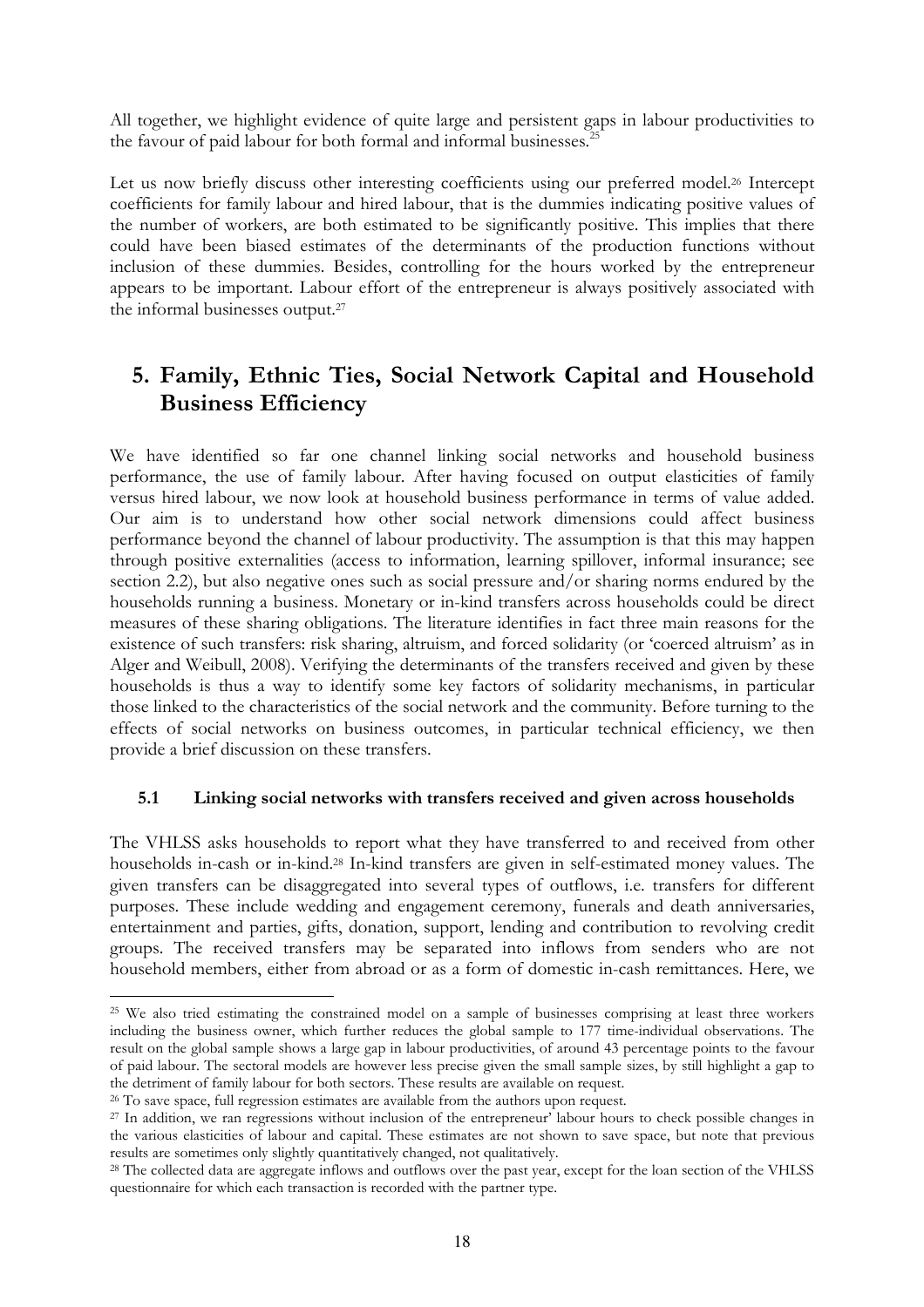All together, we highlight evidence of quite large and persistent gaps in labour productivities to the favour of paid labour for both formal and informal businesses.[25]

Let us now briefly discuss other interesting coefficients using our preferred model.[26] Intercept coefficients for family labour and hired labour, that is the dummies indicating positive values of the number of workers, are both estimated to be significantly positive. This implies that there could have been biased estimates of the determinants of the production functions without inclusion of these dummies. Besides, controlling for the hours worked by the entrepreneur appears to be important. Labour effort of the entrepreneur is always positively associated with the informal businesses output.[27]

# 5. Family, Ethnic Ties, Social Network Capital and Household Business Efficiency

We have identified so far one channel linking social networks and household business performance, the use of family labour. After having focused on output elasticities of family versus hired labour, we now look at household business performance in terms of value added. Our aim is to understand how other social network dimensions could affect business performance beyond the channel of labour productivity. The assumption is that this may happen through positive externalities (access to information, learning spillover, informal insurance; see section 2.2), but also negative ones such as social pressure and/or sharing norms endured by the households running a business. Monetary or in-kind transfers across households could be direct measures of these sharing obligations. The literature identifies in fact three main reasons for the existence of such transfers: risk sharing, altruism, and forced solidarity (or 'coerced altruism' as in Alger and Weibull, 2008). Verifying the determinants of the transfers received and given by these households is thus a way to identify some key factors of solidarity mechanisms, in particular those linked to the characteristics of the social network and the community. Before turning to the effects of social networks on business outcomes, in particular technical efficiency, we then provide a brief discussion on these transfers.

## 5.1 Linking social networks with transfers received and given across households

The VHLSS asks households to report what they have transferred to and received from other households in-cash or in-kind.[28] In-kind transfers are given in self-estimated money values. The given transfers can be disaggregated into several types of outflows, i.e. transfers for different purposes. These include wedding and engagement ceremony, funerals and death anniversaries, entertainment and parties, gifts, donation, support, lending and contribution to revolving credit groups. The received transfers may be separated into inflows from senders who are not household members, either from abroad or as a form of domestic in-cash remittances. Here, we

---

[25] We also tried estimating the constrained model on a sample of businesses comprising at least three workers including the business owner, which further reduces the global sample to 177 time-individual observations. The result on the global sample shows a large gap in labour productivities, of around 43 percentage points to the favour of paid labour. The sectoral models are however less precise given the small sample sizes, by still highlight a gap to the detriment of family labour for both sectors. These results are available on request.

[26] To save space, full regression estimates are available from the authors upon request.

[27] In addition, we ran regressions without inclusion of the entrepreneur' labour hours to check possible changes in the various elasticities of labour and capital. These estimates are not shown to save space, but note that previous results are sometimes only slightly quantitatively changed, not qualitatively.

[28] The collected data are aggregate inflows and outflows over the past year, except for the loan section of the VHLSS questionnaire for which each transaction is recorded with the partner type.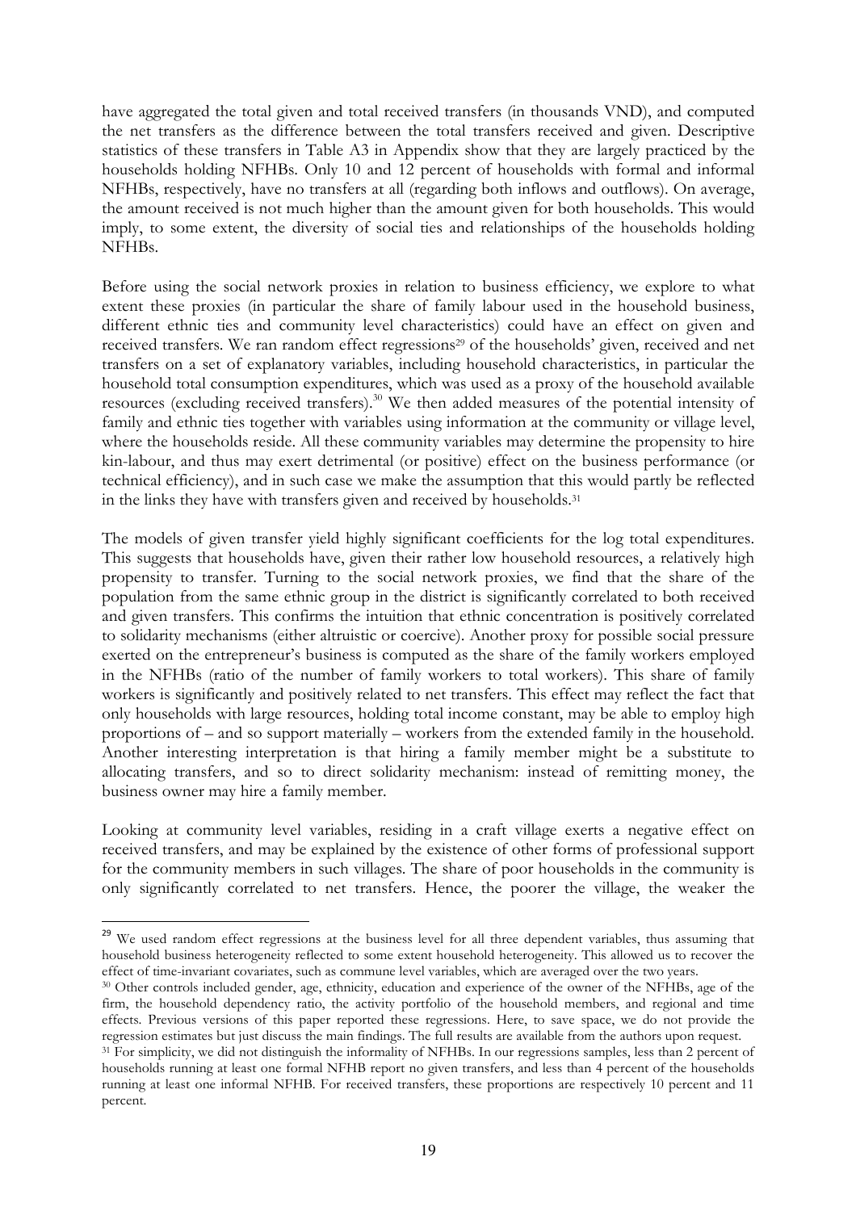have aggregated the total given and total received transfers (in thousands VND), and computed the net transfers as the difference between the total transfers received and given. Descriptive statistics of these transfers in Table A3 in Appendix show that they are largely practiced by the households holding NFHBs. Only 10 and 12 percent of households with formal and informal NFHBs, respectively, have no transfers at all (regarding both inflows and outflows). On average, the amount received is not much higher than the amount given for both households. This would imply, to some extent, the diversity of social ties and relationships of the households holding NFHBs.

Before using the social network proxies in relation to business efficiency, we explore to what extent these proxies (in particular the share of family labour used in the household business, different ethnic ties and community level characteristics) could have an effect on given and received transfers. We ran random effect regressions[29] of the households' given, received and net transfers on a set of explanatory variables, including household characteristics, in particular the household total consumption expenditures, which was used as a proxy of the household available resources (excluding received transfers).[30] We then added measures of the potential intensity of family and ethnic ties together with variables using information at the community or village level, where the households reside. All these community variables may determine the propensity to hire kin-labour, and thus may exert detrimental (or positive) effect on the business performance (or technical efficiency), and in such case we make the assumption that this would partly be reflected in the links they have with transfers given and received by households.[31]

The models of given transfer yield highly significant coefficients for the log total expenditures. This suggests that households have, given their rather low household resources, a relatively high propensity to transfer. Turning to the social network proxies, we find that the share of the population from the same ethnic group in the district is significantly correlated to both received and given transfers. This confirms the intuition that ethnic concentration is positively correlated to solidarity mechanisms (either altruistic or coercive). Another proxy for possible social pressure exerted on the entrepreneur's business is computed as the share of the family workers employed in the NFHBs (ratio of the number of family workers to total workers). This share of family workers is significantly and positively related to net transfers. This effect may reflect the fact that only households with large resources, holding total income constant, may be able to employ high proportions of – and so support materially – workers from the extended family in the household. Another interesting interpretation is that hiring a family member might be a substitute to allocating transfers, and so to direct solidarity mechanism: instead of remitting money, the business owner may hire a family member.

Looking at community level variables, residing in a craft village exerts a negative effect on received transfers, and may be explained by the existence of other forms of professional support for the community members in such villages. The share of poor households in the community is only significantly correlated to net transfers. Hence, the poorer the village, the weaker the

---

[29] We used random effect regressions at the business level for all three dependent variables, thus assuming that household business heterogeneity reflected to some extent household heterogeneity. This allowed us to recover the effect of time-invariant covariates, such as commune level variables, which are averaged over the two years.

[30] Other controls included gender, age, ethnicity, education and experience of the owner of the NFHBs, age of the firm, the household dependency ratio, the activity portfolio of the household members, and regional and time effects. Previous versions of this paper reported these regressions. Here, to save space, we do not provide the regression estimates but just discuss the main findings. The full results are available from the authors upon request.

[31] For simplicity, we did not distinguish the informality of NFHBs. In our regressions samples, less than 2 percent of households running at least one formal NFHB report no given transfers, and less than 4 percent of the households running at least one informal NFHB. For received transfers, these proportions are respectively 10 percent and 11 percent.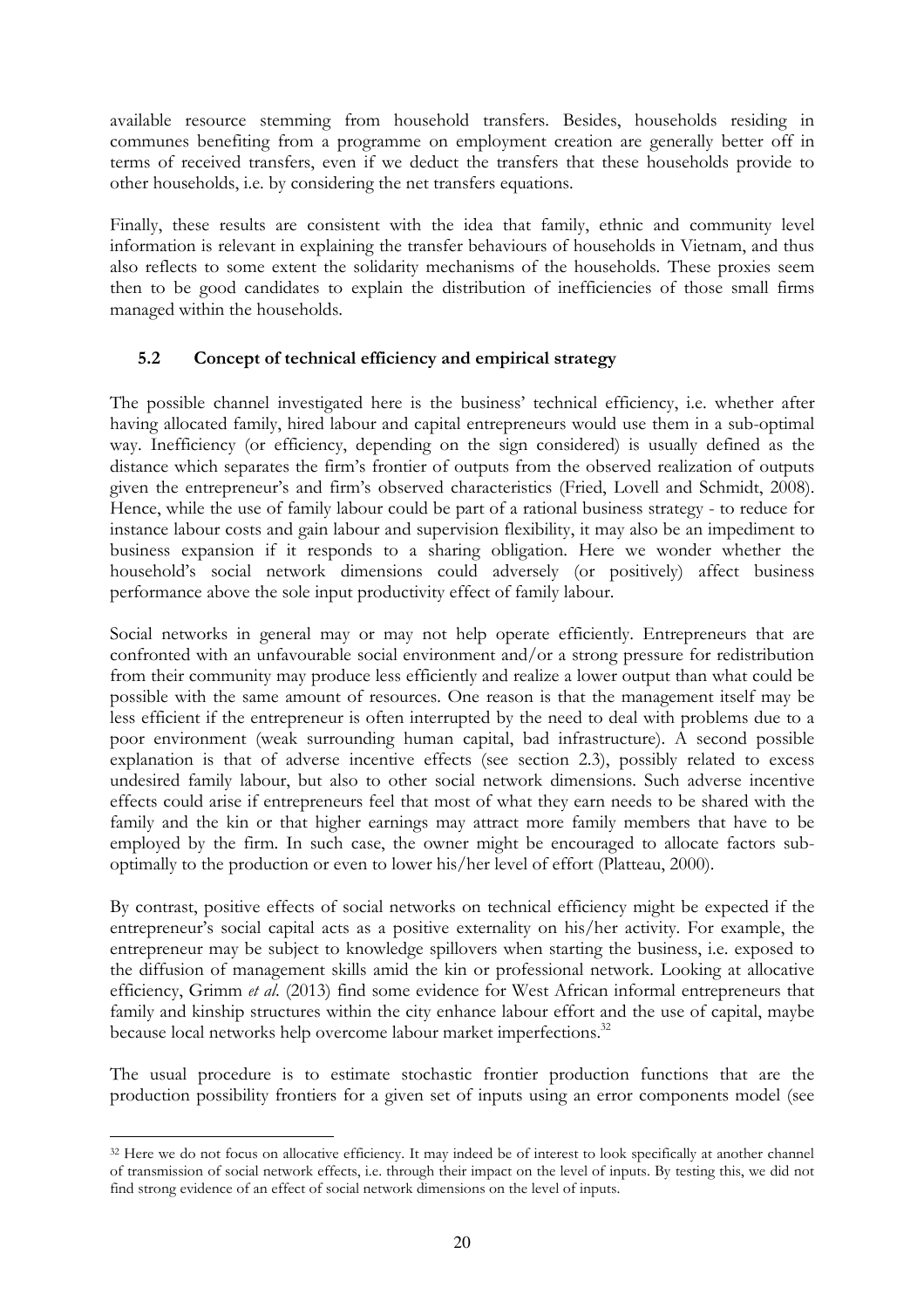available resource stemming from household transfers. Besides, households residing in communes benefiting from a programme on employment creation are generally better off in terms of received transfers, even if we deduct the transfers that these households provide to other households, i.e. by considering the net transfers equations.

Finally, these results are consistent with the idea that family, ethnic and community level information is relevant in explaining the transfer behaviours of households in Vietnam, and thus also reflects to some extent the solidarity mechanisms of the households. These proxies seem then to be good candidates to explain the distribution of inefficiencies of those small firms managed within the households.

### 5.2 Concept of technical efficiency and empirical strategy

The possible channel investigated here is the business' technical efficiency, i.e. whether after having allocated family, hired labour and capital entrepreneurs would use them in a sub-optimal way. Inefficiency (or efficiency, depending on the sign considered) is usually defined as the distance which separates the firm's frontier of outputs from the observed realization of outputs given the entrepreneur's and firm's observed characteristics (Fried, Lovell and Schmidt, 2008). Hence, while the use of family labour could be part of a rational business strategy - to reduce for instance labour costs and gain labour and supervision flexibility, it may also be an impediment to business expansion if it responds to a sharing obligation. Here we wonder whether the household's social network dimensions could adversely (or positively) affect business performance above the sole input productivity effect of family labour.

Social networks in general may or may not help operate efficiently. Entrepreneurs that are confronted with an unfavourable social environment and/or a strong pressure for redistribution from their community may produce less efficiently and realize a lower output than what could be possible with the same amount of resources. One reason is that the management itself may be less efficient if the entrepreneur is often interrupted by the need to deal with problems due to a poor environment (weak surrounding human capital, bad infrastructure). A second possible explanation is that of adverse incentive effects (see section 2.3), possibly related to excess undesired family labour, but also to other social network dimensions. Such adverse incentive effects could arise if entrepreneurs feel that most of what they earn needs to be shared with the family and the kin or that higher earnings may attract more family members that have to be employed by the firm. In such case, the owner might be encouraged to allocate factors sub-optimally to the production or even to lower his/her level of effort (Platteau, 2000).

By contrast, positive effects of social networks on technical efficiency might be expected if the entrepreneur's social capital acts as a positive externality on his/her activity. For example, the entrepreneur may be subject to knowledge spillovers when starting the business, i.e. exposed to the diffusion of management skills amid the kin or professional network. Looking at allocative efficiency, Grimm *et al.* (2013) find some evidence for West African informal entrepreneurs that family and kinship structures within the city enhance labour effort and the use of capital, maybe because local networks help overcome labour market imperfections.[32]

The usual procedure is to estimate stochastic frontier production functions that are the production possibility frontiers for a given set of inputs using an error components model (see

[32] Here we do not focus on allocative efficiency. It may indeed be of interest to look specifically at another channel of transmission of social network effects, i.e. through their impact on the level of inputs. By testing this, we did not find strong evidence of an effect of social network dimensions on the level of inputs.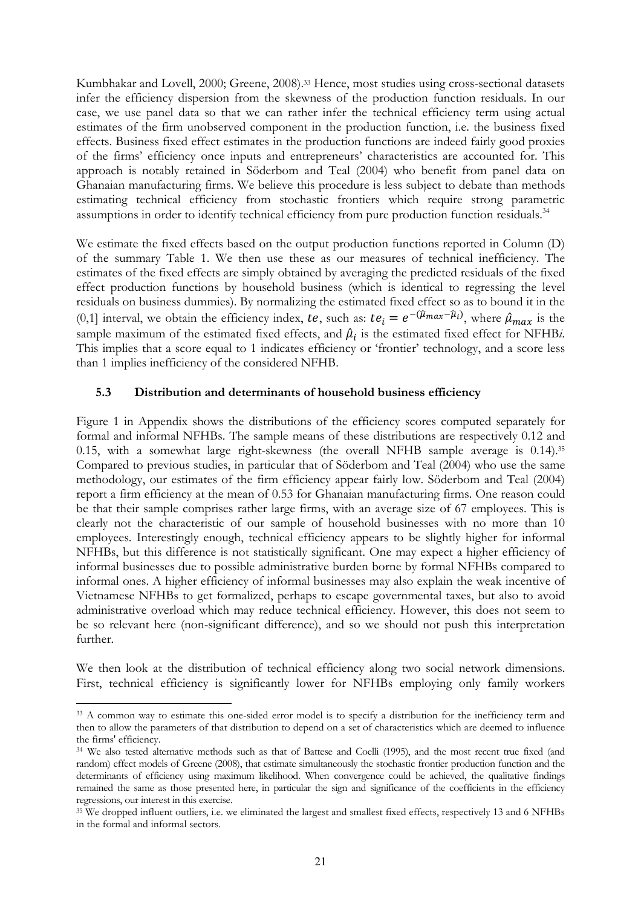Kumbhakar and Lovell, 2000; Greene, 2008).[33] Hence, most studies using cross-sectional datasets infer the efficiency dispersion from the skewness of the production function residuals. In our case, we use panel data so that we can rather infer the technical efficiency term using actual estimates of the firm unobserved component in the production function, i.e. the business fixed effects. Business fixed effect estimates in the production functions are indeed fairly good proxies of the firms' efficiency once inputs and entrepreneurs' characteristics are accounted for. This approach is notably retained in Söderbom and Teal (2004) who benefit from panel data on Ghanaian manufacturing firms. We believe this procedure is less subject to debate than methods estimating technical efficiency from stochastic frontiers which require strong parametric assumptions in order to identify technical efficiency from pure production function residuals.[34]

We estimate the fixed effects based on the output production functions reported in Column (D) of the summary Table 1. We then use these as our measures of technical inefficiency. The estimates of the fixed effects are simply obtained by averaging the predicted residuals of the fixed effect production functions by household business (which is identical to regressing the level residuals on business dummies). By normalizing the estimated fixed effect so as to bound it in the (0,1] interval, we obtain the efficiency index, $te$, such as: $te_i = e^{-(\hat{\mu}_{max} - \hat{\mu}_i)}$, where $\hat{\mu}_{max}$ is the sample maximum of the estimated fixed effects, and $\hat{\mu}_i$ is the estimated fixed effect for NFHB*i*. This implies that a score equal to 1 indicates efficiency or 'frontier' technology, and a score less than 1 implies inefficiency of the considered NFHB.

### 5.3 Distribution and determinants of household business efficiency

Figure 1 in Appendix shows the distributions of the efficiency scores computed separately for formal and informal NFHBs. The sample means of these distributions are respectively 0.12 and 0.15, with a somewhat large right-skewness (the overall NFHB sample average is 0.14).[35] Compared to previous studies, in particular that of Söderbom and Teal (2004) who use the same methodology, our estimates of the firm efficiency appear fairly low. Söderbom and Teal (2004) report a firm efficiency at the mean of 0.53 for Ghanaian manufacturing firms. One reason could be that their sample comprises rather large firms, with an average size of 67 employees. This is clearly not the characteristic of our sample of household businesses with no more than 10 employees. Interestingly enough, technical efficiency appears to be slightly higher for informal NFHBs, but this difference is not statistically significant. One may expect a higher efficiency of informal businesses due to possible administrative burden borne by formal NFHBs compared to informal ones. A higher efficiency of informal businesses may also explain the weak incentive of Vietnamese NFHBs to get formalized, perhaps to escape governmental taxes, but also to avoid administrative overload which may reduce technical efficiency. However, this does not seem to be so relevant here (non-significant difference), and so we should not push this interpretation further.

We then look at the distribution of technical efficiency along two social network dimensions. First, technical efficiency is significantly lower for NFHBs employing only family workers

---

[33] A common way to estimate this one-sided error model is to specify a distribution for the inefficiency term and then to allow the parameters of that distribution to depend on a set of characteristics which are deemed to influence the firms' efficiency.

[34] We also tested alternative methods such as that of Battese and Coelli (1995), and the most recent true fixed (and random) effect models of Greene (2008), that estimate simultaneously the stochastic frontier production function and the determinants of efficiency using maximum likelihood. When convergence could be achieved, the qualitative findings remained the same as those presented here, in particular the sign and significance of the coefficients in the efficiency regressions, our interest in this exercise.

[35] We dropped influent outliers, i.e. we eliminated the largest and smallest fixed effects, respectively 13 and 6 NFHBs in the formal and informal sectors.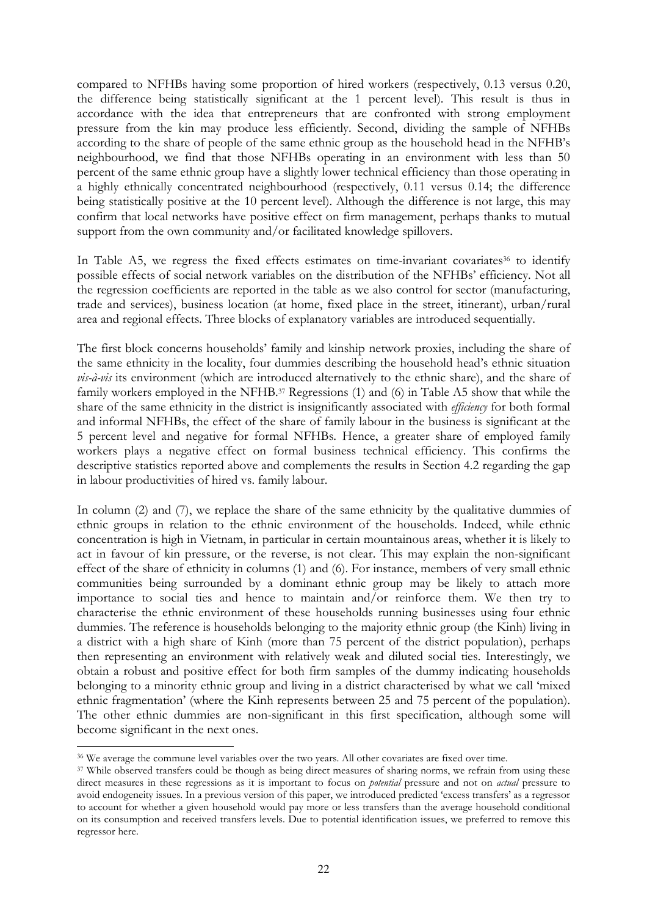compared to NFHBs having some proportion of hired workers (respectively, 0.13 versus 0.20, the difference being statistically significant at the 1 percent level). This result is thus in accordance with the idea that entrepreneurs that are confronted with strong employment pressure from the kin may produce less efficiently. Second, dividing the sample of NFHBs according to the share of people of the same ethnic group as the household head in the NFHB's neighbourhood, we find that those NFHBs operating in an environment with less than 50 percent of the same ethnic group have a slightly lower technical efficiency than those operating in a highly ethnically concentrated neighbourhood (respectively, 0.11 versus 0.14; the difference being statistically positive at the 10 percent level). Although the difference is not large, this may confirm that local networks have positive effect on firm management, perhaps thanks to mutual support from the own community and/or facilitated knowledge spillovers.

In Table A5, we regress the fixed effects estimates on time-invariant covariates[36] to identify possible effects of social network variables on the distribution of the NFHBs' efficiency. Not all the regression coefficients are reported in the table as we also control for sector (manufacturing, trade and services), business location (at home, fixed place in the street, itinerant), urban/rural area and regional effects. Three blocks of explanatory variables are introduced sequentially.

The first block concerns households' family and kinship network proxies, including the share of the same ethnicity in the locality, four dummies describing the household head's ethnic situation *vis-à-vis* its environment (which are introduced alternatively to the ethnic share), and the share of family workers employed in the NFHB.[37] Regressions (1) and (6) in Table A5 show that while the share of the same ethnicity in the district is insignificantly associated with *efficiency* for both formal and informal NFHBs, the effect of the share of family labour in the business is significant at the 5 percent level and negative for formal NFHBs. Hence, a greater share of employed family workers plays a negative effect on formal business technical efficiency. This confirms the descriptive statistics reported above and complements the results in Section 4.2 regarding the gap in labour productivities of hired vs. family labour.

In column (2) and (7), we replace the share of the same ethnicity by the qualitative dummies of ethnic groups in relation to the ethnic environment of the households. Indeed, while ethnic concentration is high in Vietnam, in particular in certain mountainous areas, whether it is likely to act in favour of kin pressure, or the reverse, is not clear. This may explain the non-significant effect of the share of ethnicity in columns (1) and (6). For instance, members of very small ethnic communities being surrounded by a dominant ethnic group may be likely to attach more importance to social ties and hence to maintain and/or reinforce them. We then try to characterise the ethnic environment of these households running businesses using four ethnic dummies. The reference is households belonging to the majority ethnic group (the Kinh) living in a district with a high share of Kinh (more than 75 percent of the district population), perhaps then representing an environment with relatively weak and diluted social ties. Interestingly, we obtain a robust and positive effect for both firm samples of the dummy indicating households belonging to a minority ethnic group and living in a district characterised by what we call 'mixed ethnic fragmentation' (where the Kinh represents between 25 and 75 percent of the population). The other ethnic dummies are non-significant in this first specification, although some will become significant in the next ones.

[36] We average the commune level variables over the two years. All other covariates are fixed over time.

[37] While observed transfers could be though as being direct measures of sharing norms, we refrain from using these direct measures in these regressions as it is important to focus on *potential* pressure and not on *actual* pressure to avoid endogeneity issues. In a previous version of this paper, we introduced predicted 'excess transfers' as a regressor to account for whether a given household would pay more or less transfers than the average household conditional on its consumption and received transfers levels. Due to potential identification issues, we preferred to remove this regressor here.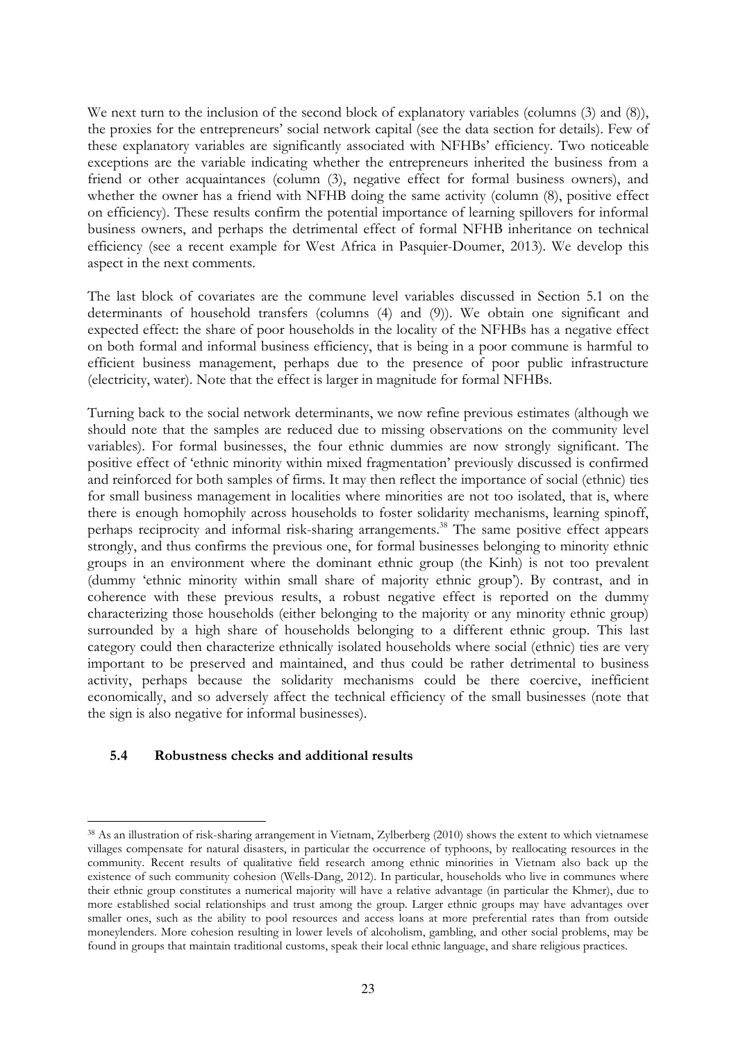We next turn to the inclusion of the second block of explanatory variables (columns (3) and (8)), the proxies for the entrepreneurs' social network capital (see the data section for details). Few of these explanatory variables are significantly associated with NFHBs' efficiency. Two noticeable exceptions are the variable indicating whether the entrepreneurs inherited the business from a friend or other acquaintances (column (3), negative effect for formal business owners), and whether the owner has a friend with NFHB doing the same activity (column (8), positive effect on efficiency). These results confirm the potential importance of learning spillovers for informal business owners, and perhaps the detrimental effect of formal NFHB inheritance on technical efficiency (see a recent example for West Africa in Pasquier-Doumer, 2013). We develop this aspect in the next comments.

The last block of covariates are the commune level variables discussed in Section 5.1 on the determinants of household transfers (columns (4) and (9)). We obtain one significant and expected effect: the share of poor households in the locality of the NFHBs has a negative effect on both formal and informal business efficiency, that is being in a poor commune is harmful to efficient business management, perhaps due to the presence of poor public infrastructure (electricity, water). Note that the effect is larger in magnitude for formal NFHBs.

Turning back to the social network determinants, we now refine previous estimates (although we should note that the samples are reduced due to missing observations on the community level variables). For formal businesses, the four ethnic dummies are now strongly significant. The positive effect of 'ethnic minority within mixed fragmentation' previously discussed is confirmed and reinforced for both samples of firms. It may then reflect the importance of social (ethnic) ties for small business management in localities where minorities are not too isolated, that is, where there is enough homophily across households to foster solidarity mechanisms, learning spinoff, perhaps reciprocity and informal risk-sharing arrangements.[38] The same positive effect appears strongly, and thus confirms the previous one, for formal businesses belonging to minority ethnic groups in an environment where the dominant ethnic group (the Kinh) is not too prevalent (dummy 'ethnic minority within small share of majority ethnic group'). By contrast, and in coherence with these previous results, a robust negative effect is reported on the dummy characterizing those households (either belonging to the majority or any minority ethnic group) surrounded by a high share of households belonging to a different ethnic group. This last category could then characterize ethnically isolated households where social (ethnic) ties are very important to be preserved and maintained, and thus could be rather detrimental to business activity, perhaps because the solidarity mechanisms could be there coercive, inefficient economically, and so adversely affect the technical efficiency of the small businesses (note that the sign is also negative for informal businesses).

### 5.4 Robustness checks and additional results

[38] As an illustration of risk-sharing arrangement in Vietnam, Zylberberg (2010) shows the extent to which vietnamese villages compensate for natural disasters, in particular the occurrence of typhoons, by reallocating resources in the community. Recent results of qualitative field research among ethnic minorities in Vietnam also back up the existence of such community cohesion (Wells-Dang, 2012). In particular, households who live in communes where their ethnic group constitutes a numerical majority will have a relative advantage (in particular the Khmer), due to more established social relationships and trust among the group. Larger ethnic groups may have advantages over smaller ones, such as the ability to pool resources and access loans at more preferential rates than from outside moneylenders. More cohesion resulting in lower levels of alcoholism, gambling, and other social problems, may be found in groups that maintain traditional customs, speak their local ethnic language, and share religious practices.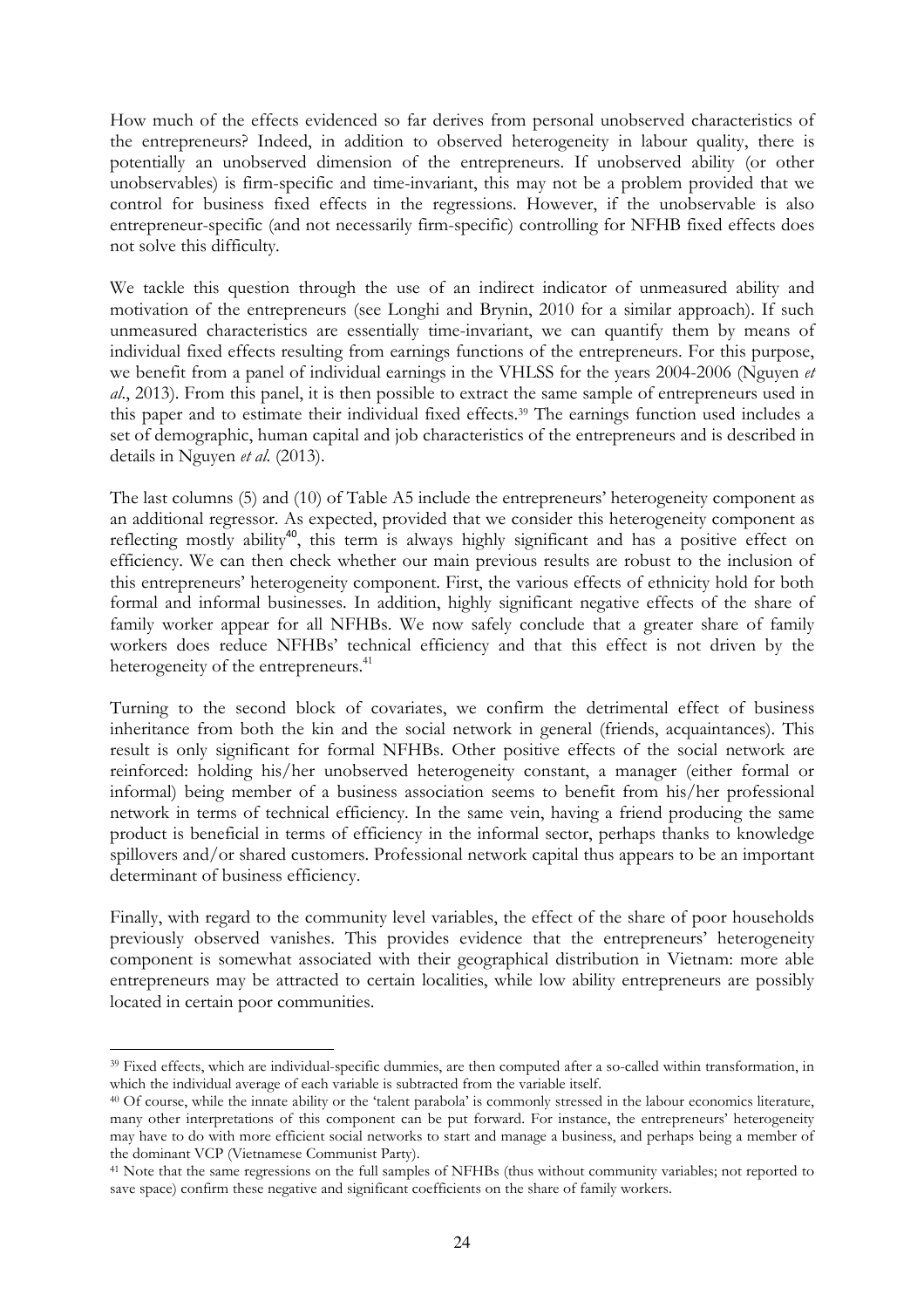How much of the effects evidenced so far derives from personal unobserved characteristics of the entrepreneurs? Indeed, in addition to observed heterogeneity in labour quality, there is potentially an unobserved dimension of the entrepreneurs. If unobserved ability (or other unobservables) is firm-specific and time-invariant, this may not be a problem provided that we control for business fixed effects in the regressions. However, if the unobservable is also entrepreneur-specific (and not necessarily firm-specific) controlling for NFHB fixed effects does not solve this difficulty.

We tackle this question through the use of an indirect indicator of unmeasured ability and motivation of the entrepreneurs (see Longhi and Brynin, 2010 for a similar approach). If such unmeasured characteristics are essentially time-invariant, we can quantify them by means of individual fixed effects resulting from earnings functions of the entrepreneurs. For this purpose, we benefit from a panel of individual earnings in the VHLSS for the years 2004-2006 (Nguyen *et al.*, 2013). From this panel, it is then possible to extract the same sample of entrepreneurs used in this paper and to estimate their individual fixed effects.[39] The earnings function used includes a set of demographic, human capital and job characteristics of the entrepreneurs and is described in details in Nguyen *et al.* (2013).

The last columns (5) and (10) of Table A5 include the entrepreneurs' heterogeneity component as an additional regressor. As expected, provided that we consider this heterogeneity component as reflecting mostly ability[40], this term is always highly significant and has a positive effect on efficiency. We can then check whether our main previous results are robust to the inclusion of this entrepreneurs' heterogeneity component. First, the various effects of ethnicity hold for both formal and informal businesses. In addition, highly significant negative effects of the share of family worker appear for all NFHBs. We now safely conclude that a greater share of family workers does reduce NFHBs' technical efficiency and that this effect is not driven by the heterogeneity of the entrepreneurs.[41]

Turning to the second block of covariates, we confirm the detrimental effect of business inheritance from both the kin and the social network in general (friends, acquaintances). This result is only significant for formal NFHBs. Other positive effects of the social network are reinforced: holding his/her unobserved heterogeneity constant, a manager (either formal or informal) being member of a business association seems to benefit from his/her professional network in terms of technical efficiency. In the same vein, having a friend producing the same product is beneficial in terms of efficiency in the informal sector, perhaps thanks to knowledge spillovers and/or shared customers. Professional network capital thus appears to be an important determinant of business efficiency.

Finally, with regard to the community level variables, the effect of the share of poor households previously observed vanishes. This provides evidence that the entrepreneurs' heterogeneity component is somewhat associated with their geographical distribution in Vietnam: more able entrepreneurs may be attracted to certain localities, while low ability entrepreneurs are possibly located in certain poor communities.

---

[39] Fixed effects, which are individual-specific dummies, are then computed after a so-called within transformation, in which the individual average of each variable is subtracted from the variable itself.

[40] Of course, while the innate ability or the 'talent parabola' is commonly stressed in the labour economics literature, many other interpretations of this component can be put forward. For instance, the entrepreneurs' heterogeneity may have to do with more efficient social networks to start and manage a business, and perhaps being a member of the dominant VCP (Vietnamese Communist Party).

[41] Note that the same regressions on the full samples of NFHBs (thus without community variables; not reported to save space) confirm these negative and significant coefficients on the share of family workers.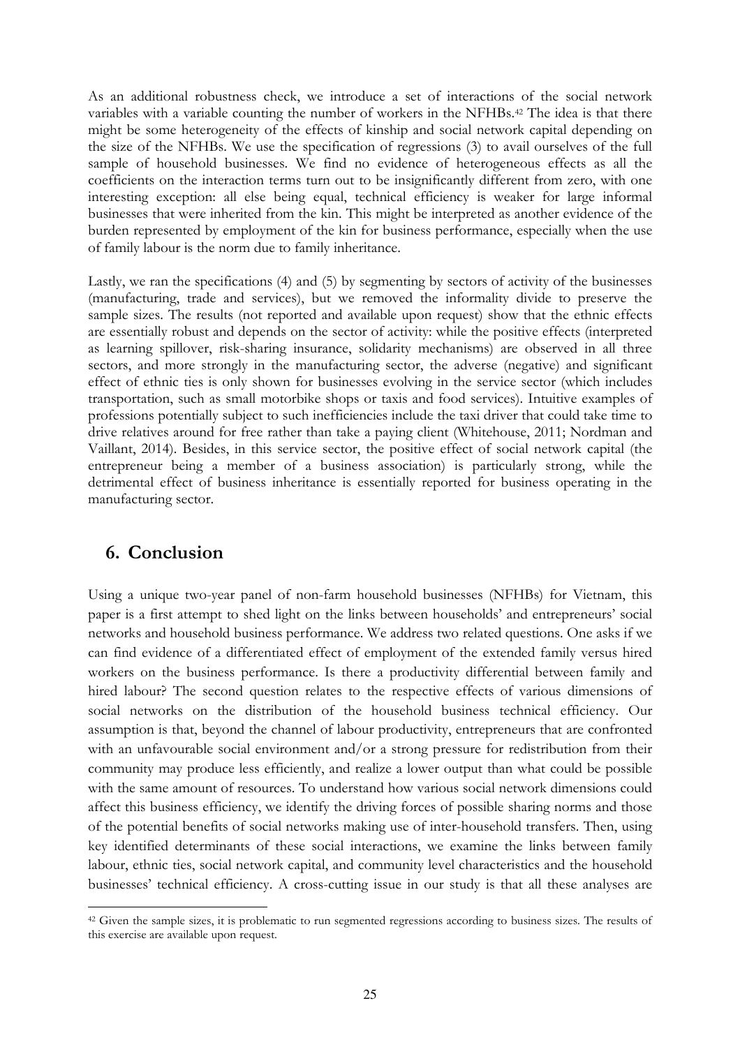As an additional robustness check, we introduce a set of interactions of the social network variables with a variable counting the number of workers in the NFHBs.[42] The idea is that there might be some heterogeneity of the effects of kinship and social network capital depending on the size of the NFHBs. We use the specification of regressions (3) to avail ourselves of the full sample of household businesses. We find no evidence of heterogeneous effects as all the coefficients on the interaction terms turn out to be insignificantly different from zero, with one interesting exception: all else being equal, technical efficiency is weaker for large informal businesses that were inherited from the kin. This might be interpreted as another evidence of the burden represented by employment of the kin for business performance, especially when the use of family labour is the norm due to family inheritance.

Lastly, we ran the specifications (4) and (5) by segmenting by sectors of activity of the businesses (manufacturing, trade and services), but we removed the informality divide to preserve the sample sizes. The results (not reported and available upon request) show that the ethnic effects are essentially robust and depends on the sector of activity: while the positive effects (interpreted as learning spillover, risk-sharing insurance, solidarity mechanisms) are observed in all three sectors, and more strongly in the manufacturing sector, the adverse (negative) and significant effect of ethnic ties is only shown for businesses evolving in the service sector (which includes transportation, such as small motorbike shops or taxis and food services). Intuitive examples of professions potentially subject to such inefficiencies include the taxi driver that could take time to drive relatives around for free rather than take a paying client (Whitehouse, 2011; Nordman and Vaillant, 2014). Besides, in this service sector, the positive effect of social network capital (the entrepreneur being a member of a business association) is particularly strong, while the detrimental effect of business inheritance is essentially reported for business operating in the manufacturing sector.

## 6. Conclusion

Using a unique two-year panel of non-farm household businesses (NFHBs) for Vietnam, this paper is a first attempt to shed light on the links between households' and entrepreneurs' social networks and household business performance. We address two related questions. One asks if we can find evidence of a differentiated effect of employment of the extended family versus hired workers on the business performance. Is there a productivity differential between family and hired labour? The second question relates to the respective effects of various dimensions of social networks on the distribution of the household business technical efficiency. Our assumption is that, beyond the channel of labour productivity, entrepreneurs that are confronted with an unfavourable social environment and/or a strong pressure for redistribution from their community may produce less efficiently, and realize a lower output than what could be possible with the same amount of resources. To understand how various social network dimensions could affect this business efficiency, we identify the driving forces of possible sharing norms and those of the potential benefits of social networks making use of inter-household transfers. Then, using key identified determinants of these social interactions, we examine the links between family labour, ethnic ties, social network capital, and community level characteristics and the household businesses' technical efficiency. A cross-cutting issue in our study is that all these analyses are

[42] Given the sample sizes, it is problematic to run segmented regressions according to business sizes. The results of this exercise are available upon request.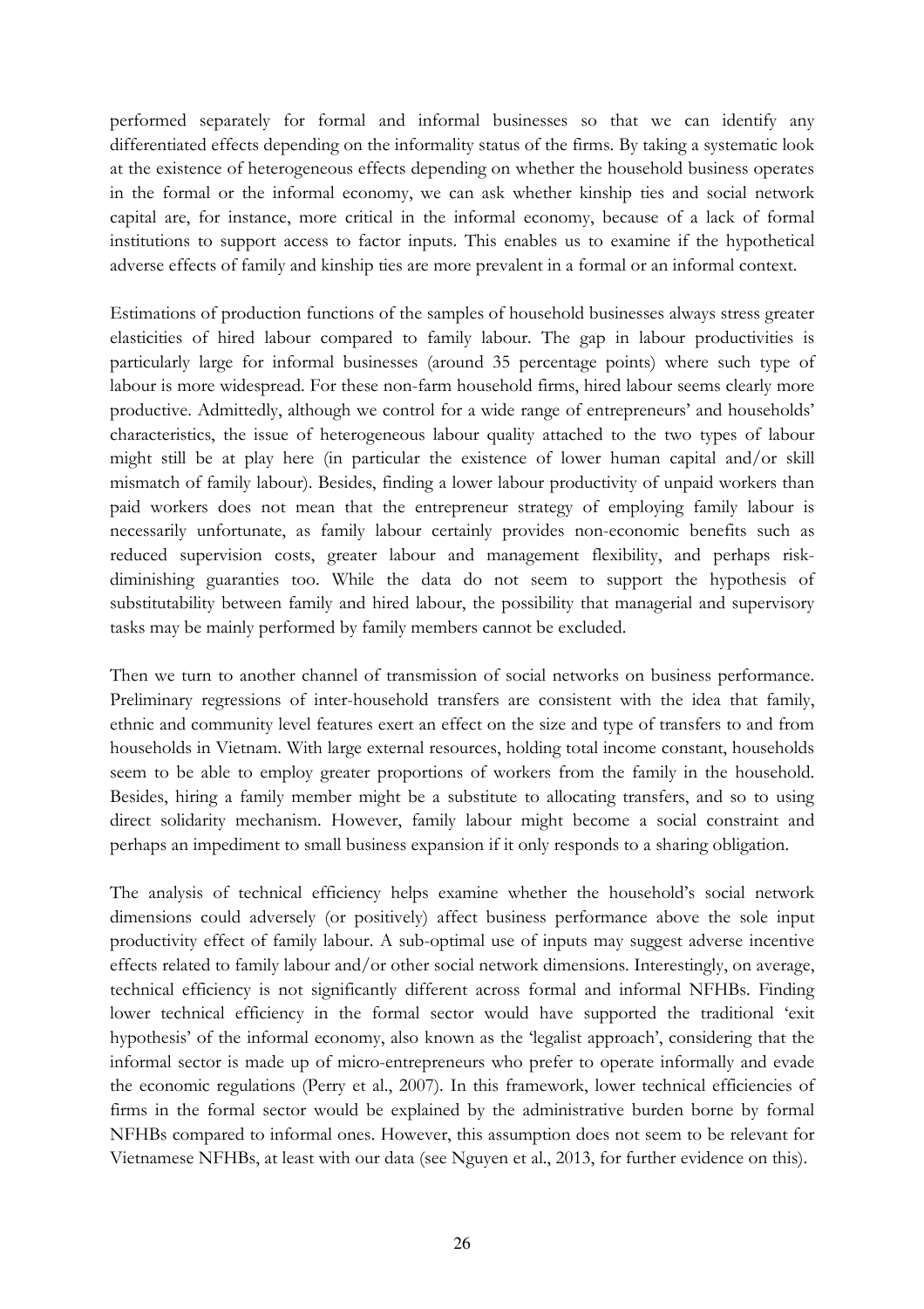performed separately for formal and informal businesses so that we can identify any differentiated effects depending on the informality status of the firms. By taking a systematic look at the existence of heterogeneous effects depending on whether the household business operates in the formal or the informal economy, we can ask whether kinship ties and social network capital are, for instance, more critical in the informal economy, because of a lack of formal institutions to support access to factor inputs. This enables us to examine if the hypothetical adverse effects of family and kinship ties are more prevalent in a formal or an informal context.

Estimations of production functions of the samples of household businesses always stress greater elasticities of hired labour compared to family labour. The gap in labour productivities is particularly large for informal businesses (around 35 percentage points) where such type of labour is more widespread. For these non-farm household firms, hired labour seems clearly more productive. Admittedly, although we control for a wide range of entrepreneurs' and households' characteristics, the issue of heterogeneous labour quality attached to the two types of labour might still be at play here (in particular the existence of lower human capital and/or skill mismatch of family labour). Besides, finding a lower labour productivity of unpaid workers than paid workers does not mean that the entrepreneur strategy of employing family labour is necessarily unfortunate, as family labour certainly provides non-economic benefits such as reduced supervision costs, greater labour and management flexibility, and perhaps risk-diminishing guaranties too. While the data do not seem to support the hypothesis of substitutability between family and hired labour, the possibility that managerial and supervisory tasks may be mainly performed by family members cannot be excluded.

Then we turn to another channel of transmission of social networks on business performance. Preliminary regressions of inter-household transfers are consistent with the idea that family, ethnic and community level features exert an effect on the size and type of transfers to and from households in Vietnam. With large external resources, holding total income constant, households seem to be able to employ greater proportions of workers from the family in the household. Besides, hiring a family member might be a substitute to allocating transfers, and so to using direct solidarity mechanism. However, family labour might become a social constraint and perhaps an impediment to small business expansion if it only responds to a sharing obligation.

The analysis of technical efficiency helps examine whether the household's social network dimensions could adversely (or positively) affect business performance above the sole input productivity effect of family labour. A sub-optimal use of inputs may suggest adverse incentive effects related to family labour and/or other social network dimensions. Interestingly, on average, technical efficiency is not significantly different across formal and informal NFHBs. Finding lower technical efficiency in the formal sector would have supported the traditional 'exit hypothesis' of the informal economy, also known as the 'legalist approach', considering that the informal sector is made up of micro-entrepreneurs who prefer to operate informally and evade the economic regulations (Perry et al., 2007). In this framework, lower technical efficiencies of firms in the formal sector would be explained by the administrative burden borne by formal NFHBs compared to informal ones. However, this assumption does not seem to be relevant for Vietnamese NFHBs, at least with our data (see Nguyen et al., 2013, for further evidence on this).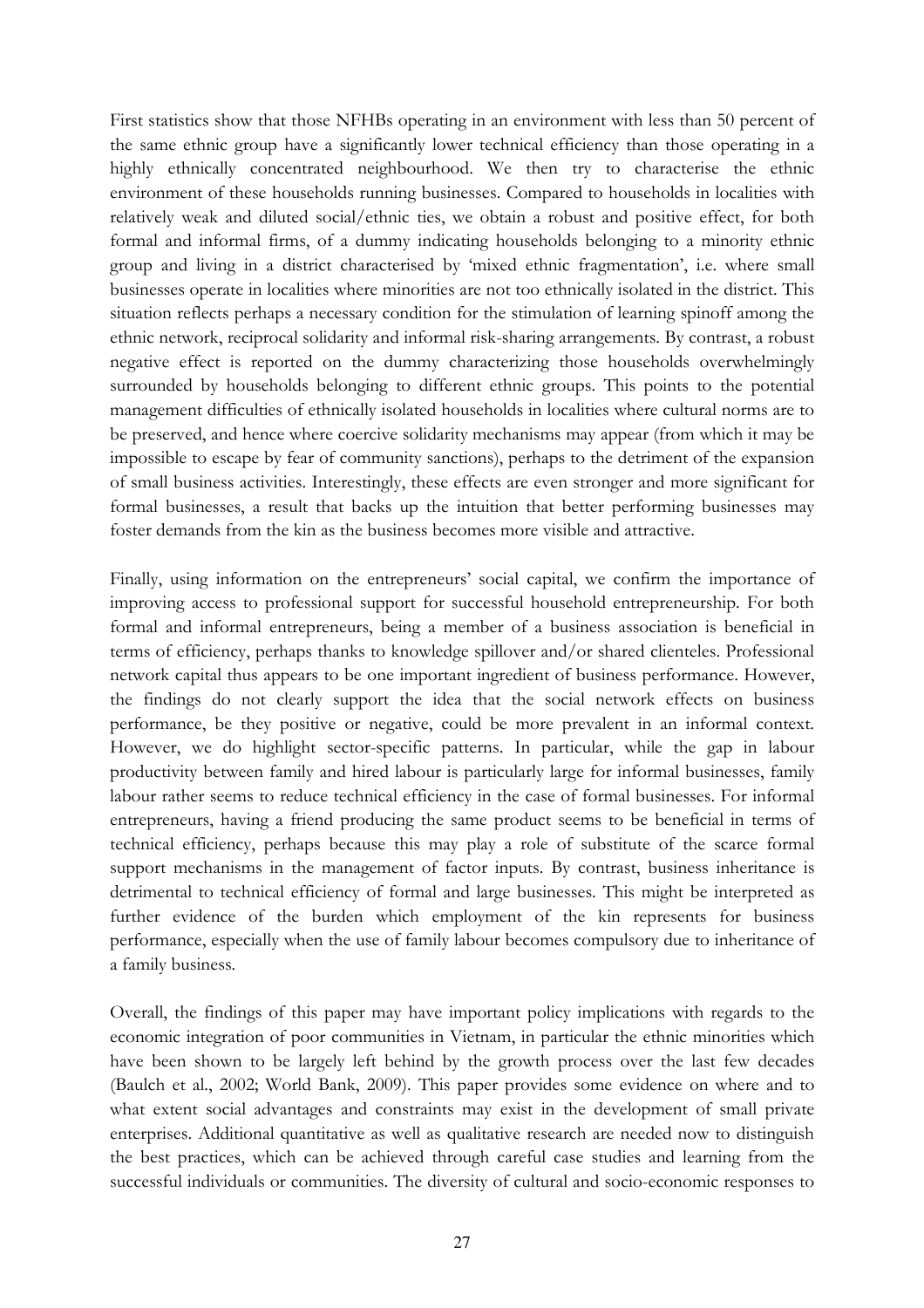First statistics show that those NFHBs operating in an environment with less than 50 percent of the same ethnic group have a significantly lower technical efficiency than those operating in a highly ethnically concentrated neighbourhood. We then try to characterise the ethnic environment of these households running businesses. Compared to households in localities with relatively weak and diluted social/ethnic ties, we obtain a robust and positive effect, for both formal and informal firms, of a dummy indicating households belonging to a minority ethnic group and living in a district characterised by 'mixed ethnic fragmentation', i.e. where small businesses operate in localities where minorities are not too ethnically isolated in the district. This situation reflects perhaps a necessary condition for the stimulation of learning spinoff among the ethnic network, reciprocal solidarity and informal risk-sharing arrangements. By contrast, a robust negative effect is reported on the dummy characterizing those households overwhelmingly surrounded by households belonging to different ethnic groups. This points to the potential management difficulties of ethnically isolated households in localities where cultural norms are to be preserved, and hence where coercive solidarity mechanisms may appear (from which it may be impossible to escape by fear of community sanctions), perhaps to the detriment of the expansion of small business activities. Interestingly, these effects are even stronger and more significant for formal businesses, a result that backs up the intuition that better performing businesses may foster demands from the kin as the business becomes more visible and attractive.

Finally, using information on the entrepreneurs' social capital, we confirm the importance of improving access to professional support for successful household entrepreneurship. For both formal and informal entrepreneurs, being a member of a business association is beneficial in terms of efficiency, perhaps thanks to knowledge spillover and/or shared clienteles. Professional network capital thus appears to be one important ingredient of business performance. However, the findings do not clearly support the idea that the social network effects on business performance, be they positive or negative, could be more prevalent in an informal context. However, we do highlight sector-specific patterns. In particular, while the gap in labour productivity between family and hired labour is particularly large for informal businesses, family labour rather seems to reduce technical efficiency in the case of formal businesses. For informal entrepreneurs, having a friend producing the same product seems to be beneficial in terms of technical efficiency, perhaps because this may play a role of substitute of the scarce formal support mechanisms in the management of factor inputs. By contrast, business inheritance is detrimental to technical efficiency of formal and large businesses. This might be interpreted as further evidence of the burden which employment of the kin represents for business performance, especially when the use of family labour becomes compulsory due to inheritance of a family business.

Overall, the findings of this paper may have important policy implications with regards to the economic integration of poor communities in Vietnam, in particular the ethnic minorities which have been shown to be largely left behind by the growth process over the last few decades (Baulch et al., 2002; World Bank, 2009). This paper provides some evidence on where and to what extent social advantages and constraints may exist in the development of small private enterprises. Additional quantitative as well as qualitative research are needed now to distinguish the best practices, which can be achieved through careful case studies and learning from the successful individuals or communities. The diversity of cultural and socio-economic responses to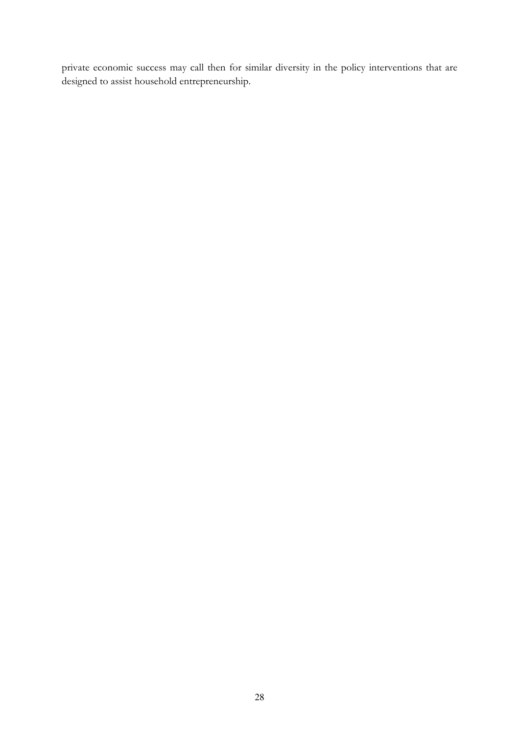private economic success may call then for similar diversity in the policy interventions that are designed to assist household entrepreneurship.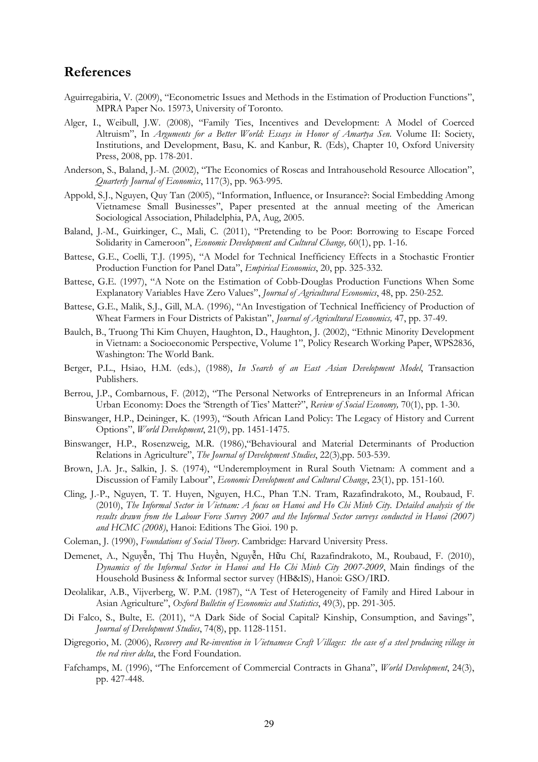## References

Aguirregabiria, V. (2009), "Econometric Issues and Methods in the Estimation of Production Functions", MPRA Paper No. 15973, University of Toronto.

Alger, I., Weibull, J.W. (2008), "Family Ties, Incentives and Development: A Model of Coerced Altruism", In *Arguments for a Better World: Essays in Honor of Amartya Sen*. Volume II: Society, Institutions, and Development, Basu, K. and Kanbur, R. (Eds), Chapter 10, Oxford University Press, 2008, pp. 178-201.

Anderson, S., Baland, J.-M. (2002), "The Economics of Roscas and Intrahousehold Resource Allocation", *Quarterly Journal of Economics*, 117(3), pp. 963-995.

Appold, S.J., Nguyen, Quy Tan (2005), "Information, Influence, or Insurance?: Social Embedding Among Vietnamese Small Businesses", Paper presented at the annual meeting of the American Sociological Association, Philadelphia, PA, Aug, 2005.

Baland, J.-M., Guirkinger, C., Mali, C. (2011), "Pretending to be Poor: Borrowing to Escape Forced Solidarity in Cameroon", *Economic Development and Cultural Change,* 60(1), pp. 1-16.

Battese, G.E., Coelli, T.J. (1995), "A Model for Technical Inefficiency Effects in a Stochastic Frontier Production Function for Panel Data", *Empirical Economics*, 20, pp. 325-332.

Battese, G.E. (1997), "A Note on the Estimation of Cobb-Douglas Production Functions When Some Explanatory Variables Have Zero Values", *Journal of Agricultural Economics*, 48, pp. 250-252.

Battese, G.E., Malik, S.J., Gill, M.A. (1996), "An Investigation of Technical Inefficiency of Production of Wheat Farmers in Four Districts of Pakistan", *Journal of Agricultural Economics,* 47, pp. 37-49.

Baulch, B., Truong Thi Kim Chuyen, Haughton, D., Haughton, J. (2002), "Ethnic Minority Development in Vietnam: a Socioeconomic Perspective, Volume 1", Policy Research Working Paper, WPS2836, Washington: The World Bank.

Berger, P.L., Hsiao, H.M. (eds.), (1988), *In Search of an East Asian Development Model*, Transaction Publishers.

Berrou, J.P., Combarnous, F. (2012), "The Personal Networks of Entrepreneurs in an Informal African Urban Economy: Does the 'Strength of Ties' Matter?", *Review of Social Economy,* 70(1), pp. 1-30.

Binswanger, H.P., Deininger, K. (1993), "South African Land Policy: The Legacy of History and Current Options", *World Development*, 21(9), pp. 1451-1475.

Binswanger, H.P., Rosenzweig, M.R. (1986),"Behavioural and Material Determinants of Production Relations in Agriculture", *The Journal of Development Studies*, 22(3),pp. 503-539.

Brown, J.A. Jr., Salkin, J. S. (1974), "Underemployment in Rural South Vietnam: A comment and a Discussion of Family Labour", *Economic Development and Cultural Change*, 23(1), pp. 151-160.

Cling, J.-P., Nguyen, T. T. Huyen, Nguyen, H.C., Phan T.N. Tram, Razafindrakoto, M., Roubaud, F. (2010), *The Informal Sector in Vietnam: A focus on Hanoi and Ho Chi Minh City. Detailed analysis of the results drawn from the Labour Force Survey 2007 and the Informal Sector surveys conducted in Hanoi (2007) and HCMC (2008)*, Hanoi: Editions The Gioi. 190 p.

Coleman, J. (1990), *Foundations of Social Theory*. Cambridge: Harvard University Press.

Demenet, A., Nguyễn, Thị Thu Huyền, Nguyễn, Hữu Chí, Razafindrakoto, M., Roubaud, F. (2010), *Dynamics of the Informal Sector in Hanoi and Ho Chi Minh City 2007-2009*, Main findings of the Household Business & Informal sector survey (HB&IS), Hanoi: GSO/IRD.

Deolalikar, A.B., Vijverberg, W. P.M. (1987), "A Test of Heterogeneity of Family and Hired Labour in Asian Agriculture", *Oxford Bulletin of Economics and Statistics*, 49(3), pp. 291-305.

Di Falco, S., Bulte, E. (2011), "A Dark Side of Social Capital? Kinship, Consumption, and Savings", *Journal of Development Studies*, 74(8), pp. 1128-1151.

Digregorio, M. (2006), *Recovery and Re-invention in Vietnamese Craft Villages: the case of a steel producing village in the red river delta*, the Ford Foundation.

Fafchamps, M. (1996), "The Enforcement of Commercial Contracts in Ghana", *World Development*, 24(3), pp. 427-448.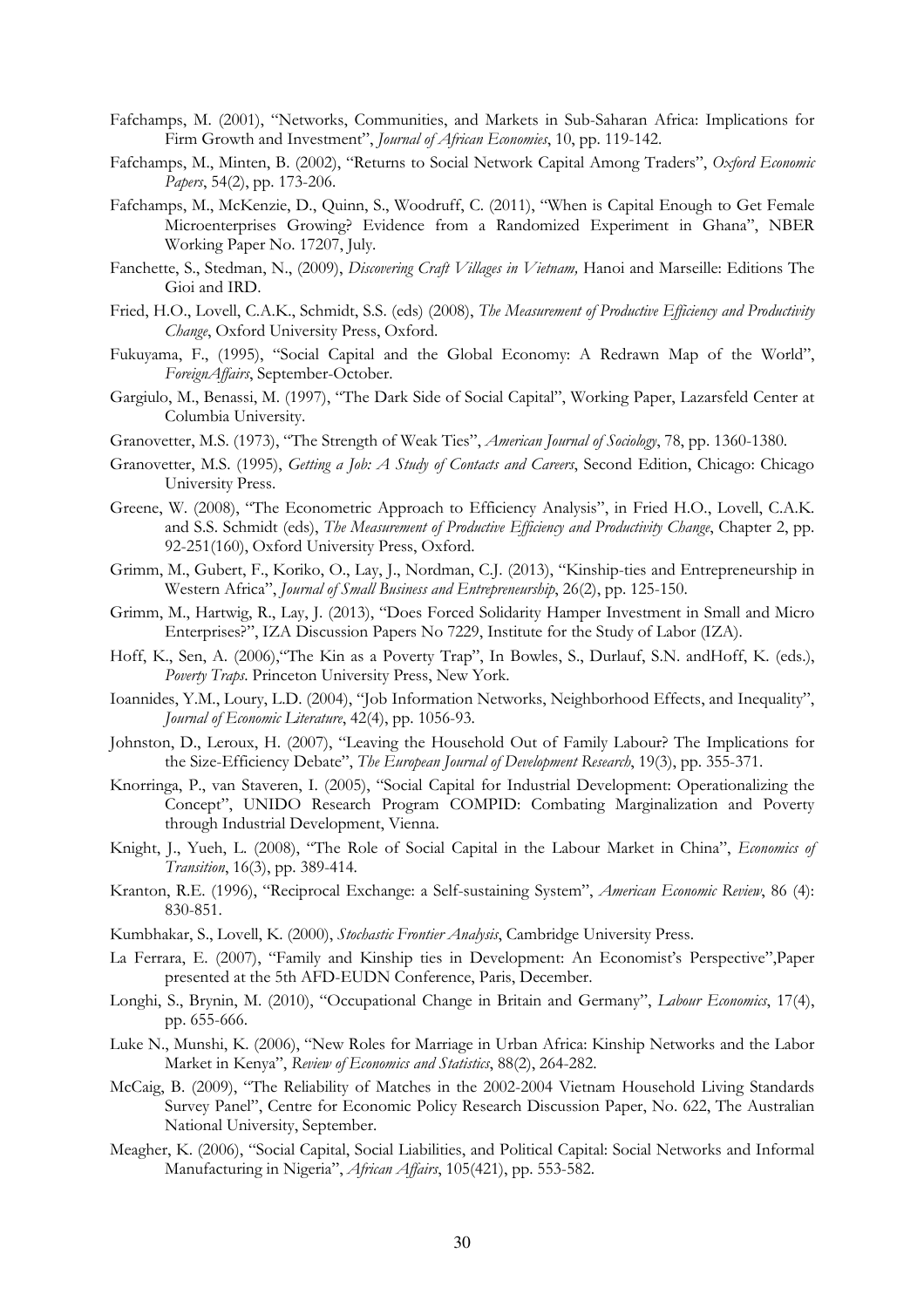Fafchamps, M. (2001), "Networks, Communities, and Markets in Sub-Saharan Africa: Implications for Firm Growth and Investment", *Journal of African Economies*, 10, pp. 119-142.

Fafchamps, M., Minten, B. (2002), "Returns to Social Network Capital Among Traders", *Oxford Economic Papers*, 54(2), pp. 173-206.

Fafchamps, M., McKenzie, D., Quinn, S., Woodruff, C. (2011), "When is Capital Enough to Get Female Microenterprises Growing? Evidence from a Randomized Experiment in Ghana", NBER Working Paper No. 17207, July.

Fanchette, S., Stedman, N., (2009), *Discovering Craft Villages in Vietnam,* Hanoi and Marseille: Editions The Gioi and IRD.

Fried, H.O., Lovell, C.A.K., Schmidt, S.S. (eds) (2008), *The Measurement of Productive Efficiency and Productivity Change*, Oxford University Press, Oxford.

Fukuyama, F., (1995), "Social Capital and the Global Economy: A Redrawn Map of the World", *ForeignAffairs*, September-October.

Gargiulo, M., Benassi, M. (1997), "The Dark Side of Social Capital", Working Paper, Lazarsfeld Center at Columbia University.

Granovetter, M.S. (1973), "The Strength of Weak Ties", *American Journal of Sociology*, 78, pp. 1360-1380.

Granovetter, M.S. (1995), *Getting a Job: A Study of Contacts and Careers*, Second Edition, Chicago: Chicago University Press.

Greene, W. (2008), "The Econometric Approach to Efficiency Analysis", in Fried H.O., Lovell, C.A.K. and S.S. Schmidt (eds), *The Measurement of Productive Efficiency and Productivity Change*, Chapter 2, pp. 92-251(160), Oxford University Press, Oxford.

Grimm, M., Gubert, F., Koriko, O., Lay, J., Nordman, C.J. (2013), "Kinship-ties and Entrepreneurship in Western Africa", *Journal of Small Business and Entrepreneurship*, 26(2), pp. 125-150.

Grimm, M., Hartwig, R., Lay, J. (2013), "Does Forced Solidarity Hamper Investment in Small and Micro Enterprises?", IZA Discussion Papers No 7229, Institute for the Study of Labor (IZA).

Hoff, K., Sen, A. (2006),"The Kin as a Poverty Trap", In Bowles, S., Durlauf, S.N. andHoff, K. (eds.), *Poverty Traps*. Princeton University Press, New York.

Ioannides, Y.M., Loury, L.D. (2004), "Job Information Networks, Neighborhood Effects, and Inequality", *Journal of Economic Literature*, 42(4), pp. 1056-93.

Johnston, D., Leroux, H. (2007), "Leaving the Household Out of Family Labour? The Implications for the Size-Efficiency Debate", *The European Journal of Development Research*, 19(3), pp. 355-371.

Knorringa, P., van Staveren, I. (2005), "Social Capital for Industrial Development: Operationalizing the Concept", UNIDO Research Program COMPID: Combating Marginalization and Poverty through Industrial Development, Vienna.

Knight, J., Yueh, L. (2008), "The Role of Social Capital in the Labour Market in China", *Economics of Transition*, 16(3), pp. 389-414.

Kranton, R.E. (1996), "Reciprocal Exchange: a Self-sustaining System", *American Economic Review*, 86 (4): 830-851.

Kumbhakar, S., Lovell, K. (2000), *Stochastic Frontier Analysis*, Cambridge University Press.

La Ferrara, E. (2007), "Family and Kinship ties in Development: An Economist's Perspective",Paper presented at the 5th AFD-EUDN Conference, Paris, December.

Longhi, S., Brynin, M. (2010), "Occupational Change in Britain and Germany", *Labour Economics*, 17(4), pp. 655-666.

Luke N., Munshi, K. (2006), "New Roles for Marriage in Urban Africa: Kinship Networks and the Labor Market in Kenya", *Review of Economics and Statistics*, 88(2), 264-282.

McCaig, B. (2009), "The Reliability of Matches in the 2002-2004 Vietnam Household Living Standards Survey Panel", Centre for Economic Policy Research Discussion Paper, No. 622, The Australian National University, September.

Meagher, K. (2006), "Social Capital, Social Liabilities, and Political Capital: Social Networks and Informal Manufacturing in Nigeria", *African Affairs*, 105(421), pp. 553-582.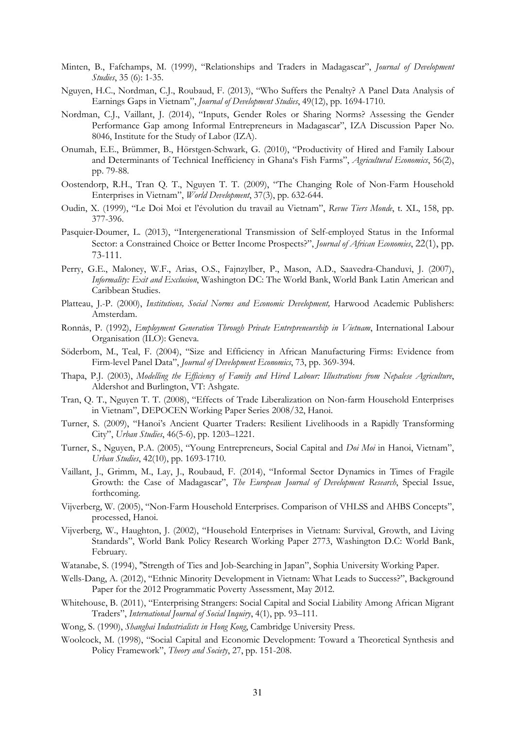Minten, B., Fafchamps, M. (1999), "Relationships and Traders in Madagascar", *Journal of Development Studies*, 35 (6): 1-35.

Nguyen, H.C., Nordman, C.J., Roubaud, F. (2013), "Who Suffers the Penalty? A Panel Data Analysis of Earnings Gaps in Vietnam", *Journal of Development Studies*, 49(12), pp. 1694-1710.

Nordman, C.J., Vaillant, J. (2014), "Inputs, Gender Roles or Sharing Norms? Assessing the Gender Performance Gap among Informal Entrepreneurs in Madagascar", IZA Discussion Paper No. 8046, Institute for the Study of Labor (IZA).

Onumah, E.E., Brümmer, B., Hörstgen-Schwark, G. (2010), "Productivity of Hired and Family Labour and Determinants of Technical Inefficiency in Ghana's Fish Farms", *Agricultural Economics*, 56(2), pp. 79-88.

Oostendorp, R.H., Tran Q. T., Nguyen T. T. (2009), "The Changing Role of Non-Farm Household Enterprises in Vietnam", *World Development*, 37(3), pp. 632-644.

Oudin, X. (1999), "Le Doi Moi et l'évolution du travail au Vietnam", *Revue Tiers Monde*, t. XL, 158, pp. 377-396.

Pasquier-Doumer, L. (2013), "Intergenerational Transmission of Self-employed Status in the Informal Sector: a Constrained Choice or Better Income Prospects?", *Journal of African Economies*, 22(1), pp. 73-111.

Perry, G.E., Maloney, W.F., Arias, O.S., Fajnzylber, P., Mason, A.D., Saavedra-Chanduvi, J. (2007), *Informality: Exit and Exclusion*, Washington DC: The World Bank, World Bank Latin American and Caribbean Studies.

Platteau, J.-P. (2000), *Institutions, Social Norms and Economic Development,* Harwood Academic Publishers: Amsterdam.

Ronnås, P. (1992), *Employment Generation Through Private Entrepreneurship in Vietnam*, International Labour Organisation (ILO): Geneva.

Söderbom, M., Teal, F. (2004), "Size and Efficiency in African Manufacturing Firms: Evidence from Firm-level Panel Data", *Journal of Development Economics*, 73, pp. 369-394.

Thapa, P.J. (2003), *Modelling the Efficiency of Family and Hired Labour: Illustrations from Nepalese Agriculture*, Aldershot and Burlington, VT: Ashgate.

Tran, Q. T., Nguyen T. T. (2008), "Effects of Trade Liberalization on Non-farm Household Enterprises in Vietnam", DEPOCEN Working Paper Series 2008/32, Hanoi.

Turner, S. (2009), "Hanoi's Ancient Quarter Traders: Resilient Livelihoods in a Rapidly Transforming City", *Urban Studies*, 46(5-6), pp. 1203–1221.

Turner, S., Nguyen, P.A. (2005), "Young Entrepreneurs, Social Capital and *Doi Moi* in Hanoi, Vietnam", *Urban Studies*, 42(10), pp. 1693-1710.

Vaillant, J., Grimm, M., Lay, J., Roubaud, F. (2014), "Informal Sector Dynamics in Times of Fragile Growth: the Case of Madagascar", *The European Journal of Development Research*, Special Issue, forthcoming.

Vijverberg, W. (2005), "Non-Farm Household Enterprises. Comparison of VHLSS and AHBS Concepts", processed, Hanoi.

Vijverberg, W., Haughton, J. (2002), "Household Enterprises in Vietnam: Survival, Growth, and Living Standards", World Bank Policy Research Working Paper 2773, Washington D.C: World Bank, February.

Watanabe, S. (1994), "Strength of Ties and Job-Searching in Japan", Sophia University Working Paper.

Wells-Dang, A. (2012), "Ethnic Minority Development in Vietnam: What Leads to Success?", Background Paper for the 2012 Programmatic Poverty Assessment, May 2012.

Whitehouse, B. (2011), "Enterprising Strangers: Social Capital and Social Liability Among African Migrant Traders", *International Journal of Social Inquiry*, 4(1), pp. 93–111.

Wong, S. (1990), *Shanghai Industrialists in Hong Kong*, Cambridge University Press.

Woolcock, M. (1998), "Social Capital and Economic Development: Toward a Theoretical Synthesis and Policy Framework", *Theory and Society*, 27, pp. 151-208.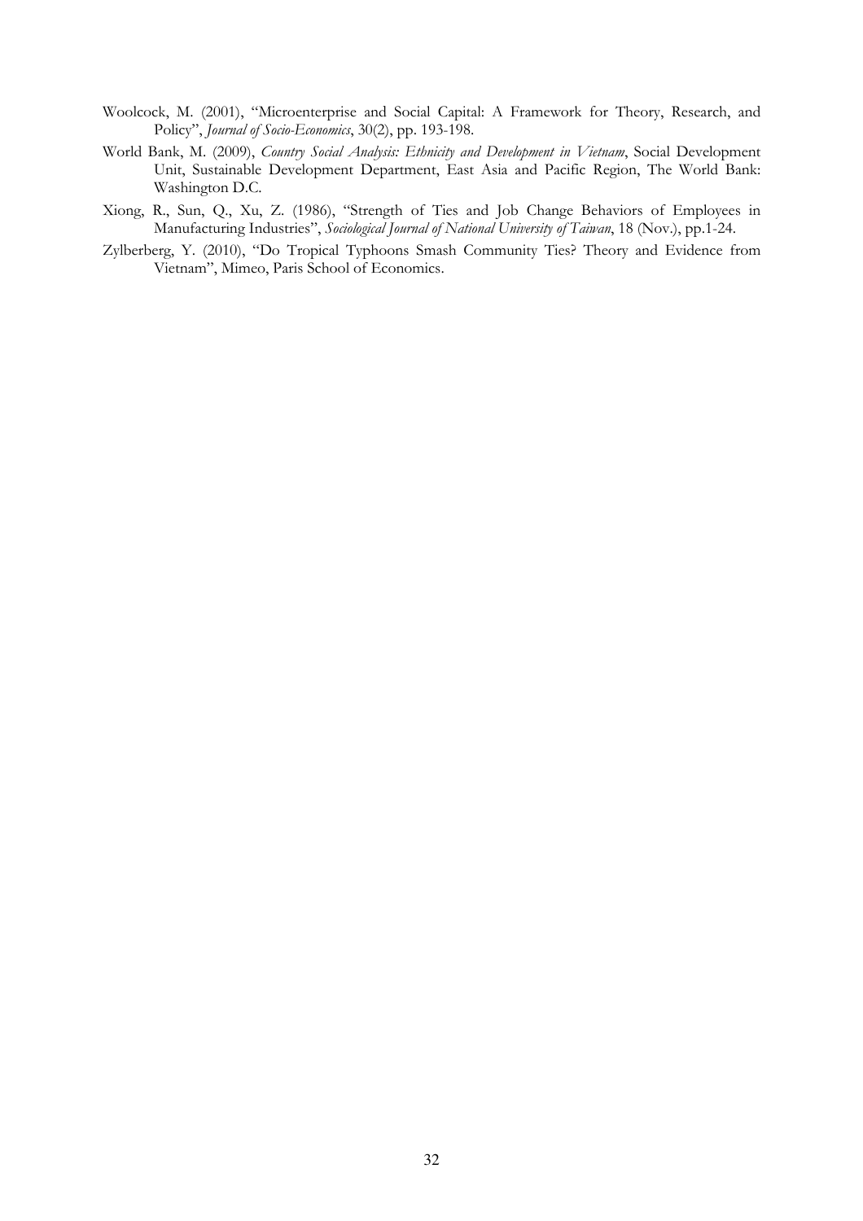Woolcock, M. (2001), "Microenterprise and Social Capital: A Framework for Theory, Research, and Policy", *Journal of Socio-Economics*, 30(2), pp. 193-198.

World Bank, M. (2009), *Country Social Analysis: Ethnicity and Development in Vietnam*, Social Development Unit, Sustainable Development Department, East Asia and Pacific Region, The World Bank: Washington D.C.

Xiong, R., Sun, Q., Xu, Z. (1986), "Strength of Ties and Job Change Behaviors of Employees in Manufacturing Industries", *Sociological Journal of National University of Taiwan*, 18 (Nov.), pp.1-24.

Zylberberg, Y. (2010), "Do Tropical Typhoons Smash Community Ties? Theory and Evidence from Vietnam", Mimeo, Paris School of Economics.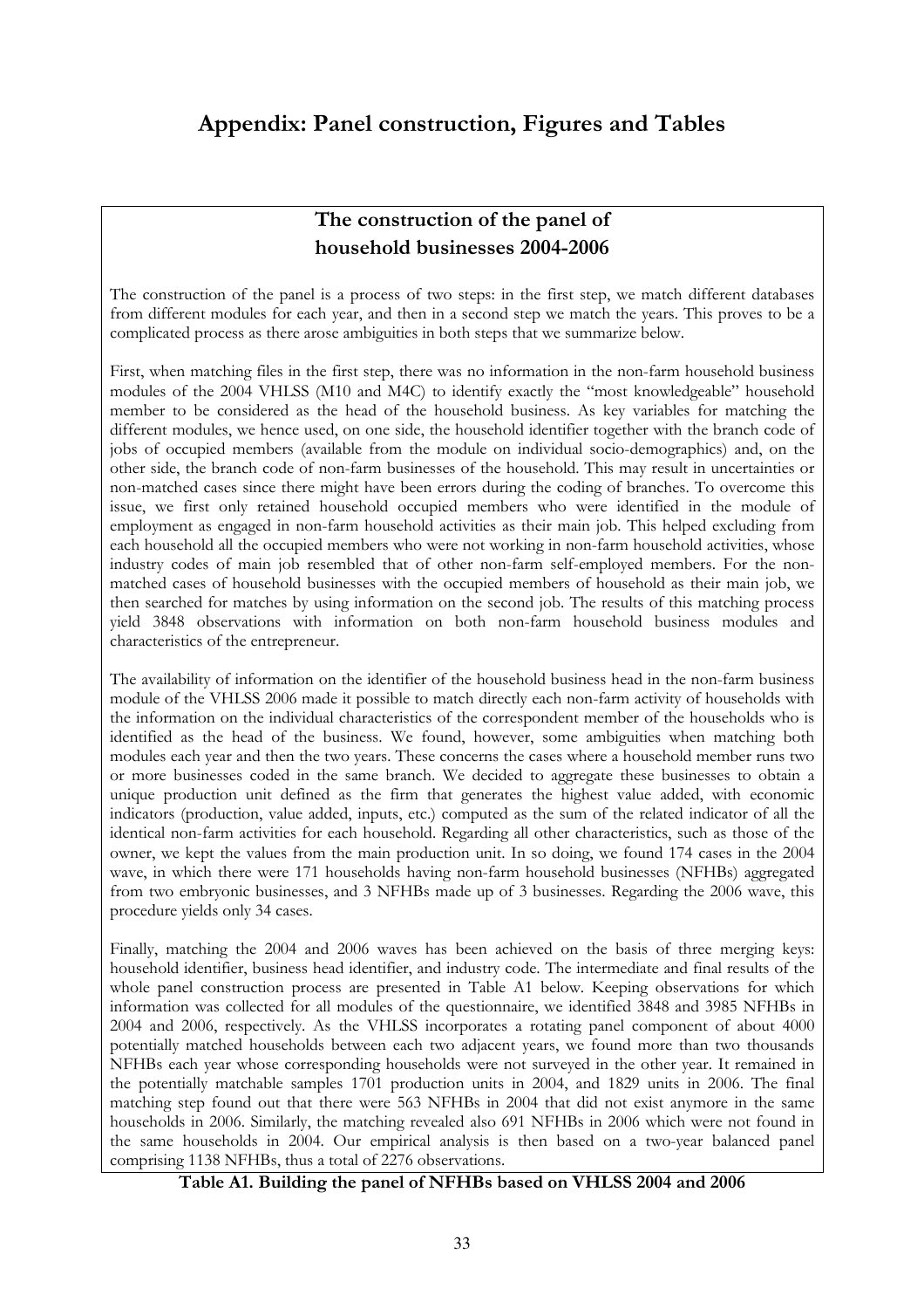# Appendix: Panel construction, Figures and Tables

## The construction of the panel of household businesses 2004-2006

The construction of the panel is a process of two steps: in the first step, we match different databases from different modules for each year, and then in a second step we match the years. This proves to be a complicated process as there arose ambiguities in both steps that we summarize below.

First, when matching files in the first step, there was no information in the non-farm household business modules of the 2004 VHLSS (M10 and M4C) to identify exactly the "most knowledgeable" household member to be considered as the head of the household business. As key variables for matching the different modules, we hence used, on one side, the household identifier together with the branch code of jobs of occupied members (available from the module on individual socio-demographics) and, on the other side, the branch code of non-farm businesses of the household. This may result in uncertainties or non-matched cases since there might have been errors during the coding of branches. To overcome this issue, we first only retained household occupied members who were identified in the module of employment as engaged in non-farm household activities as their main job. This helped excluding from each household all the occupied members who were not working in non-farm household activities, whose industry codes of main job resembled that of other non-farm self-employed members. For the non-matched cases of household businesses with the occupied members of household as their main job, we then searched for matches by using information on the second job. The results of this matching process yield 3848 observations with information on both non-farm household business modules and characteristics of the entrepreneur.

The availability of information on the identifier of the household business head in the non-farm business module of the VHLSS 2006 made it possible to match directly each non-farm activity of households with the information on the individual characteristics of the correspondent member of the households who is identified as the head of the business. We found, however, some ambiguities when matching both modules each year and then the two years. These concerns the cases where a household member runs two or more businesses coded in the same branch. We decided to aggregate these businesses to obtain a unique production unit defined as the firm that generates the highest value added, with economic indicators (production, value added, inputs, etc.) computed as the sum of the related indicator of all the identical non-farm activities for each household. Regarding all other characteristics, such as those of the owner, we kept the values from the main production unit. In so doing, we found 174 cases in the 2004 wave, in which there were 171 households having non-farm household businesses (NFHBs) aggregated from two embryonic businesses, and 3 NFHBs made up of 3 businesses. Regarding the 2006 wave, this procedure yields only 34 cases.

Finally, matching the 2004 and 2006 waves has been achieved on the basis of three merging keys: household identifier, business head identifier, and industry code. The intermediate and final results of the whole panel construction process are presented in Table A1 below. Keeping observations for which information was collected for all modules of the questionnaire, we identified 3848 and 3985 NFHBs in 2004 and 2006, respectively. As the VHLSS incorporates a rotating panel component of about 4000 potentially matched households between each two adjacent years, we found more than two thousands NFHBs each year whose corresponding households were not surveyed in the other year. It remained in the potentially matchable samples 1701 production units in 2004, and 1829 units in 2006. The final matching step found out that there were 563 NFHBs in 2004 that did not exist anymore in the same households in 2006. Similarly, the matching revealed also 691 NFHBs in 2006 which were not found in the same households in 2004. Our empirical analysis is then based on a two-year balanced panel comprising 1138 NFHBs, thus a total of 2276 observations.

**Table A1. Building the panel of NFHBs based on VHLSS 2004 and 2006**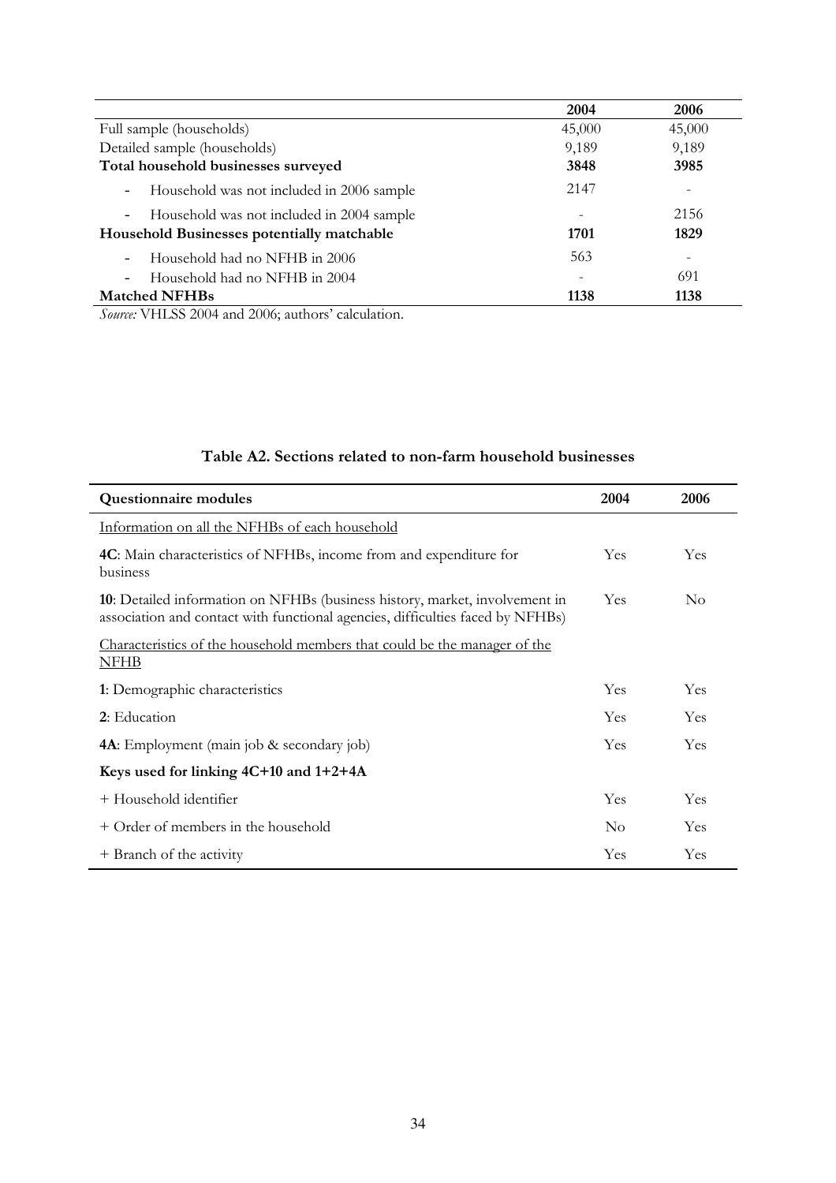| | 2004 | 2006 |
|---|---|---|
| Full sample (households) | 45,000 | 45,000 |
| Detailed sample (households) | 9,189 | 9,189 |
| **Total household businesses surveyed** | **3848** | **3985** |
| - Household was not included in 2006 sample | 2147 | - |
| - Household was not included in 2004 sample | - | 2156 |
| **Household Businesses potentially matchable** | **1701** | **1829** |
| - Household had no NFHB in 2006 | 563 | - |
| - Household had no NFHB in 2004 | - | 691 |
| **Matched NFHBs** | **1138** | **1138** |

*Source:* VHLSS 2004 and 2006; authors' calculation.

### Table A2. Sections related to non-farm household businesses

| Questionnaire modules | 2004 | 2006 |
|---|---|---|
| Information on all the NFHBs of each household | | |
| **4C**: Main characteristics of NFHBs, income from and expenditure for business | Yes | Yes |
| **10**: Detailed information on NFHBs (business history, market, involvement in association and contact with functional agencies, difficulties faced by NFHBs) | Yes | No |
| Characteristics of the household members that could be the manager of the NFHB | | |
| **1**: Demographic characteristics | Yes | Yes |
| **2**: Education | Yes | Yes |
| **4A**: Employment (main job & secondary job) | Yes | Yes |
| **Keys used for linking 4C+10 and 1+2+4A** | | |
| + Household identifier | Yes | Yes |
| + Order of members in the household | No | Yes |
| + Branch of the activity | Yes | Yes |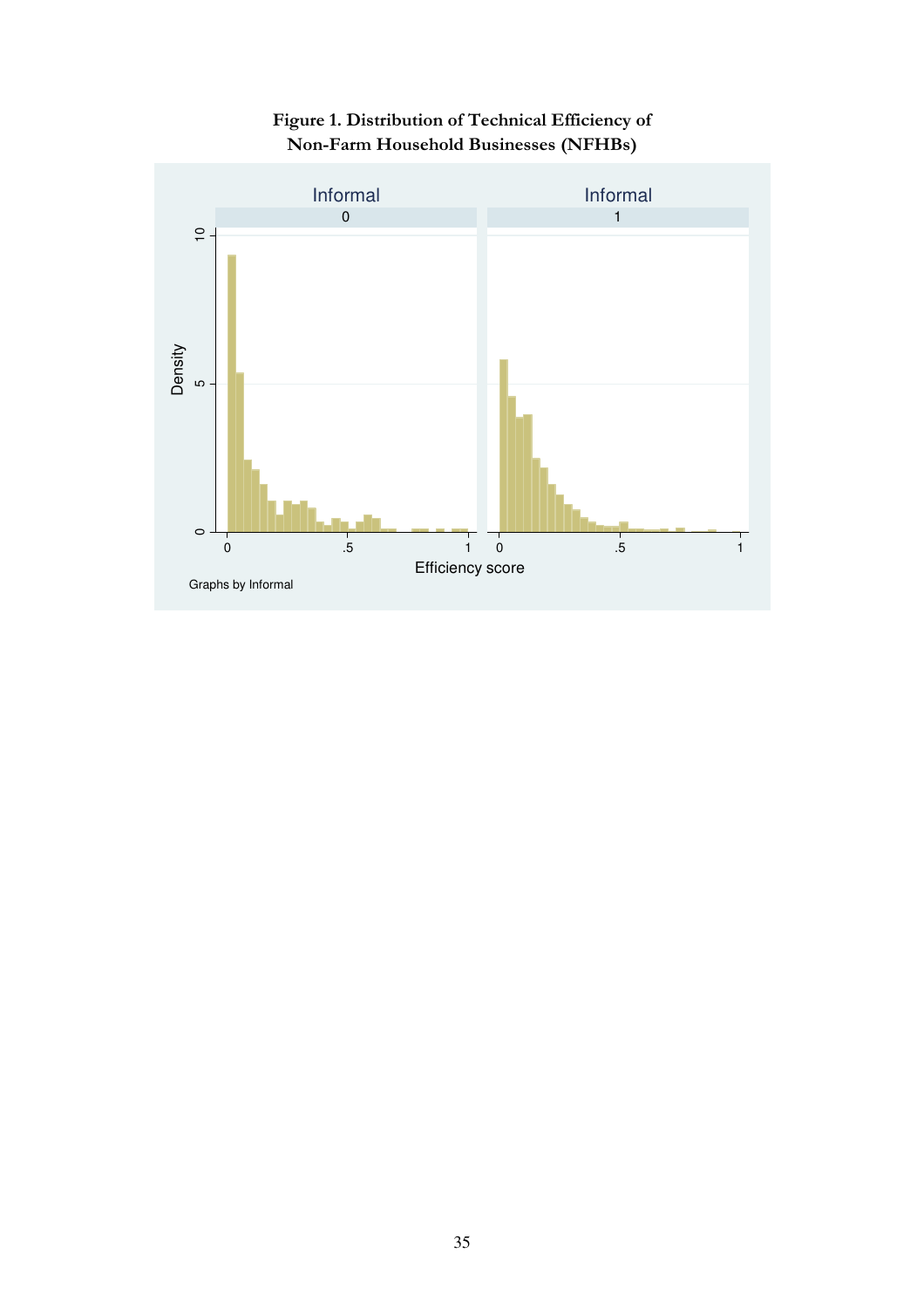**Figure 1. Distribution of Technical Efficiency of Non-Farm Household Businesses (NFHBs)**

Informal

0

Informal

1

Density

0

5

10

0

.5

1

0

.5

1

Efficiency score

Graphs by Informal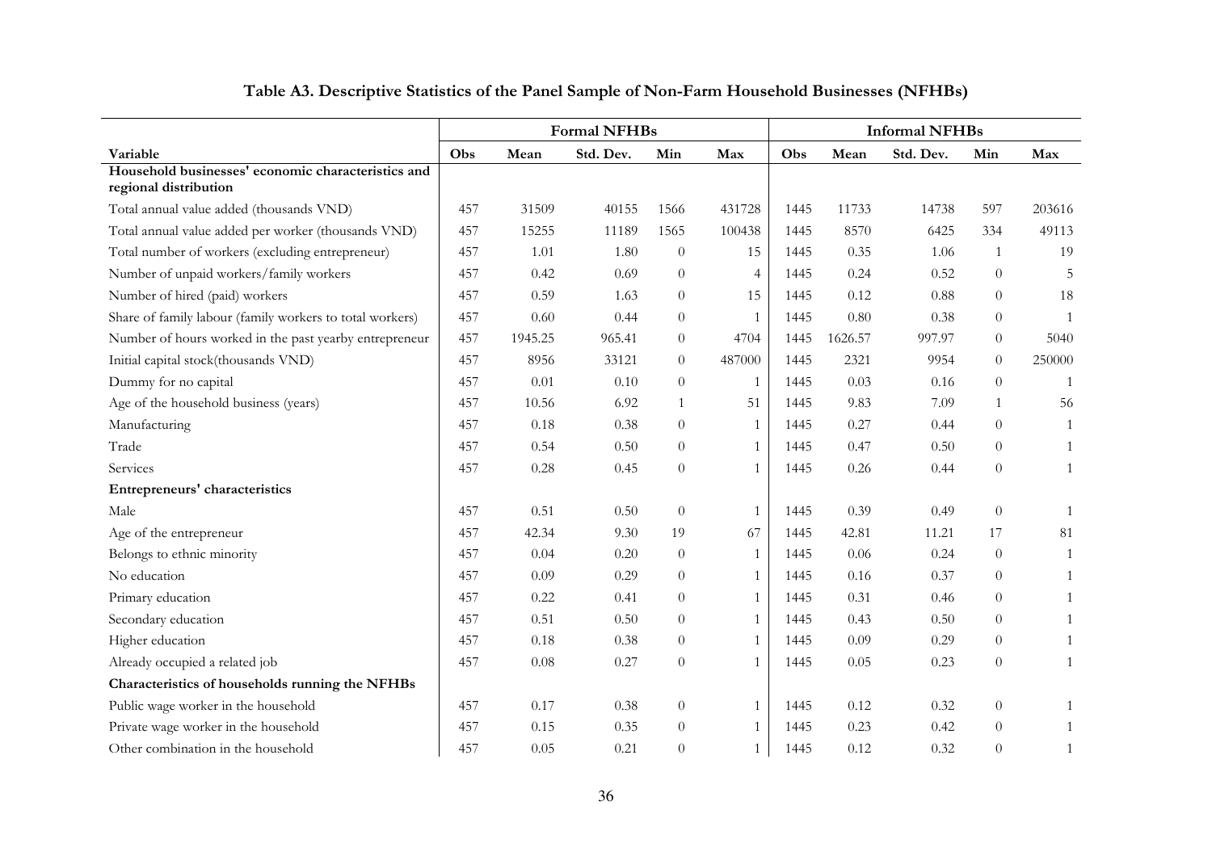**Table A3. Descriptive Statistics of the Panel Sample of Non-Farm Household Businesses (NFHBs)**

| | Formal NFHBs | | | | | Informal NFHBs | | | | |
|---|---|---|---|---|---|---|---|---|---|---|
| Variable | Obs | Mean | Std. Dev. | Min | Max | Obs | Mean | Std. Dev. | Min | Max |
| **Household businesses' economic characteristics and regional distribution** | | | | | | | | | | |
| Total annual value added (thousands VND) | 457 | 31509 | 40155 | 1566 | 431728 | 1445 | 11733 | 14738 | 597 | 203616 |
| Total annual value added per worker (thousands VND) | 457 | 15255 | 11189 | 1565 | 100438 | 1445 | 8570 | 6425 | 334 | 49113 |
| Total number of workers (excluding entrepreneur) | 457 | 1.01 | 1.80 | 0 | 15 | 1445 | 0.35 | 1.06 | 1 | 19 |
| Number of unpaid workers/family workers | 457 | 0.42 | 0.69 | 0 | 4 | 1445 | 0.24 | 0.52 | 0 | 5 |
| Number of hired (paid) workers | 457 | 0.59 | 1.63 | 0 | 15 | 1445 | 0.12 | 0.88 | 0 | 18 |
| Share of family labour (family workers to total workers) | 457 | 0.60 | 0.44 | 0 | 1 | 1445 | 0.80 | 0.38 | 0 | 1 |
| Number of hours worked in the past yearby entrepreneur | 457 | 1945.25 | 965.41 | 0 | 4704 | 1445 | 1626.57 | 997.97 | 0 | 5040 |
| Initial capital stock(thousands VND) | 457 | 8956 | 33121 | 0 | 487000 | 1445 | 2321 | 9954 | 0 | 250000 |
| Dummy for no capital | 457 | 0.01 | 0.10 | 0 | 1 | 1445 | 0.03 | 0.16 | 0 | 1 |
| Age of the household business (years) | 457 | 10.56 | 6.92 | 1 | 51 | 1445 | 9.83 | 7.09 | 1 | 56 |
| Manufacturing | 457 | 0.18 | 0.38 | 0 | 1 | 1445 | 0.27 | 0.44 | 0 | 1 |
| Trade | 457 | 0.54 | 0.50 | 0 | 1 | 1445 | 0.47 | 0.50 | 0 | 1 |
| Services | 457 | 0.28 | 0.45 | 0 | 1 | 1445 | 0.26 | 0.44 | 0 | 1 |
| **Entrepreneurs' characteristics** | | | | | | | | | | |
| Male | 457 | 0.51 | 0.50 | 0 | 1 | 1445 | 0.39 | 0.49 | 0 | 1 |
| Age of the entrepreneur | 457 | 42.34 | 9.30 | 19 | 67 | 1445 | 42.81 | 11.21 | 17 | 81 |
| Belongs to ethnic minority | 457 | 0.04 | 0.20 | 0 | 1 | 1445 | 0.06 | 0.24 | 0 | 1 |
| No education | 457 | 0.09 | 0.29 | 0 | 1 | 1445 | 0.16 | 0.37 | 0 | 1 |
| Primary education | 457 | 0.22 | 0.41 | 0 | 1 | 1445 | 0.31 | 0.46 | 0 | 1 |
| Secondary education | 457 | 0.51 | 0.50 | 0 | 1 | 1445 | 0.43 | 0.50 | 0 | 1 |
| Higher education | 457 | 0.18 | 0.38 | 0 | 1 | 1445 | 0.09 | 0.29 | 0 | 1 |
| Already occupied a related job | 457 | 0.08 | 0.27 | 0 | 1 | 1445 | 0.05 | 0.23 | 0 | 1 |
| **Characteristics of households running the NFHBs** | | | | | | | | | | |
| Public wage worker in the household | 457 | 0.17 | 0.38 | 0 | 1 | 1445 | 0.12 | 0.32 | 0 | 1 |
| Private wage worker in the household | 457 | 0.15 | 0.35 | 0 | 1 | 1445 | 0.23 | 0.42 | 0 | 1 |
| Other combination in the household | 457 | 0.05 | 0.21 | 0 | 1 | 1445 | 0.12 | 0.32 | 0 | 1 |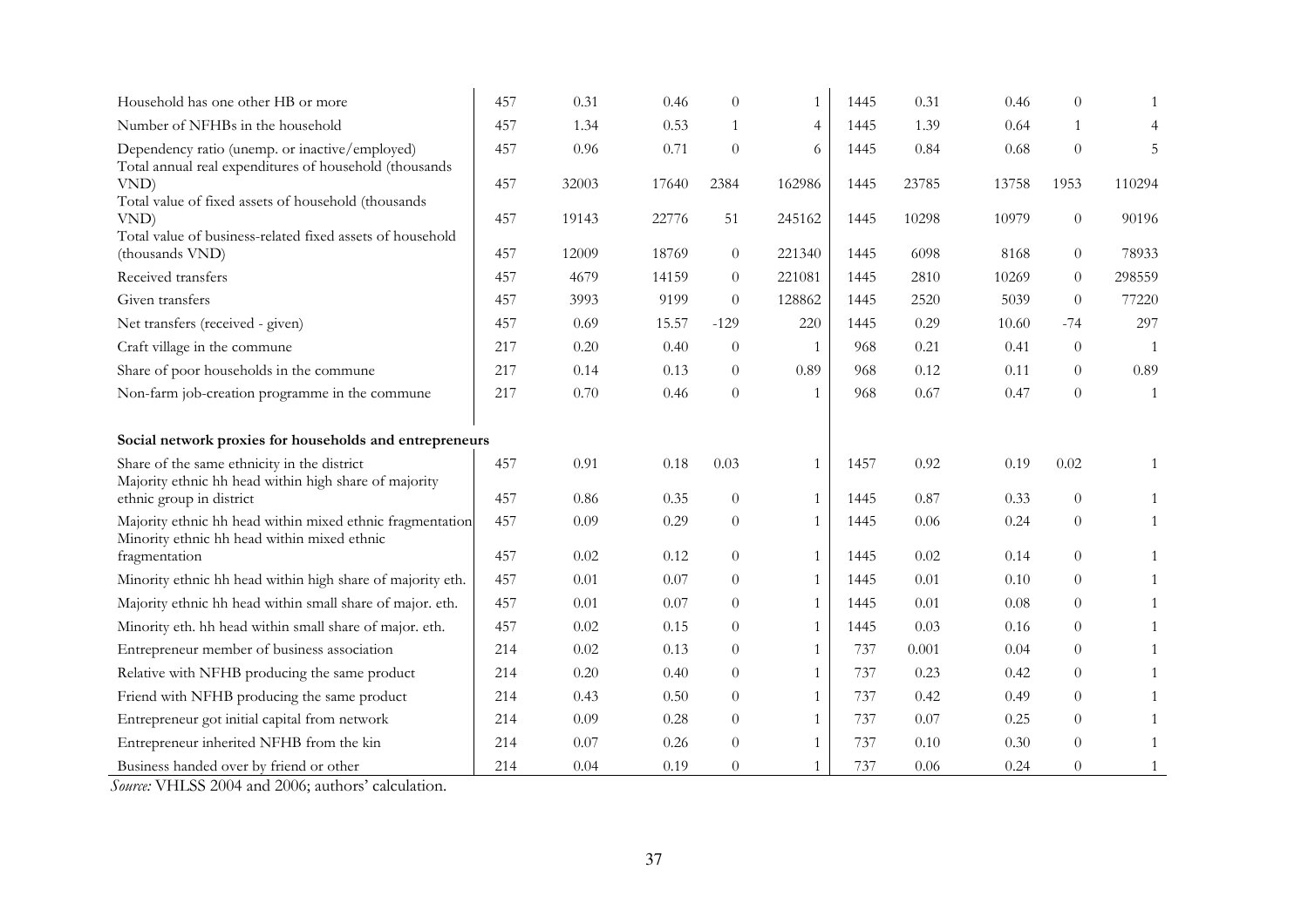| | | | | | | | | | | |
|---|---|---|---|---|---|---|---|---|---|---|
| Household has one other HB or more | 457 | 0.31 | 0.46 | 0 | 1 | 1445 | 0.31 | 0.46 | 0 | 1 |
| Number of NFHBs in the household | 457 | 1.34 | 0.53 | 1 | 4 | 1445 | 1.39 | 0.64 | 1 | 4 |
| Dependency ratio (unemp. or inactive/employed) | 457 | 0.96 | 0.71 | 0 | 6 | 1445 | 0.84 | 0.68 | 0 | 5 |
| Total annual real expenditures of household (thousands VND) | 457 | 32003 | 17640 | 2384 | 162986 | 1445 | 23785 | 13758 | 1953 | 110294 |
| Total value of fixed assets of household (thousands VND) | 457 | 19143 | 22776 | 51 | 245162 | 1445 | 10298 | 10979 | 0 | 90196 |
| Total value of business-related fixed assets of household (thousands VND) | 457 | 12009 | 18769 | 0 | 221340 | 1445 | 6098 | 8168 | 0 | 78933 |
| Received transfers | 457 | 4679 | 14159 | 0 | 221081 | 1445 | 2810 | 10269 | 0 | 298559 |
| Given transfers | 457 | 3993 | 9199 | 0 | 128862 | 1445 | 2520 | 5039 | 0 | 77220 |
| Net transfers (received - given) | 457 | 0.69 | 15.57 | -129 | 220 | 1445 | 0.29 | 10.60 | -74 | 297 |
| Craft village in the commune | 217 | 0.20 | 0.40 | 0 | 1 | 968 | 0.21 | 0.41 | 0 | 1 |
| Share of poor households in the commune | 217 | 0.14 | 0.13 | 0 | 0.89 | 968 | 0.12 | 0.11 | 0 | 0.89 |
| Non-farm job-creation programme in the commune | 217 | 0.70 | 0.46 | 0 | 1 | 968 | 0.67 | 0.47 | 0 | 1 |
| **Social network proxies for households and entrepreneurs** | | | | | | | | | | |
| Share of the same ethnicity in the district | 457 | 0.91 | 0.18 | 0.03 | 1 | 1457 | 0.92 | 0.19 | 0.02 | 1 |
| Majority ethnic hh head within high share of majority ethnic group in district | 457 | 0.86 | 0.35 | 0 | 1 | 1445 | 0.87 | 0.33 | 0 | 1 |
| Majority ethnic hh head within mixed ethnic fragmentation | 457 | 0.09 | 0.29 | 0 | 1 | 1445 | 0.06 | 0.24 | 0 | 1 |
| Minority ethnic hh head within mixed ethnic fragmentation | 457 | 0.02 | 0.12 | 0 | 1 | 1445 | 0.02 | 0.14 | 0 | 1 |
| Minority ethnic hh head within high share of majority eth. | 457 | 0.01 | 0.07 | 0 | 1 | 1445 | 0.01 | 0.10 | 0 | 1 |
| Majority ethnic hh head within small share of major. eth. | 457 | 0.01 | 0.07 | 0 | 1 | 1445 | 0.01 | 0.08 | 0 | 1 |
| Minority eth. hh head within small share of major. eth. | 457 | 0.02 | 0.15 | 0 | 1 | 1445 | 0.03 | 0.16 | 0 | 1 |
| Entrepreneur member of business association | 214 | 0.02 | 0.13 | 0 | 1 | 737 | 0.001 | 0.04 | 0 | 1 |
| Relative with NFHB producing the same product | 214 | 0.20 | 0.40 | 0 | 1 | 737 | 0.23 | 0.42 | 0 | 1 |
| Friend with NFHB producing the same product | 214 | 0.43 | 0.50 | 0 | 1 | 737 | 0.42 | 0.49 | 0 | 1 |
| Entrepreneur got initial capital from network | 214 | 0.09 | 0.28 | 0 | 1 | 737 | 0.07 | 0.25 | 0 | 1 |
| Entrepreneur inherited NFHB from the kin | 214 | 0.07 | 0.26 | 0 | 1 | 737 | 0.10 | 0.30 | 0 | 1 |
| Business handed over by friend or other | 214 | 0.04 | 0.19 | 0 | 1 | 737 | 0.06 | 0.24 | 0 | 1 |

*Source:* VHLSS 2004 and 2006; authors' calculation.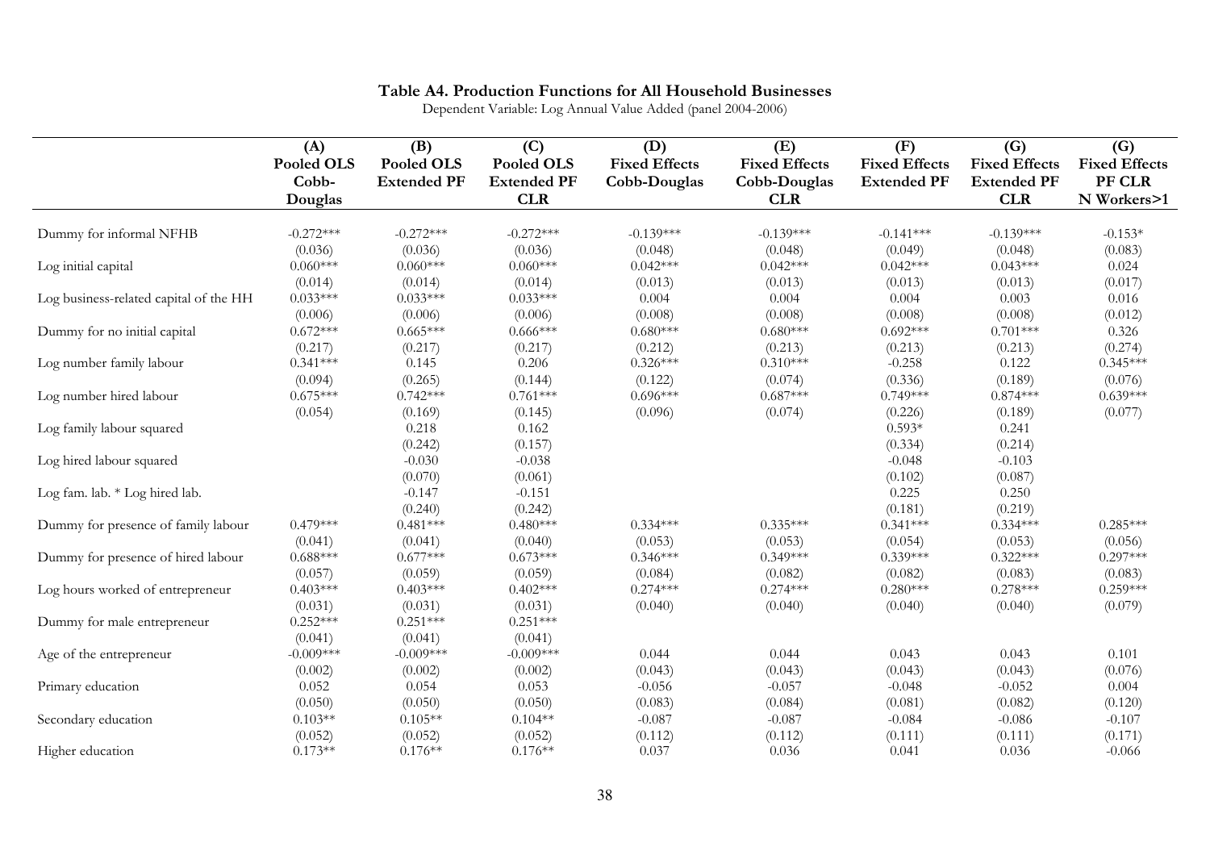## Table A4. Production Functions for All Household Businesses

Dependent Variable: Log Annual Value Added (panel 2004-2006)

| | (A) Pooled OLS Cobb-Douglas | (B) Pooled OLS Extended PF | (C) Pooled OLS Extended PF CLR | (D) Fixed Effects Cobb-Douglas | (E) Fixed Effects Cobb-Douglas CLR | (F) Fixed Effects Extended PF | (G) Fixed Effects Extended PF CLR | (G) Fixed Effects PF CLR N Workers>1 |
|---|---|---|---|---|---|---|---|---|
| Dummy for informal NFHB | -0.272*** | -0.272*** | -0.272*** | -0.139*** | -0.139*** | -0.141*** | -0.139*** | -0.153* |
| | (0.036) | (0.036) | (0.036) | (0.048) | (0.048) | (0.049) | (0.048) | (0.083) |
| Log initial capital | 0.060*** | 0.060*** | 0.060*** | 0.042*** | 0.042*** | 0.042*** | 0.043*** | 0.024 |
| | (0.014) | (0.014) | (0.014) | (0.013) | (0.013) | (0.013) | (0.013) | (0.017) |
| Log business-related capital of the HH | 0.033*** | 0.033*** | 0.033*** | 0.004 | 0.004 | 0.004 | 0.003 | 0.016 |
| | (0.006) | (0.006) | (0.006) | (0.008) | (0.008) | (0.008) | (0.008) | (0.012) |
| Dummy for no initial capital | 0.672*** | 0.665*** | 0.666*** | 0.680*** | 0.680*** | 0.692*** | 0.701*** | 0.326 |
| | (0.217) | (0.217) | (0.217) | (0.212) | (0.213) | (0.213) | (0.213) | (0.274) |
| Log number family labour | 0.341*** | 0.145 | 0.206 | 0.326*** | 0.310*** | -0.258 | 0.122 | 0.345*** |
| | (0.094) | (0.265) | (0.144) | (0.122) | (0.074) | (0.336) | (0.189) | (0.076) |
| Log number hired labour | 0.675*** | 0.742*** | 0.761*** | 0.696*** | 0.687*** | 0.749*** | 0.874*** | 0.639*** |
| | (0.054) | (0.169) | (0.145) | (0.096) | (0.074) | (0.226) | (0.189) | (0.077) |
| Log family labour squared | | 0.218 | 0.162 | | | 0.593* | 0.241 | |
| | | (0.242) | (0.157) | | | (0.334) | (0.214) | |
| Log hired labour squared | | -0.030 | -0.038 | | | -0.048 | -0.103 | |
| | | (0.070) | (0.061) | | | (0.102) | (0.087) | |
| Log fam. lab. * Log hired lab. | | -0.147 | -0.151 | | | 0.225 | 0.250 | |
| | | (0.240) | (0.242) | | | (0.181) | (0.219) | |
| Dummy for presence of family labour | 0.479*** | 0.481*** | 0.480*** | 0.334*** | 0.335*** | 0.341*** | 0.334*** | 0.285*** |
| | (0.041) | (0.041) | (0.040) | (0.053) | (0.053) | (0.054) | (0.053) | (0.056) |
| Dummy for presence of hired labour | 0.688*** | 0.677*** | 0.673*** | 0.346*** | 0.349*** | 0.339*** | 0.322*** | 0.297*** |
| | (0.057) | (0.059) | (0.059) | (0.084) | (0.082) | (0.082) | (0.083) | (0.083) |
| Log hours worked of entrepreneur | 0.403*** | 0.403*** | 0.402*** | 0.274*** | 0.274*** | 0.280*** | 0.278*** | 0.259*** |
| | (0.031) | (0.031) | (0.031) | (0.040) | (0.040) | (0.040) | (0.040) | (0.079) |
| Dummy for male entrepreneur | 0.252*** | 0.251*** | 0.251*** | | | | | |
| | (0.041) | (0.041) | (0.041) | | | | | |
| Age of the entrepreneur | -0.009*** | -0.009*** | -0.009*** | 0.044 | 0.044 | 0.043 | 0.043 | 0.101 |
| | (0.002) | (0.002) | (0.002) | (0.043) | (0.043) | (0.043) | (0.043) | (0.076) |
| Primary education | 0.052 | 0.054 | 0.053 | -0.056 | -0.057 | -0.048 | -0.052 | 0.004 |
| | (0.050) | (0.050) | (0.050) | (0.083) | (0.084) | (0.081) | (0.082) | (0.120) |
| Secondary education | 0.103** | 0.105** | 0.104** | -0.087 | -0.087 | -0.084 | -0.086 | -0.107 |
| | (0.052) | (0.052) | (0.052) | (0.112) | (0.112) | (0.111) | (0.111) | (0.171) |
| Higher education | 0.173** | 0.176** | 0.176** | 0.037 | 0.036 | 0.041 | 0.036 | -0.066 |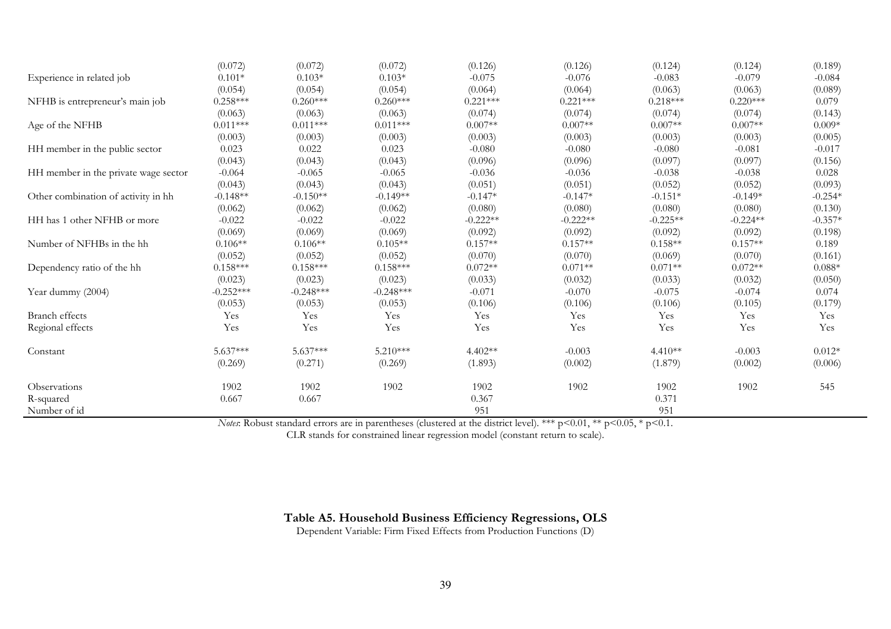| | | | | | | | | |
|---|---|---|---|---|---|---|---|---|
| | (0.072) | (0.072) | (0.072) | (0.126) | (0.126) | (0.124) | (0.124) | (0.189) |
| Experience in related job | 0.101* | 0.103* | 0.103* | -0.075 | -0.076 | -0.083 | -0.079 | -0.084 |
| | (0.054) | (0.054) | (0.054) | (0.064) | (0.064) | (0.063) | (0.063) | (0.089) |
| NFHB is entrepreneur's main job | 0.258*** | 0.260*** | 0.260*** | 0.221*** | 0.221*** | 0.218*** | 0.220*** | 0.079 |
| | (0.063) | (0.063) | (0.063) | (0.074) | (0.074) | (0.074) | (0.074) | (0.143) |
| Age of the NFHB | 0.011*** | 0.011*** | 0.011*** | 0.007** | 0.007** | 0.007** | 0.007** | 0.009* |
| | (0.003) | (0.003) | (0.003) | (0.003) | (0.003) | (0.003) | (0.003) | (0.005) |
| HH member in the public sector | 0.023 | 0.022 | 0.023 | -0.080 | -0.080 | -0.080 | -0.081 | -0.017 |
| | (0.043) | (0.043) | (0.043) | (0.096) | (0.096) | (0.097) | (0.097) | (0.156) |
| HH member in the private wage sector | -0.064 | -0.065 | -0.065 | -0.036 | -0.036 | -0.038 | -0.038 | 0.028 |
| | (0.043) | (0.043) | (0.043) | (0.051) | (0.051) | (0.052) | (0.052) | (0.093) |
| Other combination of activity in hh | -0.148** | -0.150** | -0.149** | -0.147* | -0.147* | -0.151* | -0.149* | -0.254* |
| | (0.062) | (0.062) | (0.062) | (0.080) | (0.080) | (0.080) | (0.080) | (0.130) |
| HH has 1 other NFHB or more | -0.022 | -0.022 | -0.022 | -0.222** | -0.222** | -0.225** | -0.224** | -0.357* |
| | (0.069) | (0.069) | (0.069) | (0.092) | (0.092) | (0.092) | (0.092) | (0.198) |
| Number of NFHBs in the hh | 0.106** | 0.106** | 0.105** | 0.157** | 0.157** | 0.158** | 0.157** | 0.189 |
| | (0.052) | (0.052) | (0.052) | (0.070) | (0.070) | (0.069) | (0.070) | (0.161) |
| Dependency ratio of the hh | 0.158*** | 0.158*** | 0.158*** | 0.072** | 0.071** | 0.071** | 0.072** | 0.088* |
| | (0.023) | (0.023) | (0.023) | (0.033) | (0.032) | (0.033) | (0.032) | (0.050) |
| Year dummy (2004) | -0.252*** | -0.248*** | -0.248*** | -0.071 | -0.070 | -0.075 | -0.074 | 0.074 |
| | (0.053) | (0.053) | (0.053) | (0.106) | (0.106) | (0.106) | (0.105) | (0.179) |
| Branch effects | Yes | Yes | Yes | Yes | Yes | Yes | Yes | Yes |
| Regional effects | Yes | Yes | Yes | Yes | Yes | Yes | Yes | Yes |
| Constant | 5.637*** | 5.637*** | 5.210*** | 4.402** | -0.003 | 4.410** | -0.003 | 0.012* |
| | (0.269) | (0.271) | (0.269) | (1.893) | (0.002) | (1.879) | (0.002) | (0.006) |
| Observations | 1902 | 1902 | 1902 | 1902 | 1902 | 1902 | 1902 | 545 |
| R-squared | 0.667 | 0.667 | | 0.367 | | 0.371 | | |
| Number of id | | | | 951 | | 951 | | |

*Notes*: Robust standard errors are in parentheses (clustered at the district level). *** p<0.01, ** p<0.05, * p<0.1.
CLR stands for constrained linear regression model (constant return to scale).

**Table A5. Household Business Efficiency Regressions, OLS**

Dependent Variable: Firm Fixed Effects from Production Functions (D)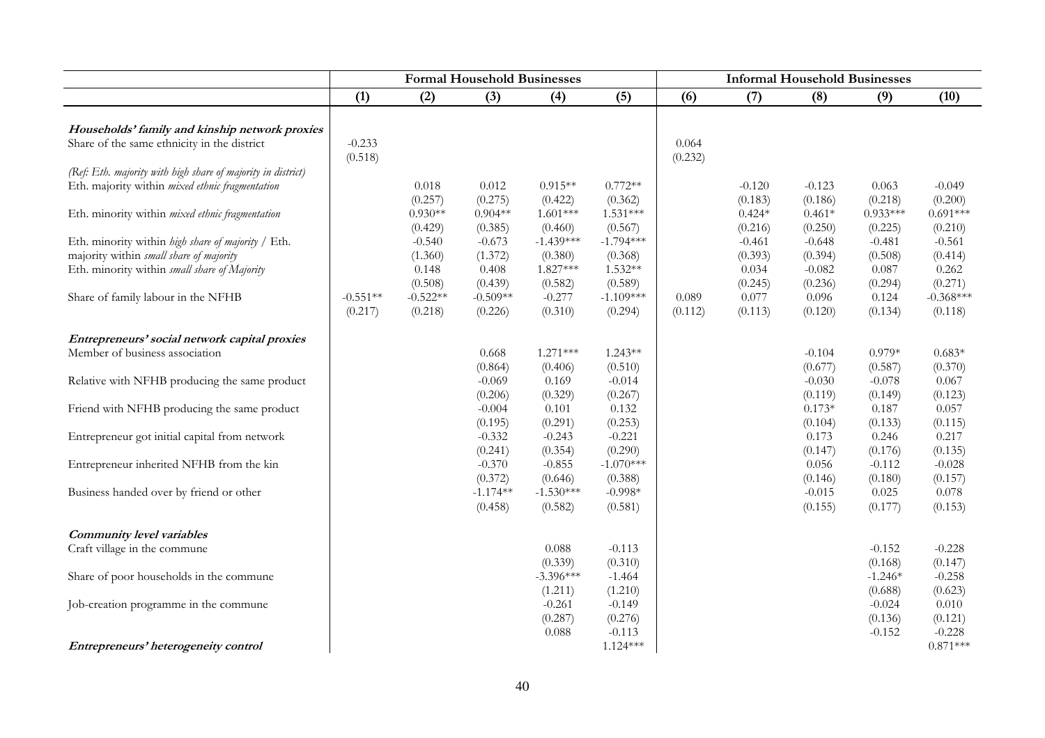| | Formal Household Businesses | | | | | Informal Household Businesses | | | | |
|---|---|---|---|---|---|---|---|---|---|---|
| | (1) | (2) | (3) | (4) | (5) | (6) | (7) | (8) | (9) | (10) |
| ***Households' family and kinship network proxies*** | | | | | | | | | | |
| Share of the same ethnicity in the district | -0.233 | | | | | 0.064 | | | | |
| | (0.518) | | | | | (0.232) | | | | |
| *(Ref: Eth. majority with high share of majority in district)* | | | | | | | | | | |
| Eth. majority within *mixed ethnic fragmentation* | | 0.018 | 0.012 | 0.915** | 0.772** | | -0.120 | -0.123 | 0.063 | -0.049 |
| | | (0.257) | (0.275) | (0.422) | (0.362) | | (0.183) | (0.186) | (0.218) | (0.200) |
| Eth. minority within *mixed ethnic fragmentation* | | 0.930** | 0.904** | 1.601*** | 1.531*** | | 0.424* | 0.461* | 0.933*** | 0.691*** |
| | | (0.429) | (0.385) | (0.460) | (0.567) | | (0.216) | (0.250) | (0.225) | (0.210) |
| Eth. minority within *high share of majority* / Eth. majority within *small share of majority* | | -0.540 | -0.673 | -1.439*** | -1.794*** | | -0.461 | -0.648 | -0.481 | -0.561 |
| | | (1.360) | (1.372) | (0.380) | (0.368) | | (0.393) | (0.394) | (0.508) | (0.414) |
| Eth. minority within *small share of Majority* | | 0.148 | 0.408 | 1.827*** | 1.532** | | 0.034 | -0.082 | 0.087 | 0.262 |
| | | (0.508) | (0.439) | (0.582) | (0.589) | | (0.245) | (0.236) | (0.294) | (0.271) |
| Share of family labour in the NFHB | -0.551** | -0.522** | -0.509** | -0.277 | -1.109*** | 0.089 | 0.077 | 0.096 | 0.124 | -0.368*** |
| | (0.217) | (0.218) | (0.226) | (0.310) | (0.294) | (0.112) | (0.113) | (0.120) | (0.134) | (0.118) |
| ***Entrepreneurs' social network capital proxies*** | | | | | | | | | | |
| Member of business association | | | 0.668 | 1.271*** | 1.243** | | | -0.104 | 0.979* | 0.683* |
| | | | (0.864) | (0.406) | (0.510) | | | (0.677) | (0.587) | (0.370) |
| Relative with NFHB producing the same product | | | -0.069 | 0.169 | -0.014 | | | -0.030 | -0.078 | 0.067 |
| | | | (0.206) | (0.329) | (0.267) | | | (0.119) | (0.149) | (0.123) |
| Friend with NFHB producing the same product | | | -0.004 | 0.101 | 0.132 | | | 0.173* | 0.187 | 0.057 |
| | | | (0.195) | (0.291) | (0.253) | | | (0.104) | (0.133) | (0.115) |
| Entrepreneur got initial capital from network | | | -0.332 | -0.243 | -0.221 | | | 0.173 | 0.246 | 0.217 |
| | | | (0.241) | (0.354) | (0.290) | | | (0.147) | (0.176) | (0.135) |
| Entrepreneur inherited NFHB from the kin | | | -0.370 | -0.855 | -1.070*** | | | 0.056 | -0.112 | -0.028 |
| | | | (0.372) | (0.646) | (0.388) | | | (0.146) | (0.180) | (0.157) |
| Business handed over by friend or other | | | -1.174** | -1.530*** | -0.998* | | | -0.015 | 0.025 | 0.078 |
| | | | (0.458) | (0.582) | (0.581) | | | (0.155) | (0.177) | (0.153) |
| ***Community level variables*** | | | | | | | | | | |
| Craft village in the commune | | | | 0.088 | -0.113 | | | | -0.152 | -0.228 |
| | | | | (0.339) | (0.310) | | | | (0.168) | (0.147) |
| Share of poor households in the commune | | | | -3.396*** | -1.464 | | | | -1.246* | -0.258 |
| | | | | (1.211) | (1.210) | | | | (0.688) | (0.623) |
| Job-creation programme in the commune | | | | -0.261 | -0.149 | | | | -0.024 | 0.010 |
| | | | | (0.287) | (0.276) | | | | (0.136) | (0.121) |
| | | | | 0.088 | -0.113 | | | | -0.152 | -0.228 |
| ***Entrepreneurs' heterogeneity control*** | | | | | 1.124*** | | | | | 0.871*** |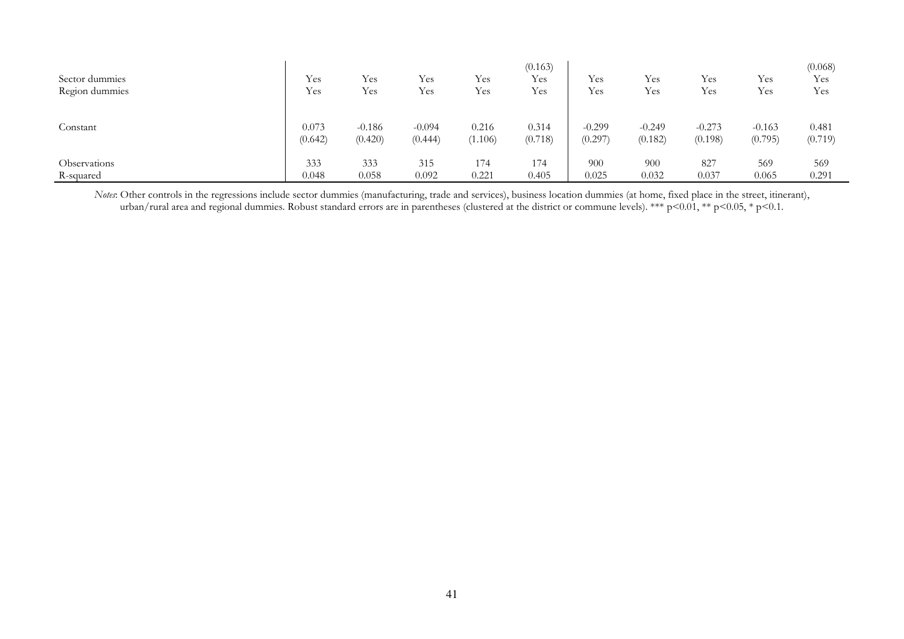| | | | | | | | | | | |
|---|---|---|---|---|---|---|---|---|---|---|
| | | | | | (0.163) | | | | | (0.068) |
| Sector dummies | Yes | Yes | Yes | Yes | Yes | Yes | Yes | Yes | Yes | Yes |
| Region dummies | Yes | Yes | Yes | Yes | Yes | Yes | Yes | Yes | Yes | Yes |
| Constant | 0.073 | -0.186 | -0.094 | 0.216 | 0.314 | -0.299 | -0.249 | -0.273 | -0.163 | 0.481 |
| | (0.642) | (0.420) | (0.444) | (1.106) | (0.718) | (0.297) | (0.182) | (0.198) | (0.795) | (0.719) |
| Observations | 333 | 333 | 315 | 174 | 174 | 900 | 900 | 827 | 569 | 569 |
| R-squared | 0.048 | 0.058 | 0.092 | 0.221 | 0.405 | 0.025 | 0.032 | 0.037 | 0.065 | 0.291 |

*Notes*: Other controls in the regressions include sector dummies (manufacturing, trade and services), business location dummies (at home, fixed place in the street, itinerant), urban/rural area and regional dummies. Robust standard errors are in parentheses (clustered at the district or commune levels). *** $p<0.01$, ** $p<0.05$, * $p<0.1$.